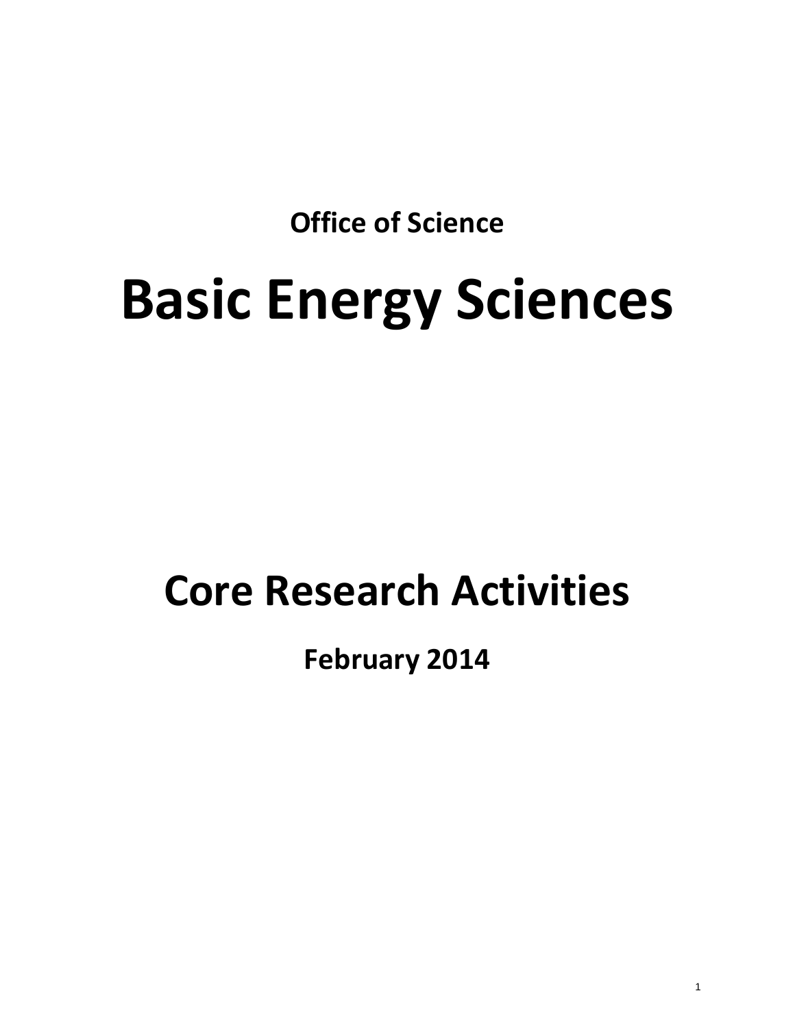**Office of Science**

# Basic Energy Sciences

# Core Research Activities

**February 2014**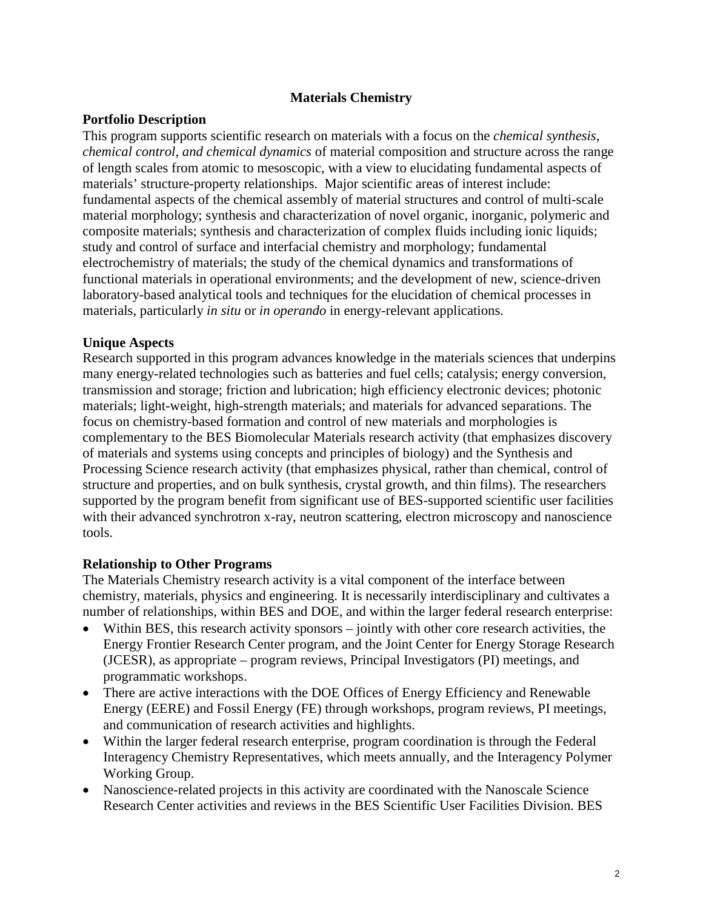# Materials Chemistry

## Portfolio Description

This program supports scientific research on materials with a focus on the *chemical synthesis*, *chemical control, and chemical dynamics* of material composition and structure across the range of length scales from atomic to mesoscopic, with a view to elucidating fundamental aspects of materials' structure-property relationships. Major scientific areas of interest include: fundamental aspects of the chemical assembly of material structures and control of multi-scale material morphology; synthesis and characterization of novel organic, inorganic, polymeric and composite materials; synthesis and characterization of complex fluids including ionic liquids; study and control of surface and interfacial chemistry and morphology; fundamental electrochemistry of materials; the study of the chemical dynamics and transformations of functional materials in operational environments; and the development of new, science-driven laboratory-based analytical tools and techniques for the elucidation of chemical processes in materials, particularly *in situ* or *in operando* in energy-relevant applications.

## Unique Aspects

Research supported in this program advances knowledge in the materials sciences that underpins many energy-related technologies such as batteries and fuel cells; catalysis; energy conversion, transmission and storage; friction and lubrication; high efficiency electronic devices; photonic materials; light-weight, high-strength materials; and materials for advanced separations. The focus on chemistry-based formation and control of new materials and morphologies is complementary to the BES Biomolecular Materials research activity (that emphasizes discovery of materials and systems using concepts and principles of biology) and the Synthesis and Processing Science research activity (that emphasizes physical, rather than chemical, control of structure and properties, and on bulk synthesis, crystal growth, and thin films). The researchers supported by the program benefit from significant use of BES-supported scientific user facilities with their advanced synchrotron x-ray, neutron scattering, electron microscopy and nanoscience tools.

## Relationship to Other Programs

The Materials Chemistry research activity is a vital component of the interface between chemistry, materials, physics and engineering. It is necessarily interdisciplinary and cultivates a number of relationships, within BES and DOE, and within the larger federal research enterprise:

- Within BES, this research activity sponsors – jointly with other core research activities, the Energy Frontier Research Center program, and the Joint Center for Energy Storage Research (JCESR), as appropriate – program reviews, Principal Investigators (PI) meetings, and programmatic workshops.
- There are active interactions with the DOE Offices of Energy Efficiency and Renewable Energy (EERE) and Fossil Energy (FE) through workshops, program reviews, PI meetings, and communication of research activities and highlights.
- Within the larger federal research enterprise, program coordination is through the Federal Interagency Chemistry Representatives, which meets annually, and the Interagency Polymer Working Group.
- Nanoscience-related projects in this activity are coordinated with the Nanoscale Science Research Center activities and reviews in the BES Scientific User Facilities Division. BES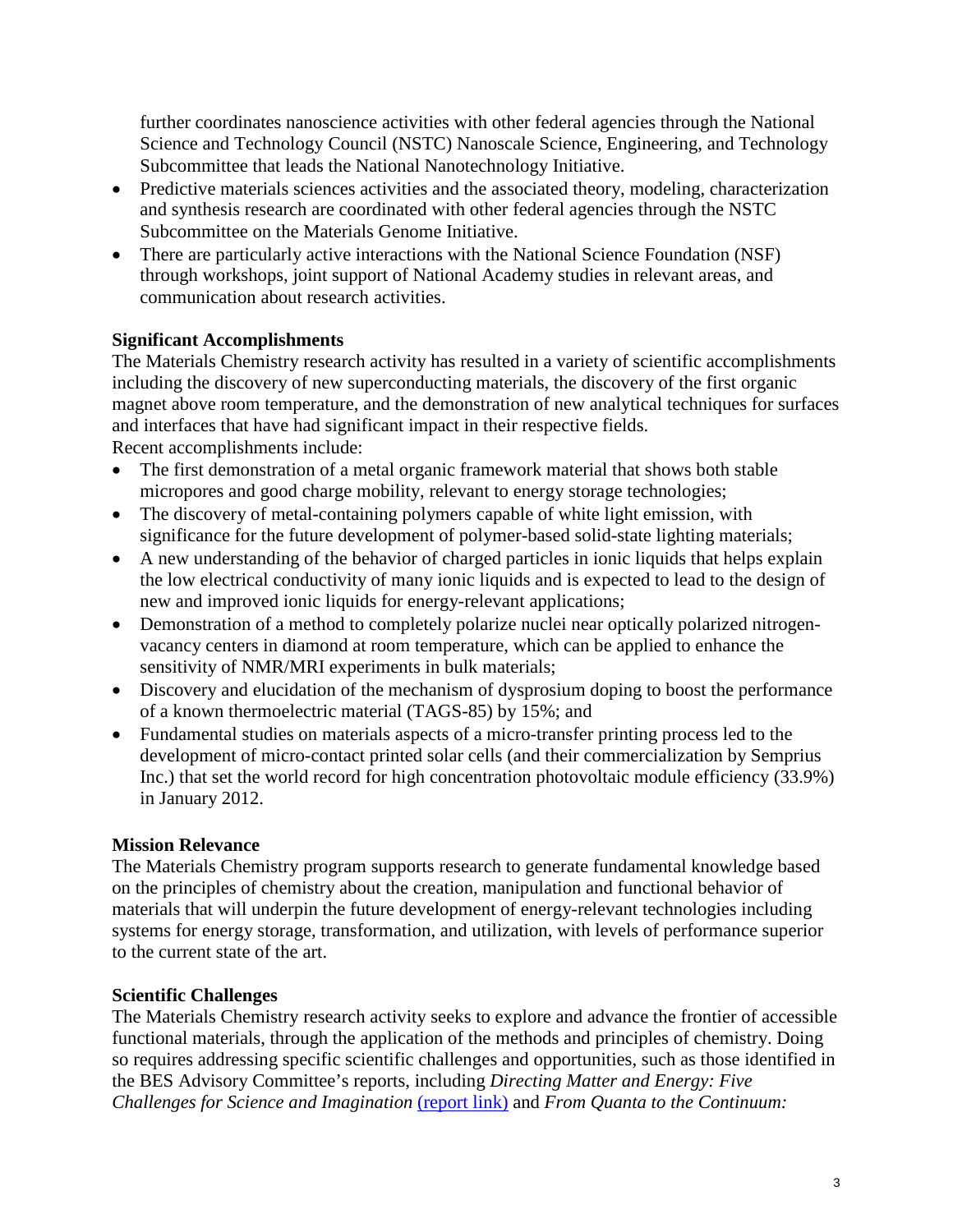further coordinates nanoscience activities with other federal agencies through the National Science and Technology Council (NSTC) Nanoscale Science, Engineering, and Technology Subcommittee that leads the National Nanotechnology Initiative.

- Predictive materials sciences activities and the associated theory, modeling, characterization and synthesis research are coordinated with other federal agencies through the NSTC Subcommittee on the Materials Genome Initiative.
- There are particularly active interactions with the National Science Foundation (NSF) through workshops, joint support of National Academy studies in relevant areas, and communication about research activities.

**Significant Accomplishments**

The Materials Chemistry research activity has resulted in a variety of scientific accomplishments including the discovery of new superconducting materials, the discovery of the first organic magnet above room temperature, and the demonstration of new analytical techniques for surfaces and interfaces that have had significant impact in their respective fields.

Recent accomplishments include:

- The first demonstration of a metal organic framework material that shows both stable micropores and good charge mobility, relevant to energy storage technologies;
- The discovery of metal-containing polymers capable of white light emission, with significance for the future development of polymer-based solid-state lighting materials;
- A new understanding of the behavior of charged particles in ionic liquids that helps explain the low electrical conductivity of many ionic liquids and is expected to lead to the design of new and improved ionic liquids for energy-relevant applications;
- Demonstration of a method to completely polarize nuclei near optically polarized nitrogen-vacancy centers in diamond at room temperature, which can be applied to enhance the sensitivity of NMR/MRI experiments in bulk materials;
- Discovery and elucidation of the mechanism of dysprosium doping to boost the performance of a known thermoelectric material (TAGS-85) by 15%; and
- Fundamental studies on materials aspects of a micro-transfer printing process led to the development of micro-contact printed solar cells (and their commercialization by Semprius Inc.) that set the world record for high concentration photovoltaic module efficiency (33.9%) in January 2012.

**Mission Relevance**

The Materials Chemistry program supports research to generate fundamental knowledge based on the principles of chemistry about the creation, manipulation and functional behavior of materials that will underpin the future development of energy-relevant technologies including systems for energy storage, transformation, and utilization, with levels of performance superior to the current state of the art.

**Scientific Challenges**

The Materials Chemistry research activity seeks to explore and advance the frontier of accessible functional materials, through the application of the methods and principles of chemistry. Doing so requires addressing specific scientific challenges and opportunities, such as those identified in the BES Advisory Committee's reports, including *Directing Matter and Energy: Five Challenges for Science and Imagination* (report link) and *From Quanta to the Continuum:*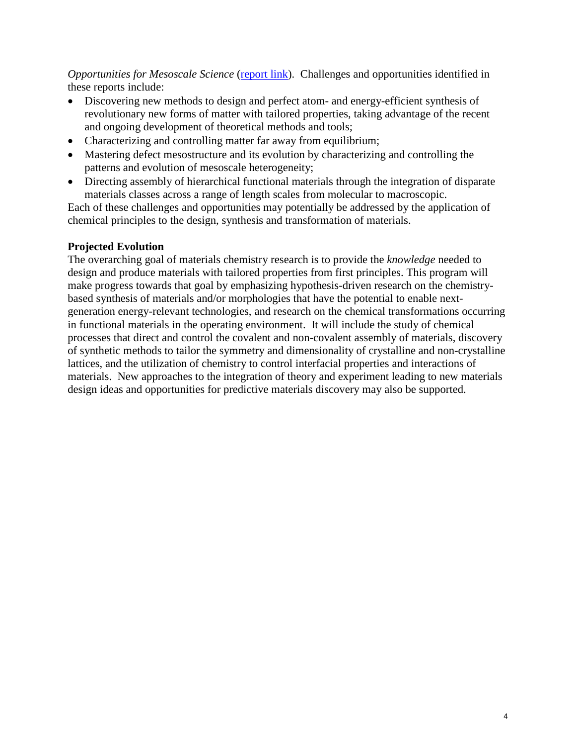*Opportunities for Mesoscale Science* (report link). Challenges and opportunities identified in these reports include:

- Discovering new methods to design and perfect atom- and energy-efficient synthesis of revolutionary new forms of matter with tailored properties, taking advantage of the recent and ongoing development of theoretical methods and tools;
- Characterizing and controlling matter far away from equilibrium;
- Mastering defect mesostructure and its evolution by characterizing and controlling the patterns and evolution of mesoscale heterogeneity;
- Directing assembly of hierarchical functional materials through the integration of disparate materials classes across a range of length scales from molecular to macroscopic.

Each of these challenges and opportunities may potentially be addressed by the application of chemical principles to the design, synthesis and transformation of materials.

**Projected Evolution**

The overarching goal of materials chemistry research is to provide the *knowledge* needed to design and produce materials with tailored properties from first principles. This program will make progress towards that goal by emphasizing hypothesis-driven research on the chemistry-based synthesis of materials and/or morphologies that have the potential to enable next-generation energy-relevant technologies, and research on the chemical transformations occurring in functional materials in the operating environment. It will include the study of chemical processes that direct and control the covalent and non-covalent assembly of materials, discovery of synthetic methods to tailor the symmetry and dimensionality of crystalline and non-crystalline lattices, and the utilization of chemistry to control interfacial properties and interactions of materials. New approaches to the integration of theory and experiment leading to new materials design ideas and opportunities for predictive materials discovery may also be supported.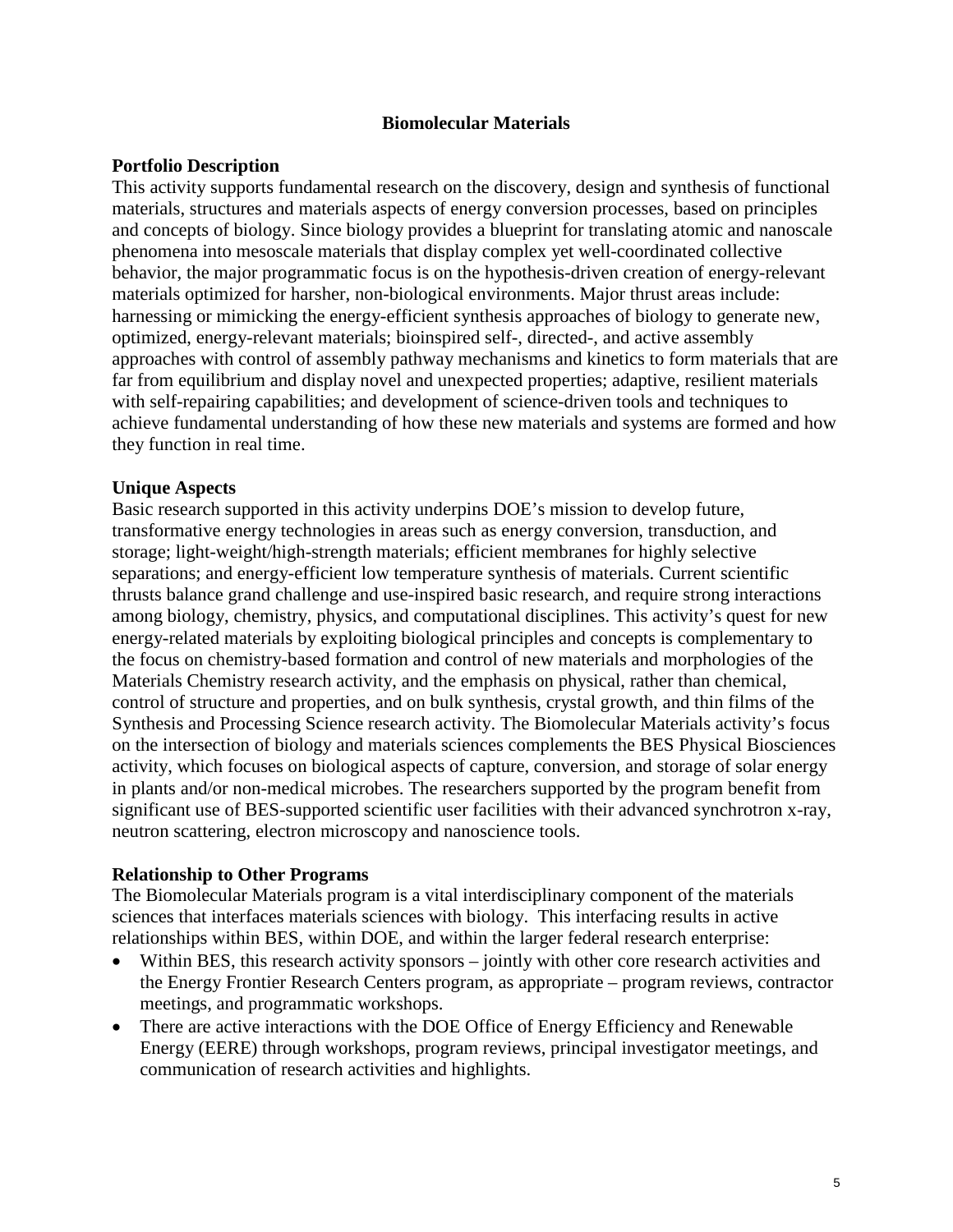## Biomolecular Materials

### Portfolio Description

This activity supports fundamental research on the discovery, design and synthesis of functional materials, structures and materials aspects of energy conversion processes, based on principles and concepts of biology. Since biology provides a blueprint for translating atomic and nanoscale phenomena into mesoscale materials that display complex yet well-coordinated collective behavior, the major programmatic focus is on the hypothesis-driven creation of energy-relevant materials optimized for harsher, non-biological environments. Major thrust areas include: harnessing or mimicking the energy-efficient synthesis approaches of biology to generate new, optimized, energy-relevant materials; bioinspired self-, directed-, and active assembly approaches with control of assembly pathway mechanisms and kinetics to form materials that are far from equilibrium and display novel and unexpected properties; adaptive, resilient materials with self-repairing capabilities; and development of science-driven tools and techniques to achieve fundamental understanding of how these new materials and systems are formed and how they function in real time.

### Unique Aspects

Basic research supported in this activity underpins DOE's mission to develop future, transformative energy technologies in areas such as energy conversion, transduction, and storage; light-weight/high-strength materials; efficient membranes for highly selective separations; and energy-efficient low temperature synthesis of materials. Current scientific thrusts balance grand challenge and use-inspired basic research, and require strong interactions among biology, chemistry, physics, and computational disciplines. This activity's quest for new energy-related materials by exploiting biological principles and concepts is complementary to the focus on chemistry-based formation and control of new materials and morphologies of the Materials Chemistry research activity, and the emphasis on physical, rather than chemical, control of structure and properties, and on bulk synthesis, crystal growth, and thin films of the Synthesis and Processing Science research activity. The Biomolecular Materials activity's focus on the intersection of biology and materials sciences complements the BES Physical Biosciences activity, which focuses on biological aspects of capture, conversion, and storage of solar energy in plants and/or non-medical microbes. The researchers supported by the program benefit from significant use of BES-supported scientific user facilities with their advanced synchrotron x-ray, neutron scattering, electron microscopy and nanoscience tools.

### Relationship to Other Programs

The Biomolecular Materials program is a vital interdisciplinary component of the materials sciences that interfaces materials sciences with biology. This interfacing results in active relationships within BES, within DOE, and within the larger federal research enterprise:

- Within BES, this research activity sponsors – jointly with other core research activities and the Energy Frontier Research Centers program, as appropriate – program reviews, contractor meetings, and programmatic workshops.
- There are active interactions with the DOE Office of Energy Efficiency and Renewable Energy (EERE) through workshops, program reviews, principal investigator meetings, and communication of research activities and highlights.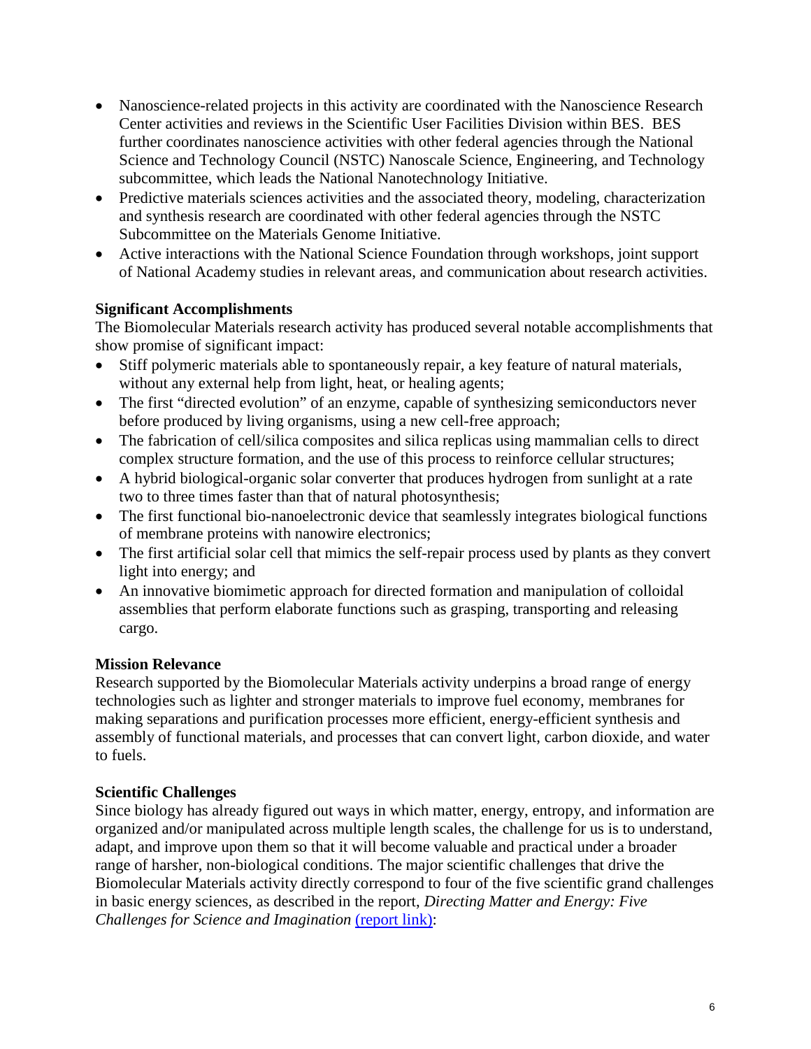- Nanoscience-related projects in this activity are coordinated with the Nanoscience Research Center activities and reviews in the Scientific User Facilities Division within BES. BES further coordinates nanoscience activities with other federal agencies through the National Science and Technology Council (NSTC) Nanoscale Science, Engineering, and Technology subcommittee, which leads the National Nanotechnology Initiative.
- Predictive materials sciences activities and the associated theory, modeling, characterization and synthesis research are coordinated with other federal agencies through the NSTC Subcommittee on the Materials Genome Initiative.
- Active interactions with the National Science Foundation through workshops, joint support of National Academy studies in relevant areas, and communication about research activities.

**Significant Accomplishments**

The Biomolecular Materials research activity has produced several notable accomplishments that show promise of significant impact:

- Stiff polymeric materials able to spontaneously repair, a key feature of natural materials, without any external help from light, heat, or healing agents;
- The first "directed evolution" of an enzyme, capable of synthesizing semiconductors never before produced by living organisms, using a new cell-free approach;
- The fabrication of cell/silica composites and silica replicas using mammalian cells to direct complex structure formation, and the use of this process to reinforce cellular structures;
- A hybrid biological-organic solar converter that produces hydrogen from sunlight at a rate two to three times faster than that of natural photosynthesis;
- The first functional bio-nanoelectronic device that seamlessly integrates biological functions of membrane proteins with nanowire electronics;
- The first artificial solar cell that mimics the self-repair process used by plants as they convert light into energy; and
- An innovative biomimetic approach for directed formation and manipulation of colloidal assemblies that perform elaborate functions such as grasping, transporting and releasing cargo.

**Mission Relevance**

Research supported by the Biomolecular Materials activity underpins a broad range of energy technologies such as lighter and stronger materials to improve fuel economy, membranes for making separations and purification processes more efficient, energy-efficient synthesis and assembly of functional materials, and processes that can convert light, carbon dioxide, and water to fuels.

**Scientific Challenges**

Since biology has already figured out ways in which matter, energy, entropy, and information are organized and/or manipulated across multiple length scales, the challenge for us is to understand, adapt, and improve upon them so that it will become valuable and practical under a broader range of harsher, non-biological conditions. The major scientific challenges that drive the Biomolecular Materials activity directly correspond to four of the five scientific grand challenges in basic energy sciences, as described in the report, *Directing Matter and Energy: Five Challenges for Science and Imagination* (report link):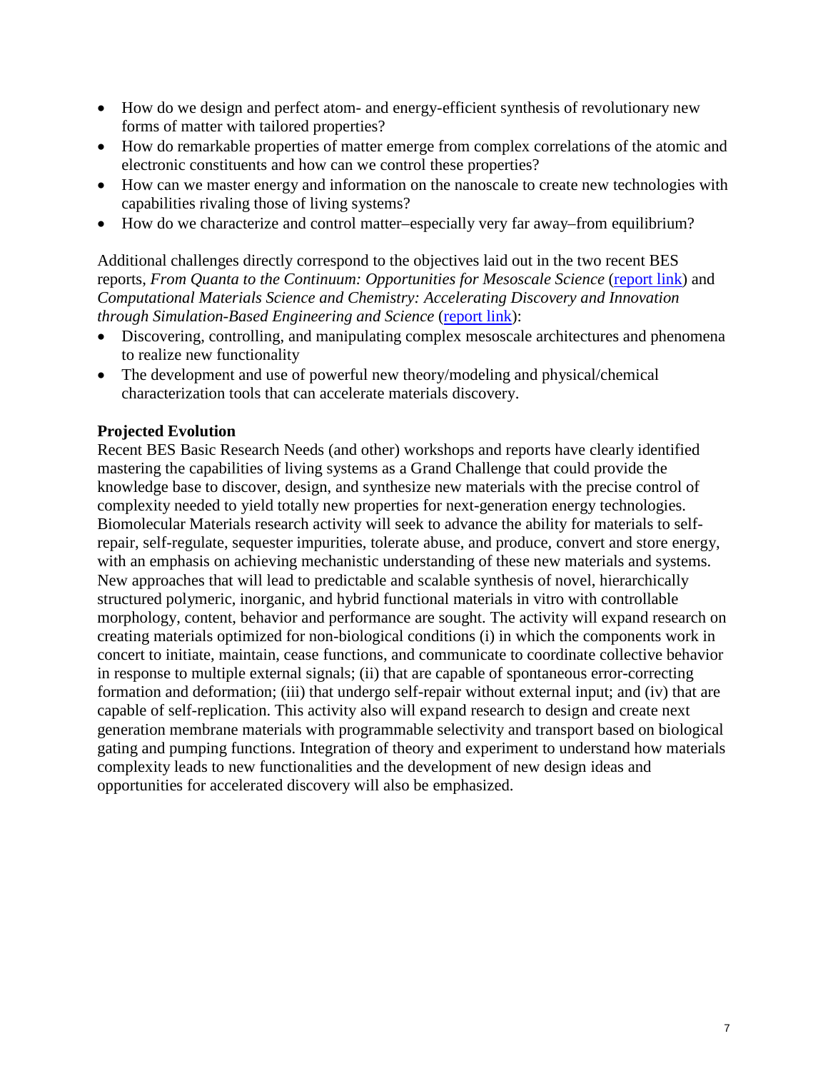- How do we design and perfect atom- and energy-efficient synthesis of revolutionary new forms of matter with tailored properties?
- How do remarkable properties of matter emerge from complex correlations of the atomic and electronic constituents and how can we control these properties?
- How can we master energy and information on the nanoscale to create new technologies with capabilities rivaling those of living systems?
- How do we characterize and control matter–especially very far away–from equilibrium?

Additional challenges directly correspond to the objectives laid out in the two recent BES reports, *From Quanta to the Continuum: Opportunities for Mesoscale Science* (report link) and *Computational Materials Science and Chemistry: Accelerating Discovery and Innovation through Simulation-Based Engineering and Science* (report link):

- Discovering, controlling, and manipulating complex mesoscale architectures and phenomena to realize new functionality
- The development and use of powerful new theory/modeling and physical/chemical characterization tools that can accelerate materials discovery.

**Projected Evolution**

Recent BES Basic Research Needs (and other) workshops and reports have clearly identified mastering the capabilities of living systems as a Grand Challenge that could provide the knowledge base to discover, design, and synthesize new materials with the precise control of complexity needed to yield totally new properties for next-generation energy technologies. Biomolecular Materials research activity will seek to advance the ability for materials to self-repair, self-regulate, sequester impurities, tolerate abuse, and produce, convert and store energy, with an emphasis on achieving mechanistic understanding of these new materials and systems. New approaches that will lead to predictable and scalable synthesis of novel, hierarchically structured polymeric, inorganic, and hybrid functional materials in vitro with controllable morphology, content, behavior and performance are sought. The activity will expand research on creating materials optimized for non-biological conditions (i) in which the components work in concert to initiate, maintain, cease functions, and communicate to coordinate collective behavior in response to multiple external signals; (ii) that are capable of spontaneous error-correcting formation and deformation; (iii) that undergo self-repair without external input; and (iv) that are capable of self-replication. This activity also will expand research to design and create next generation membrane materials with programmable selectivity and transport based on biological gating and pumping functions. Integration of theory and experiment to understand how materials complexity leads to new functionalities and the development of new design ideas and opportunities for accelerated discovery will also be emphasized.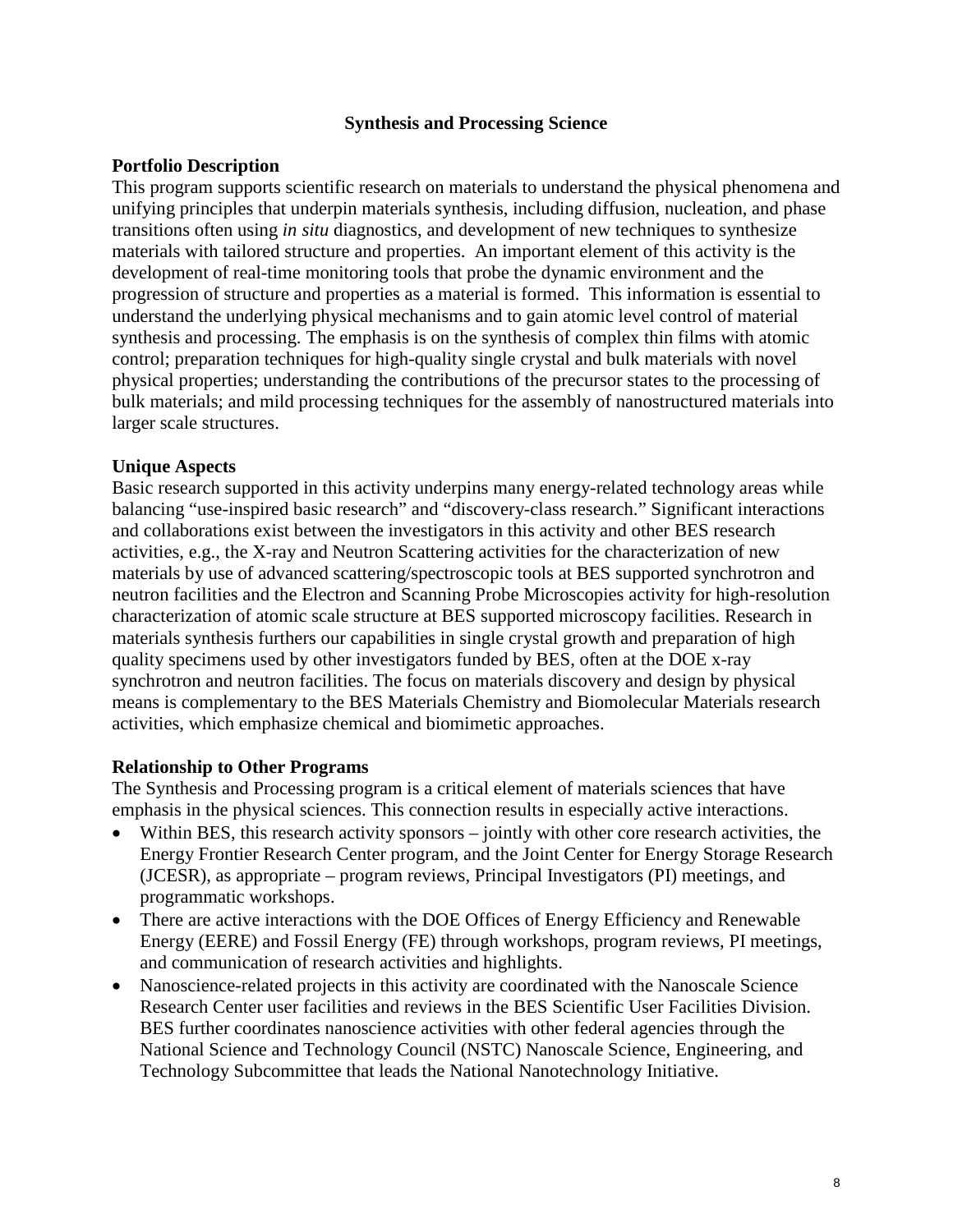## Synthesis and Processing Science

### Portfolio Description

This program supports scientific research on materials to understand the physical phenomena and unifying principles that underpin materials synthesis, including diffusion, nucleation, and phase transitions often using *in situ* diagnostics, and development of new techniques to synthesize materials with tailored structure and properties. An important element of this activity is the development of real-time monitoring tools that probe the dynamic environment and the progression of structure and properties as a material is formed. This information is essential to understand the underlying physical mechanisms and to gain atomic level control of material synthesis and processing. The emphasis is on the synthesis of complex thin films with atomic control; preparation techniques for high-quality single crystal and bulk materials with novel physical properties; understanding the contributions of the precursor states to the processing of bulk materials; and mild processing techniques for the assembly of nanostructured materials into larger scale structures.

### Unique Aspects

Basic research supported in this activity underpins many energy-related technology areas while balancing "use-inspired basic research" and "discovery-class research." Significant interactions and collaborations exist between the investigators in this activity and other BES research activities, e.g., the X-ray and Neutron Scattering activities for the characterization of new materials by use of advanced scattering/spectroscopic tools at BES supported synchrotron and neutron facilities and the Electron and Scanning Probe Microscopies activity for high-resolution characterization of atomic scale structure at BES supported microscopy facilities. Research in materials synthesis furthers our capabilities in single crystal growth and preparation of high quality specimens used by other investigators funded by BES, often at the DOE x-ray synchrotron and neutron facilities. The focus on materials discovery and design by physical means is complementary to the BES Materials Chemistry and Biomolecular Materials research activities, which emphasize chemical and biomimetic approaches.

### Relationship to Other Programs

The Synthesis and Processing program is a critical element of materials sciences that have emphasis in the physical sciences. This connection results in especially active interactions.

- Within BES, this research activity sponsors – jointly with other core research activities, the Energy Frontier Research Center program, and the Joint Center for Energy Storage Research (JCESR), as appropriate – program reviews, Principal Investigators (PI) meetings, and programmatic workshops.
- There are active interactions with the DOE Offices of Energy Efficiency and Renewable Energy (EERE) and Fossil Energy (FE) through workshops, program reviews, PI meetings, and communication of research activities and highlights.
- Nanoscience-related projects in this activity are coordinated with the Nanoscale Science Research Center user facilities and reviews in the BES Scientific User Facilities Division. BES further coordinates nanoscience activities with other federal agencies through the National Science and Technology Council (NSTC) Nanoscale Science, Engineering, and Technology Subcommittee that leads the National Nanotechnology Initiative.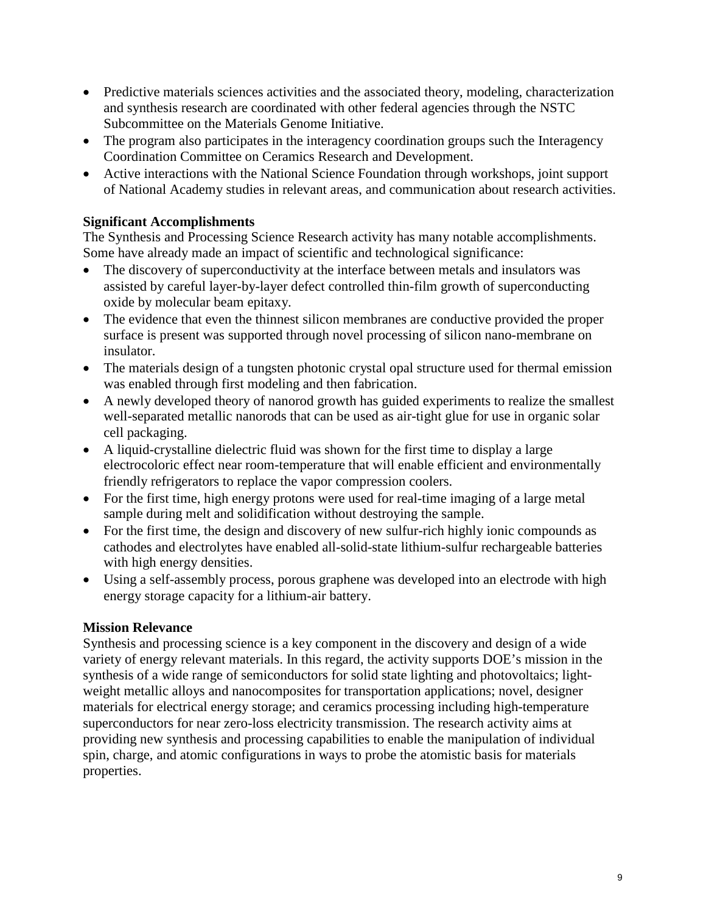- Predictive materials sciences activities and the associated theory, modeling, characterization and synthesis research are coordinated with other federal agencies through the NSTC Subcommittee on the Materials Genome Initiative.
- The program also participates in the interagency coordination groups such the Interagency Coordination Committee on Ceramics Research and Development.
- Active interactions with the National Science Foundation through workshops, joint support of National Academy studies in relevant areas, and communication about research activities.

**Significant Accomplishments**

The Synthesis and Processing Science Research activity has many notable accomplishments. Some have already made an impact of scientific and technological significance:

- The discovery of superconductivity at the interface between metals and insulators was assisted by careful layer-by-layer defect controlled thin-film growth of superconducting oxide by molecular beam epitaxy.
- The evidence that even the thinnest silicon membranes are conductive provided the proper surface is present was supported through novel processing of silicon nano-membrane on insulator.
- The materials design of a tungsten photonic crystal opal structure used for thermal emission was enabled through first modeling and then fabrication.
- A newly developed theory of nanorod growth has guided experiments to realize the smallest well-separated metallic nanorods that can be used as air-tight glue for use in organic solar cell packaging.
- A liquid-crystalline dielectric fluid was shown for the first time to display a large electrocoloric effect near room-temperature that will enable efficient and environmentally friendly refrigerators to replace the vapor compression coolers.
- For the first time, high energy protons were used for real-time imaging of a large metal sample during melt and solidification without destroying the sample.
- For the first time, the design and discovery of new sulfur-rich highly ionic compounds as cathodes and electrolytes have enabled all-solid-state lithium-sulfur rechargeable batteries with high energy densities.
- Using a self-assembly process, porous graphene was developed into an electrode with high energy storage capacity for a lithium-air battery.

**Mission Relevance**

Synthesis and processing science is a key component in the discovery and design of a wide variety of energy relevant materials. In this regard, the activity supports DOE's mission in the synthesis of a wide range of semiconductors for solid state lighting and photovoltaics; light-weight metallic alloys and nanocomposites for transportation applications; novel, designer materials for electrical energy storage; and ceramics processing including high-temperature superconductors for near zero-loss electricity transmission. The research activity aims at providing new synthesis and processing capabilities to enable the manipulation of individual spin, charge, and atomic configurations in ways to probe the atomistic basis for materials properties.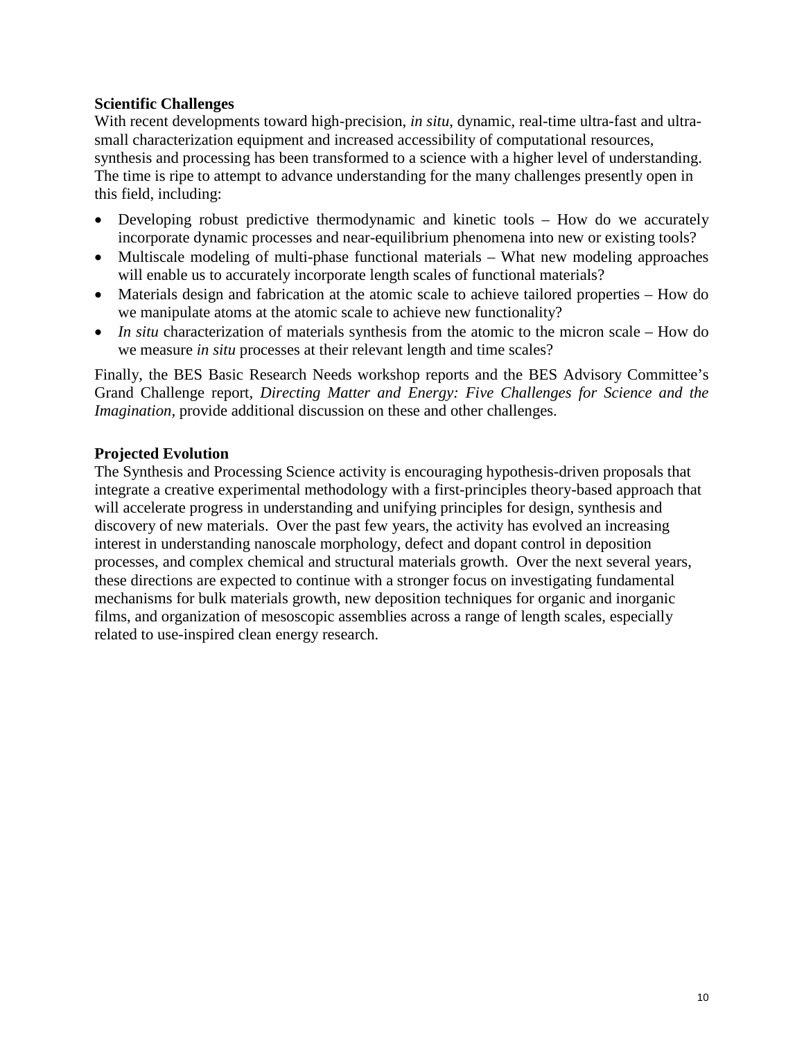**Scientific Challenges**

With recent developments toward high-precision, *in situ*, dynamic, real-time ultra-fast and ultra-small characterization equipment and increased accessibility of computational resources, synthesis and processing has been transformed to a science with a higher level of understanding. The time is ripe to attempt to advance understanding for the many challenges presently open in this field, including:

- Developing robust predictive thermodynamic and kinetic tools – How do we accurately incorporate dynamic processes and near-equilibrium phenomena into new or existing tools?
- Multiscale modeling of multi-phase functional materials – What new modeling approaches will enable us to accurately incorporate length scales of functional materials?
- Materials design and fabrication at the atomic scale to achieve tailored properties – How do we manipulate atoms at the atomic scale to achieve new functionality?
- *In situ* characterization of materials synthesis from the atomic to the micron scale – How do we measure *in situ* processes at their relevant length and time scales?

Finally, the BES Basic Research Needs workshop reports and the BES Advisory Committee's Grand Challenge report, *Directing Matter and Energy: Five Challenges for Science and the Imagination*, provide additional discussion on these and other challenges.

**Projected Evolution**

The Synthesis and Processing Science activity is encouraging hypothesis-driven proposals that integrate a creative experimental methodology with a first-principles theory-based approach that will accelerate progress in understanding and unifying principles for design, synthesis and discovery of new materials. Over the past few years, the activity has evolved an increasing interest in understanding nanoscale morphology, defect and dopant control in deposition processes, and complex chemical and structural materials growth. Over the next several years, these directions are expected to continue with a stronger focus on investigating fundamental mechanisms for bulk materials growth, new deposition techniques for organic and inorganic films, and organization of mesoscopic assemblies across a range of length scales, especially related to use-inspired clean energy research.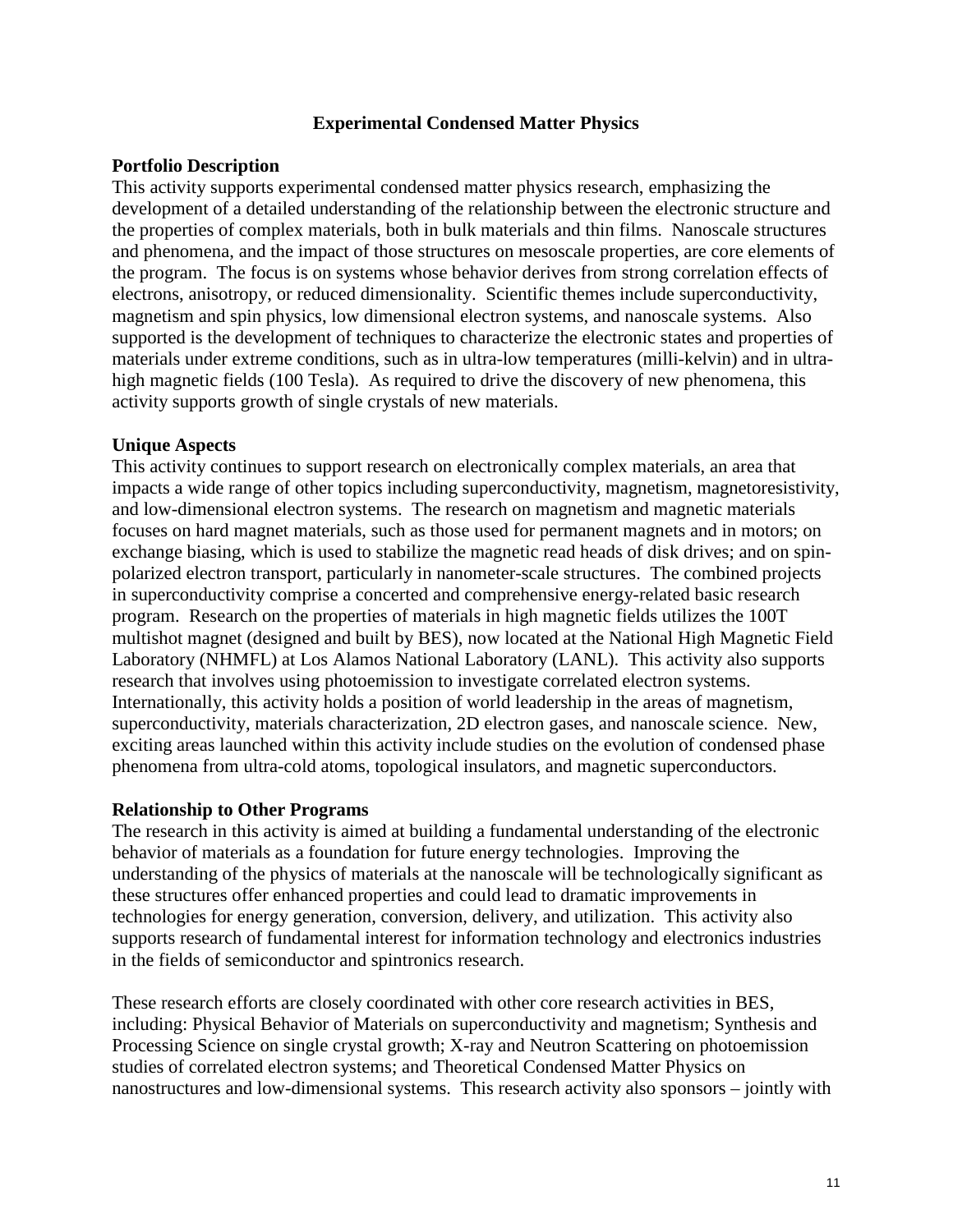# Experimental Condensed Matter Physics

## Portfolio Description

This activity supports experimental condensed matter physics research, emphasizing the development of a detailed understanding of the relationship between the electronic structure and the properties of complex materials, both in bulk materials and thin films. Nanoscale structures and phenomena, and the impact of those structures on mesoscale properties, are core elements of the program. The focus is on systems whose behavior derives from strong correlation effects of electrons, anisotropy, or reduced dimensionality. Scientific themes include superconductivity, magnetism and spin physics, low dimensional electron systems, and nanoscale systems. Also supported is the development of techniques to characterize the electronic states and properties of materials under extreme conditions, such as in ultra-low temperatures (milli-kelvin) and in ultra-high magnetic fields (100 Tesla). As required to drive the discovery of new phenomena, this activity supports growth of single crystals of new materials.

## Unique Aspects

This activity continues to support research on electronically complex materials, an area that impacts a wide range of other topics including superconductivity, magnetism, magnetoresistivity, and low-dimensional electron systems. The research on magnetism and magnetic materials focuses on hard magnet materials, such as those used for permanent magnets and in motors; on exchange biasing, which is used to stabilize the magnetic read heads of disk drives; and on spin-polarized electron transport, particularly in nanometer-scale structures. The combined projects in superconductivity comprise a concerted and comprehensive energy-related basic research program. Research on the properties of materials in high magnetic fields utilizes the 100T multishot magnet (designed and built by BES), now located at the National High Magnetic Field Laboratory (NHMFL) at Los Alamos National Laboratory (LANL). This activity also supports research that involves using photoemission to investigate correlated electron systems. Internationally, this activity holds a position of world leadership in the areas of magnetism, superconductivity, materials characterization, 2D electron gases, and nanoscale science. New, exciting areas launched within this activity include studies on the evolution of condensed phase phenomena from ultra-cold atoms, topological insulators, and magnetic superconductors.

## Relationship to Other Programs

The research in this activity is aimed at building a fundamental understanding of the electronic behavior of materials as a foundation for future energy technologies. Improving the understanding of the physics of materials at the nanoscale will be technologically significant as these structures offer enhanced properties and could lead to dramatic improvements in technologies for energy generation, conversion, delivery, and utilization. This activity also supports research of fundamental interest for information technology and electronics industries in the fields of semiconductor and spintronics research.

These research efforts are closely coordinated with other core research activities in BES, including: Physical Behavior of Materials on superconductivity and magnetism; Synthesis and Processing Science on single crystal growth; X-ray and Neutron Scattering on photoemission studies of correlated electron systems; and Theoretical Condensed Matter Physics on nanostructures and low-dimensional systems. This research activity also sponsors – jointly with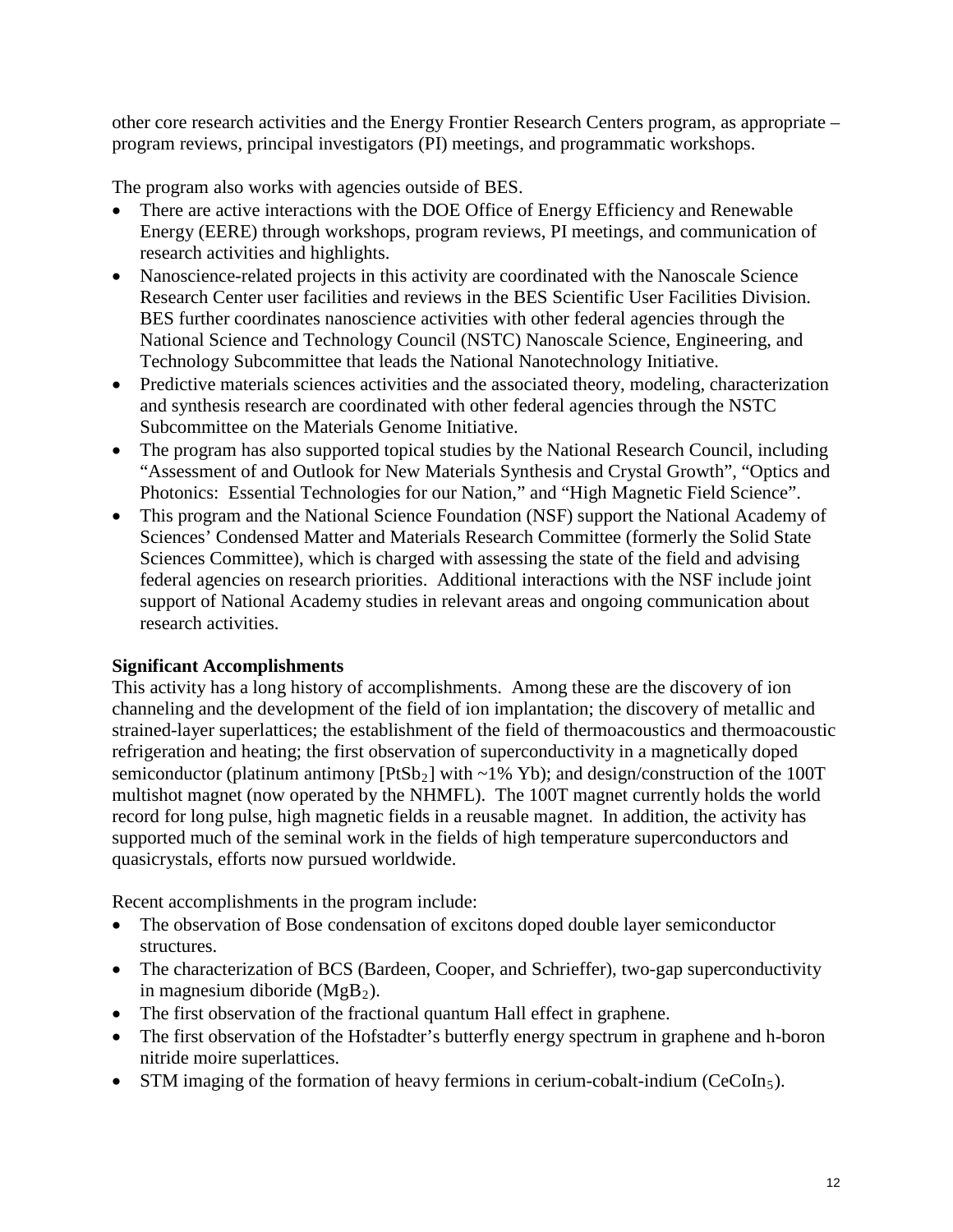other core research activities and the Energy Frontier Research Centers program, as appropriate – program reviews, principal investigators (PI) meetings, and programmatic workshops.

The program also works with agencies outside of BES.

- There are active interactions with the DOE Office of Energy Efficiency and Renewable Energy (EERE) through workshops, program reviews, PI meetings, and communication of research activities and highlights.
- Nanoscience-related projects in this activity are coordinated with the Nanoscale Science Research Center user facilities and reviews in the BES Scientific User Facilities Division. BES further coordinates nanoscience activities with other federal agencies through the National Science and Technology Council (NSTC) Nanoscale Science, Engineering, and Technology Subcommittee that leads the National Nanotechnology Initiative.
- Predictive materials sciences activities and the associated theory, modeling, characterization and synthesis research are coordinated with other federal agencies through the NSTC Subcommittee on the Materials Genome Initiative.
- The program has also supported topical studies by the National Research Council, including "Assessment of and Outlook for New Materials Synthesis and Crystal Growth", "Optics and Photonics: Essential Technologies for our Nation," and "High Magnetic Field Science".
- This program and the National Science Foundation (NSF) support the National Academy of Sciences' Condensed Matter and Materials Research Committee (formerly the Solid State Sciences Committee), which is charged with assessing the state of the field and advising federal agencies on research priorities. Additional interactions with the NSF include joint support of National Academy studies in relevant areas and ongoing communication about research activities.

**Significant Accomplishments**

This activity has a long history of accomplishments. Among these are the discovery of ion channeling and the development of the field of ion implantation; the discovery of metallic and strained-layer superlattices; the establishment of the field of thermoacoustics and thermoacoustic refrigeration and heating; the first observation of superconductivity in a magnetically doped semiconductor (platinum antimony [$PtSb_2$] with ~1% Yb); and design/construction of the 100T multishot magnet (now operated by the NHMFL). The 100T magnet currently holds the world record for long pulse, high magnetic fields in a reusable magnet. In addition, the activity has supported much of the seminal work in the fields of high temperature superconductors and quasicrystals, efforts now pursued worldwide.

Recent accomplishments in the program include:

- The observation of Bose condensation of excitons doped double layer semiconductor structures.
- The characterization of BCS (Bardeen, Cooper, and Schrieffer), two-gap superconductivity in magnesium diboride ($MgB_2$).
- The first observation of the fractional quantum Hall effect in graphene.
- The first observation of the Hofstadter's butterfly energy spectrum in graphene and h-boron nitride moire superlattices.
- STM imaging of the formation of heavy fermions in cerium-cobalt-indium ($CeCoIn_5$).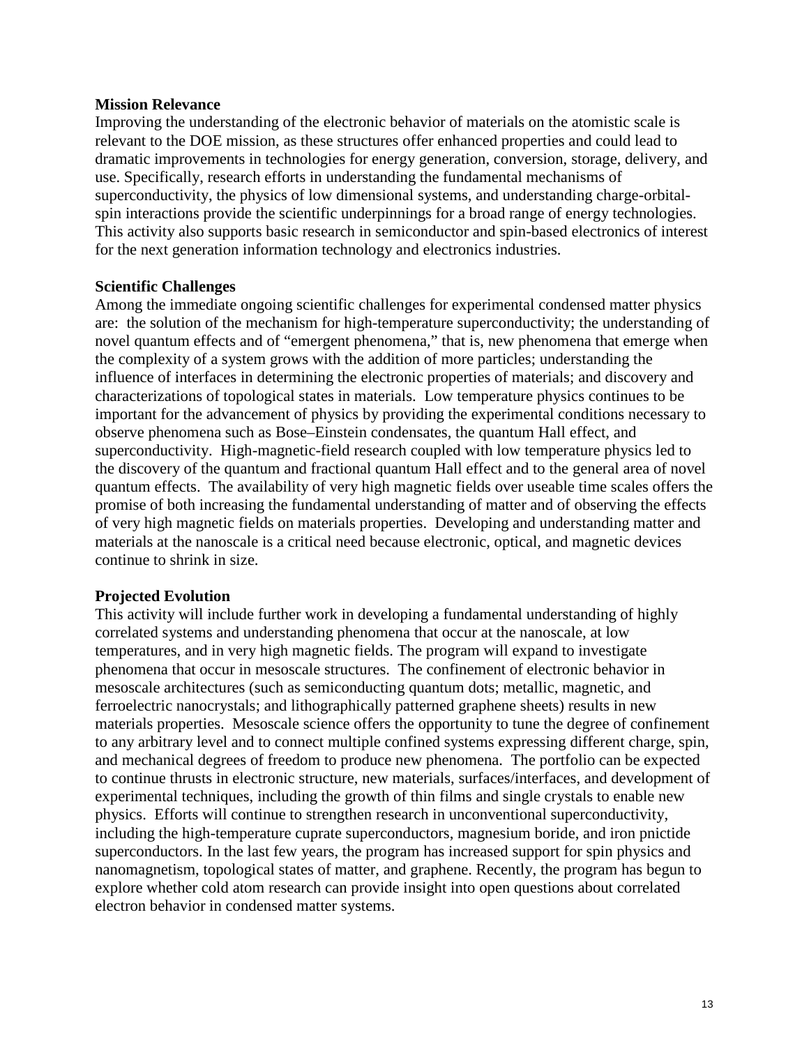**Mission Relevance**

Improving the understanding of the electronic behavior of materials on the atomistic scale is relevant to the DOE mission, as these structures offer enhanced properties and could lead to dramatic improvements in technologies for energy generation, conversion, storage, delivery, and use. Specifically, research efforts in understanding the fundamental mechanisms of superconductivity, the physics of low dimensional systems, and understanding charge-orbital-spin interactions provide the scientific underpinnings for a broad range of energy technologies. This activity also supports basic research in semiconductor and spin-based electronics of interest for the next generation information technology and electronics industries.

**Scientific Challenges**

Among the immediate ongoing scientific challenges for experimental condensed matter physics are: the solution of the mechanism for high-temperature superconductivity; the understanding of novel quantum effects and of "emergent phenomena," that is, new phenomena that emerge when the complexity of a system grows with the addition of more particles; understanding the influence of interfaces in determining the electronic properties of materials; and discovery and characterizations of topological states in materials. Low temperature physics continues to be important for the advancement of physics by providing the experimental conditions necessary to observe phenomena such as Bose–Einstein condensates, the quantum Hall effect, and superconductivity. High-magnetic-field research coupled with low temperature physics led to the discovery of the quantum and fractional quantum Hall effect and to the general area of novel quantum effects. The availability of very high magnetic fields over useable time scales offers the promise of both increasing the fundamental understanding of matter and of observing the effects of very high magnetic fields on materials properties. Developing and understanding matter and materials at the nanoscale is a critical need because electronic, optical, and magnetic devices continue to shrink in size.

**Projected Evolution**

This activity will include further work in developing a fundamental understanding of highly correlated systems and understanding phenomena that occur at the nanoscale, at low temperatures, and in very high magnetic fields. The program will expand to investigate phenomena that occur in mesoscale structures. The confinement of electronic behavior in mesoscale architectures (such as semiconducting quantum dots; metallic, magnetic, and ferroelectric nanocrystals; and lithographically patterned graphene sheets) results in new materials properties. Mesoscale science offers the opportunity to tune the degree of confinement to any arbitrary level and to connect multiple confined systems expressing different charge, spin, and mechanical degrees of freedom to produce new phenomena. The portfolio can be expected to continue thrusts in electronic structure, new materials, surfaces/interfaces, and development of experimental techniques, including the growth of thin films and single crystals to enable new physics. Efforts will continue to strengthen research in unconventional superconductivity, including the high-temperature cuprate superconductors, magnesium boride, and iron pnictide superconductors. In the last few years, the program has increased support for spin physics and nanomagnetism, topological states of matter, and graphene. Recently, the program has begun to explore whether cold atom research can provide insight into open questions about correlated electron behavior in condensed matter systems.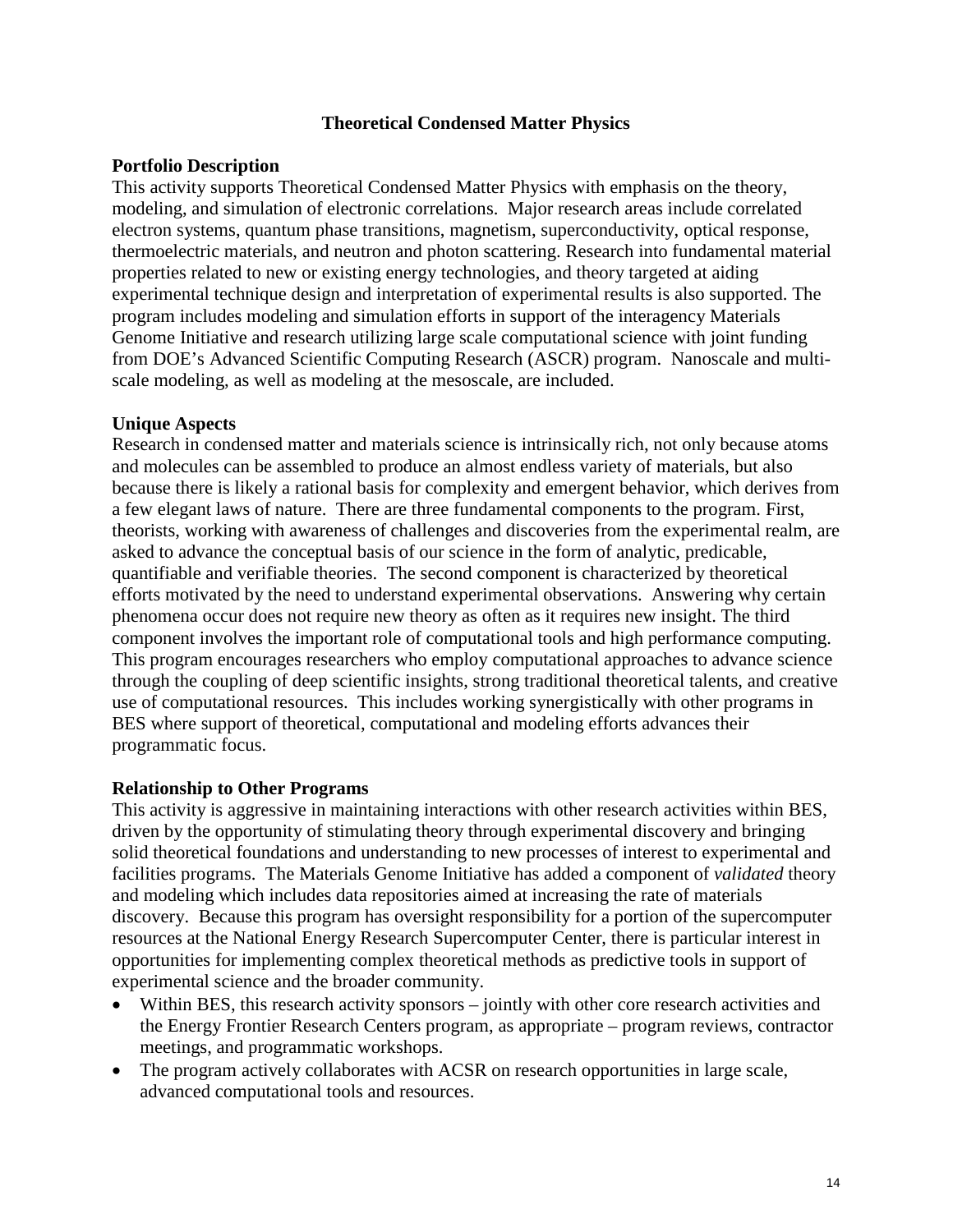## Theoretical Condensed Matter Physics

### Portfolio Description

This activity supports Theoretical Condensed Matter Physics with emphasis on the theory, modeling, and simulation of electronic correlations. Major research areas include correlated electron systems, quantum phase transitions, magnetism, superconductivity, optical response, thermoelectric materials, and neutron and photon scattering. Research into fundamental material properties related to new or existing energy technologies, and theory targeted at aiding experimental technique design and interpretation of experimental results is also supported. The program includes modeling and simulation efforts in support of the interagency Materials Genome Initiative and research utilizing large scale computational science with joint funding from DOE's Advanced Scientific Computing Research (ASCR) program. Nanoscale and multi-scale modeling, as well as modeling at the mesoscale, are included.

### Unique Aspects

Research in condensed matter and materials science is intrinsically rich, not only because atoms and molecules can be assembled to produce an almost endless variety of materials, but also because there is likely a rational basis for complexity and emergent behavior, which derives from a few elegant laws of nature. There are three fundamental components to the program. First, theorists, working with awareness of challenges and discoveries from the experimental realm, are asked to advance the conceptual basis of our science in the form of analytic, predicable, quantifiable and verifiable theories. The second component is characterized by theoretical efforts motivated by the need to understand experimental observations. Answering why certain phenomena occur does not require new theory as often as it requires new insight. The third component involves the important role of computational tools and high performance computing. This program encourages researchers who employ computational approaches to advance science through the coupling of deep scientific insights, strong traditional theoretical talents, and creative use of computational resources. This includes working synergistically with other programs in BES where support of theoretical, computational and modeling efforts advances their programmatic focus.

### Relationship to Other Programs

This activity is aggressive in maintaining interactions with other research activities within BES, driven by the opportunity of stimulating theory through experimental discovery and bringing solid theoretical foundations and understanding to new processes of interest to experimental and facilities programs. The Materials Genome Initiative has added a component of *validated* theory and modeling which includes data repositories aimed at increasing the rate of materials discovery. Because this program has oversight responsibility for a portion of the supercomputer resources at the National Energy Research Supercomputer Center, there is particular interest in opportunities for implementing complex theoretical methods as predictive tools in support of experimental science and the broader community.

- Within BES, this research activity sponsors – jointly with other core research activities and the Energy Frontier Research Centers program, as appropriate – program reviews, contractor meetings, and programmatic workshops.
- The program actively collaborates with ACSR on research opportunities in large scale, advanced computational tools and resources.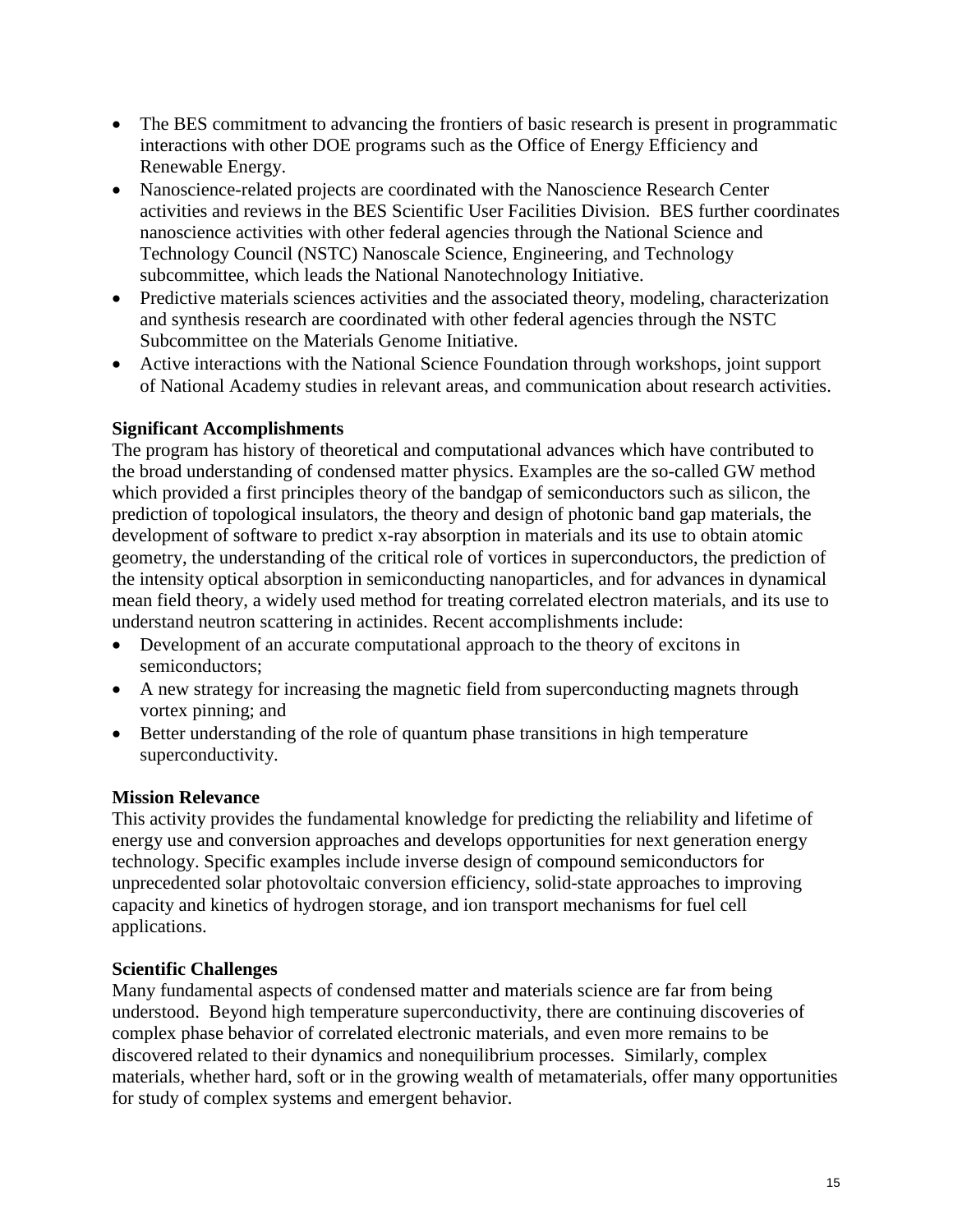- The BES commitment to advancing the frontiers of basic research is present in programmatic interactions with other DOE programs such as the Office of Energy Efficiency and Renewable Energy.
- Nanoscience-related projects are coordinated with the Nanoscience Research Center activities and reviews in the BES Scientific User Facilities Division. BES further coordinates nanoscience activities with other federal agencies through the National Science and Technology Council (NSTC) Nanoscale Science, Engineering, and Technology subcommittee, which leads the National Nanotechnology Initiative.
- Predictive materials sciences activities and the associated theory, modeling, characterization and synthesis research are coordinated with other federal agencies through the NSTC Subcommittee on the Materials Genome Initiative.
- Active interactions with the National Science Foundation through workshops, joint support of National Academy studies in relevant areas, and communication about research activities.

**Significant Accomplishments**

The program has history of theoretical and computational advances which have contributed to the broad understanding of condensed matter physics. Examples are the so-called GW method which provided a first principles theory of the bandgap of semiconductors such as silicon, the prediction of topological insulators, the theory and design of photonic band gap materials, the development of software to predict x-ray absorption in materials and its use to obtain atomic geometry, the understanding of the critical role of vortices in superconductors, the prediction of the intensity optical absorption in semiconducting nanoparticles, and for advances in dynamical mean field theory, a widely used method for treating correlated electron materials, and its use to understand neutron scattering in actinides. Recent accomplishments include:

- Development of an accurate computational approach to the theory of excitons in semiconductors;
- A new strategy for increasing the magnetic field from superconducting magnets through vortex pinning; and
- Better understanding of the role of quantum phase transitions in high temperature superconductivity.

**Mission Relevance**

This activity provides the fundamental knowledge for predicting the reliability and lifetime of energy use and conversion approaches and develops opportunities for next generation energy technology. Specific examples include inverse design of compound semiconductors for unprecedented solar photovoltaic conversion efficiency, solid-state approaches to improving capacity and kinetics of hydrogen storage, and ion transport mechanisms for fuel cell applications.

**Scientific Challenges**

Many fundamental aspects of condensed matter and materials science are far from being understood. Beyond high temperature superconductivity, there are continuing discoveries of complex phase behavior of correlated electronic materials, and even more remains to be discovered related to their dynamics and nonequilibrium processes. Similarly, complex materials, whether hard, soft or in the growing wealth of metamaterials, offer many opportunities for study of complex systems and emergent behavior.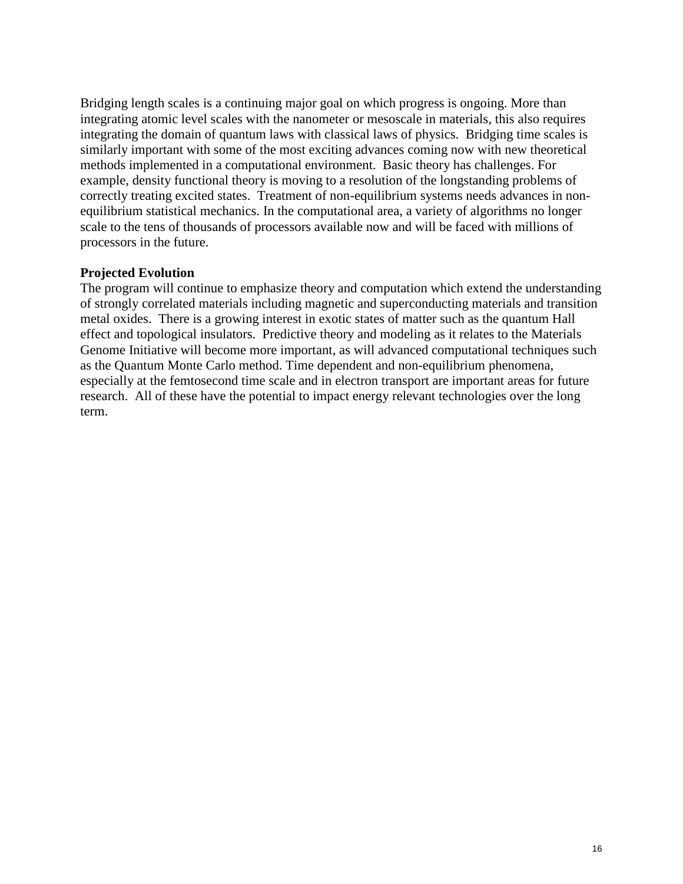Bridging length scales is a continuing major goal on which progress is ongoing. More than integrating atomic level scales with the nanometer or mesoscale in materials, this also requires integrating the domain of quantum laws with classical laws of physics. Bridging time scales is similarly important with some of the most exciting advances coming now with new theoretical methods implemented in a computational environment. Basic theory has challenges. For example, density functional theory is moving to a resolution of the longstanding problems of correctly treating excited states. Treatment of non-equilibrium systems needs advances in non-equilibrium statistical mechanics. In the computational area, a variety of algorithms no longer scale to the tens of thousands of processors available now and will be faced with millions of processors in the future.

**Projected Evolution**

The program will continue to emphasize theory and computation which extend the understanding of strongly correlated materials including magnetic and superconducting materials and transition metal oxides. There is a growing interest in exotic states of matter such as the quantum Hall effect and topological insulators. Predictive theory and modeling as it relates to the Materials Genome Initiative will become more important, as will advanced computational techniques such as the Quantum Monte Carlo method. Time dependent and non-equilibrium phenomena, especially at the femtosecond time scale and in electron transport are important areas for future research. All of these have the potential to impact energy relevant technologies over the long term.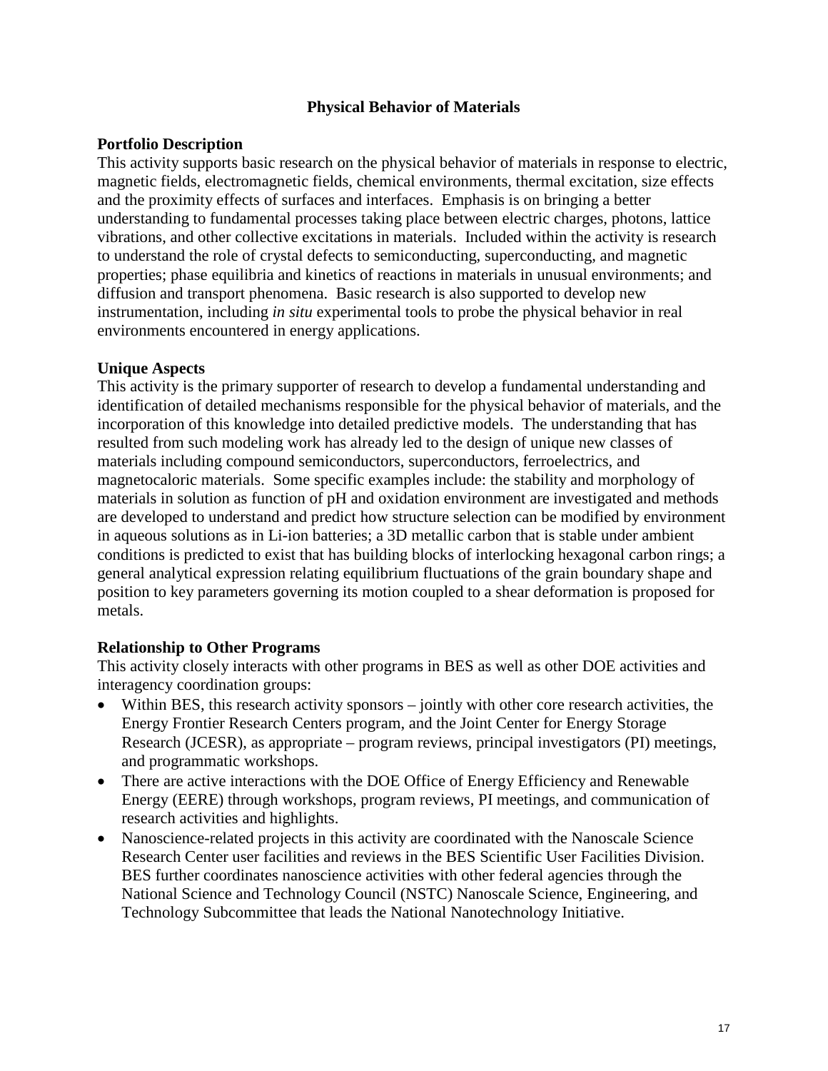## Physical Behavior of Materials

### Portfolio Description

This activity supports basic research on the physical behavior of materials in response to electric, magnetic fields, electromagnetic fields, chemical environments, thermal excitation, size effects and the proximity effects of surfaces and interfaces. Emphasis is on bringing a better understanding to fundamental processes taking place between electric charges, photons, lattice vibrations, and other collective excitations in materials. Included within the activity is research to understand the role of crystal defects to semiconducting, superconducting, and magnetic properties; phase equilibria and kinetics of reactions in materials in unusual environments; and diffusion and transport phenomena. Basic research is also supported to develop new instrumentation, including *in situ* experimental tools to probe the physical behavior in real environments encountered in energy applications.

### Unique Aspects

This activity is the primary supporter of research to develop a fundamental understanding and identification of detailed mechanisms responsible for the physical behavior of materials, and the incorporation of this knowledge into detailed predictive models. The understanding that has resulted from such modeling work has already led to the design of unique new classes of materials including compound semiconductors, superconductors, ferroelectrics, and magnetocaloric materials. Some specific examples include: the stability and morphology of materials in solution as function of pH and oxidation environment are investigated and methods are developed to understand and predict how structure selection can be modified by environment in aqueous solutions as in Li-ion batteries; a 3D metallic carbon that is stable under ambient conditions is predicted to exist that has building blocks of interlocking hexagonal carbon rings; a general analytical expression relating equilibrium fluctuations of the grain boundary shape and position to key parameters governing its motion coupled to a shear deformation is proposed for metals.

### Relationship to Other Programs

This activity closely interacts with other programs in BES as well as other DOE activities and interagency coordination groups:

- Within BES, this research activity sponsors – jointly with other core research activities, the Energy Frontier Research Centers program, and the Joint Center for Energy Storage Research (JCESR), as appropriate – program reviews, principal investigators (PI) meetings, and programmatic workshops.
- There are active interactions with the DOE Office of Energy Efficiency and Renewable Energy (EERE) through workshops, program reviews, PI meetings, and communication of research activities and highlights.
- Nanoscience-related projects in this activity are coordinated with the Nanoscale Science Research Center user facilities and reviews in the BES Scientific User Facilities Division. BES further coordinates nanoscience activities with other federal agencies through the National Science and Technology Council (NSTC) Nanoscale Science, Engineering, and Technology Subcommittee that leads the National Nanotechnology Initiative.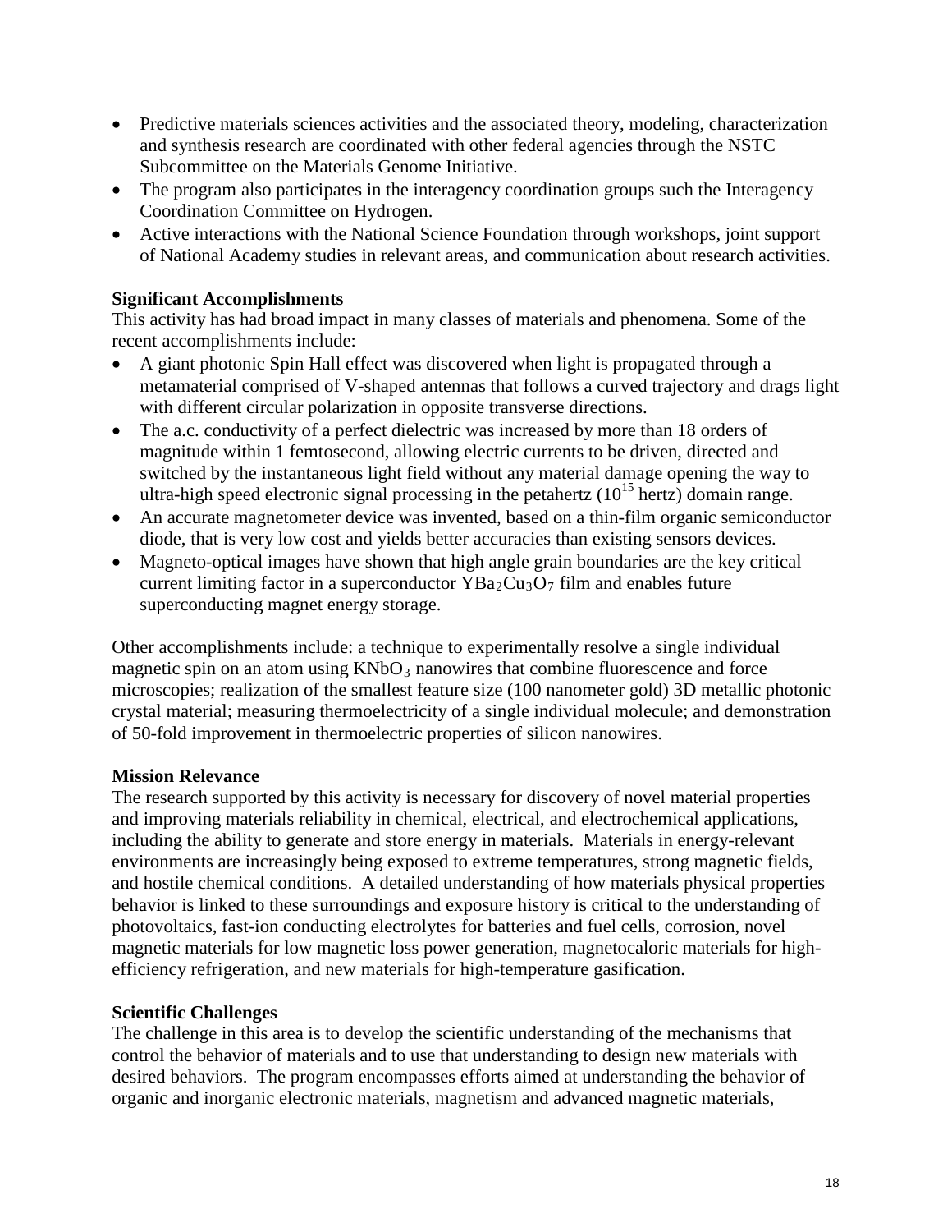- Predictive materials sciences activities and the associated theory, modeling, characterization and synthesis research are coordinated with other federal agencies through the NSTC Subcommittee on the Materials Genome Initiative.
- The program also participates in the interagency coordination groups such the Interagency Coordination Committee on Hydrogen.
- Active interactions with the National Science Foundation through workshops, joint support of National Academy studies in relevant areas, and communication about research activities.

**Significant Accomplishments**

This activity has had broad impact in many classes of materials and phenomena. Some of the recent accomplishments include:

- A giant photonic Spin Hall effect was discovered when light is propagated through a metamaterial comprised of V-shaped antennas that follows a curved trajectory and drags light with different circular polarization in opposite transverse directions.
- The a.c. conductivity of a perfect dielectric was increased by more than 18 orders of magnitude within 1 femtosecond, allowing electric currents to be driven, directed and switched by the instantaneous light field without any material damage opening the way to ultra-high speed electronic signal processing in the petahertz ($10^{15}$ hertz) domain range.
- An accurate magnetometer device was invented, based on a thin-film organic semiconductor diode, that is very low cost and yields better accuracies than existing sensors devices.
- Magneto-optical images have shown that high angle grain boundaries are the key critical current limiting factor in a superconductor $YBa_2Cu_3O_7$ film and enables future superconducting magnet energy storage.

Other accomplishments include: a technique to experimentally resolve a single individual magnetic spin on an atom using $KNbO_3$ nanowires that combine fluorescence and force microscopies; realization of the smallest feature size (100 nanometer gold) 3D metallic photonic crystal material; measuring thermoelectricity of a single individual molecule; and demonstration of 50-fold improvement in thermoelectric properties of silicon nanowires.

**Mission Relevance**

The research supported by this activity is necessary for discovery of novel material properties and improving materials reliability in chemical, electrical, and electrochemical applications, including the ability to generate and store energy in materials. Materials in energy-relevant environments are increasingly being exposed to extreme temperatures, strong magnetic fields, and hostile chemical conditions. A detailed understanding of how materials physical properties behavior is linked to these surroundings and exposure history is critical to the understanding of photovoltaics, fast-ion conducting electrolytes for batteries and fuel cells, corrosion, novel magnetic materials for low magnetic loss power generation, magnetocaloric materials for high-efficiency refrigeration, and new materials for high-temperature gasification.

**Scientific Challenges**

The challenge in this area is to develop the scientific understanding of the mechanisms that control the behavior of materials and to use that understanding to design new materials with desired behaviors. The program encompasses efforts aimed at understanding the behavior of organic and inorganic electronic materials, magnetism and advanced magnetic materials,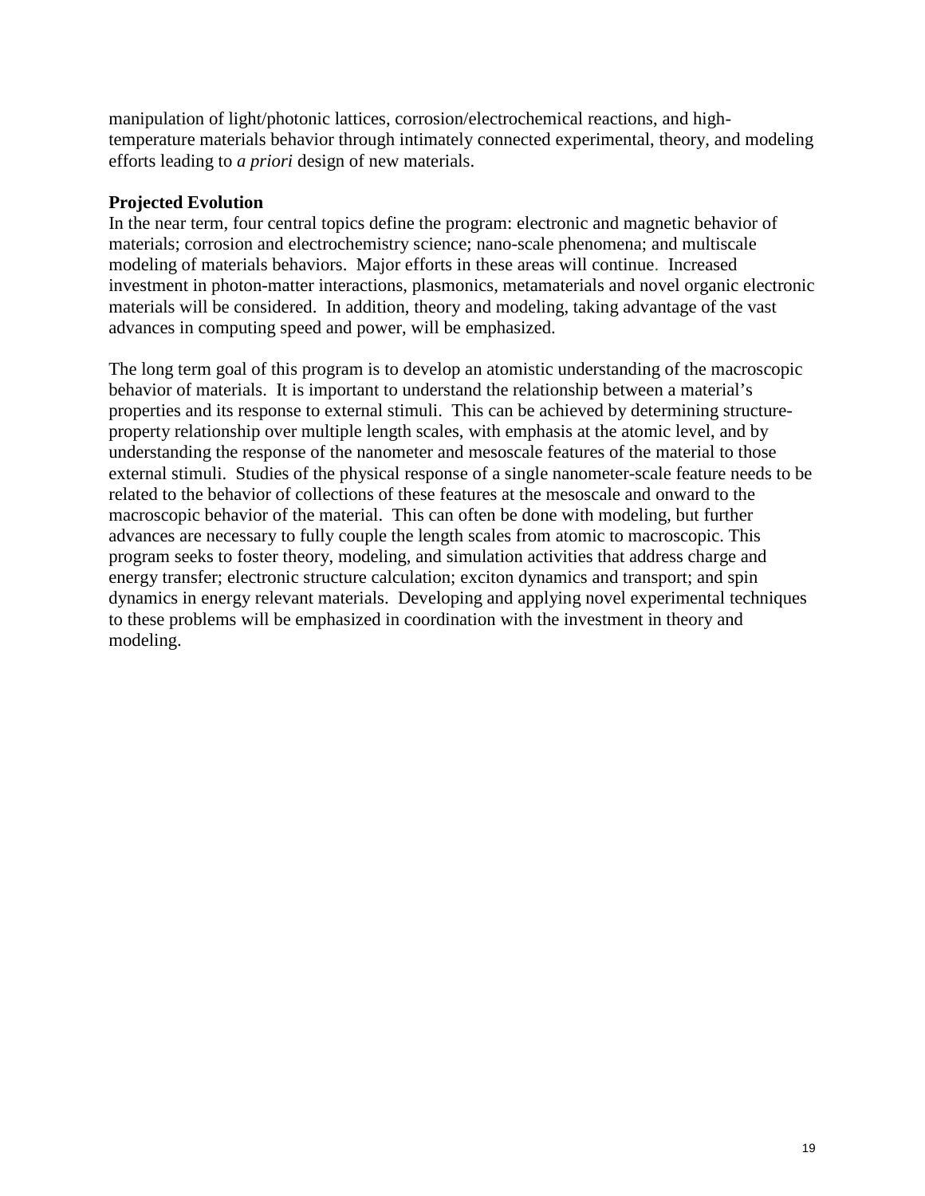manipulation of light/photonic lattices, corrosion/electrochemical reactions, and high-temperature materials behavior through intimately connected experimental, theory, and modeling efforts leading to *a priori* design of new materials.

**Projected Evolution**

In the near term, four central topics define the program: electronic and magnetic behavior of materials; corrosion and electrochemistry science; nano-scale phenomena; and multiscale modeling of materials behaviors. Major efforts in these areas will continue. Increased investment in photon-matter interactions, plasmonics, metamaterials and novel organic electronic materials will be considered. In addition, theory and modeling, taking advantage of the vast advances in computing speed and power, will be emphasized.

The long term goal of this program is to develop an atomistic understanding of the macroscopic behavior of materials. It is important to understand the relationship between a material's properties and its response to external stimuli. This can be achieved by determining structure-property relationship over multiple length scales, with emphasis at the atomic level, and by understanding the response of the nanometer and mesoscale features of the material to those external stimuli. Studies of the physical response of a single nanometer-scale feature needs to be related to the behavior of collections of these features at the mesoscale and onward to the macroscopic behavior of the material. This can often be done with modeling, but further advances are necessary to fully couple the length scales from atomic to macroscopic. This program seeks to foster theory, modeling, and simulation activities that address charge and energy transfer; electronic structure calculation; exciton dynamics and transport; and spin dynamics in energy relevant materials. Developing and applying novel experimental techniques to these problems will be emphasized in coordination with the investment in theory and modeling.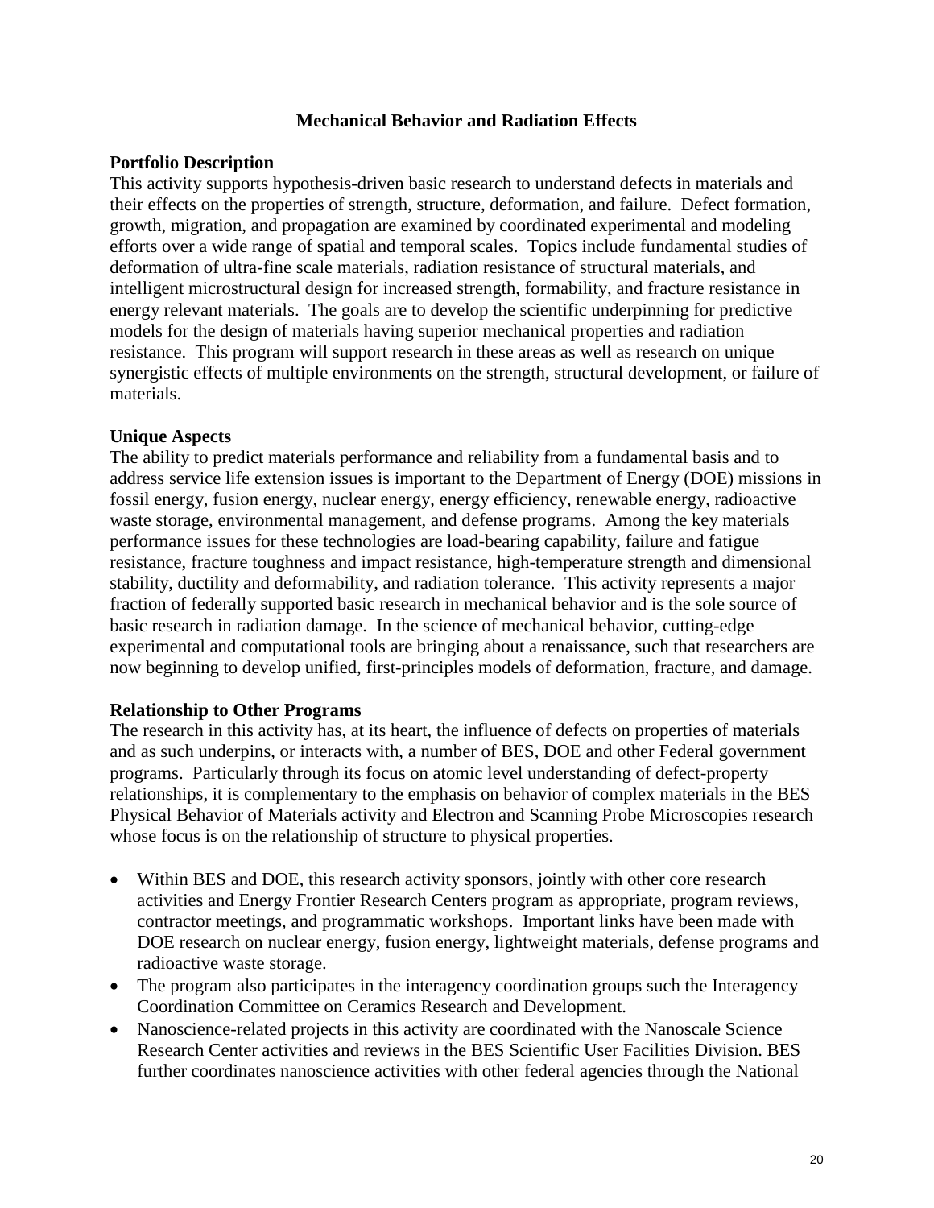## Mechanical Behavior and Radiation Effects

### Portfolio Description

This activity supports hypothesis-driven basic research to understand defects in materials and their effects on the properties of strength, structure, deformation, and failure. Defect formation, growth, migration, and propagation are examined by coordinated experimental and modeling efforts over a wide range of spatial and temporal scales. Topics include fundamental studies of deformation of ultra-fine scale materials, radiation resistance of structural materials, and intelligent microstructural design for increased strength, formability, and fracture resistance in energy relevant materials. The goals are to develop the scientific underpinning for predictive models for the design of materials having superior mechanical properties and radiation resistance. This program will support research in these areas as well as research on unique synergistic effects of multiple environments on the strength, structural development, or failure of materials.

### Unique Aspects

The ability to predict materials performance and reliability from a fundamental basis and to address service life extension issues is important to the Department of Energy (DOE) missions in fossil energy, fusion energy, nuclear energy, energy efficiency, renewable energy, radioactive waste storage, environmental management, and defense programs. Among the key materials performance issues for these technologies are load-bearing capability, failure and fatigue resistance, fracture toughness and impact resistance, high-temperature strength and dimensional stability, ductility and deformability, and radiation tolerance. This activity represents a major fraction of federally supported basic research in mechanical behavior and is the sole source of basic research in radiation damage. In the science of mechanical behavior, cutting-edge experimental and computational tools are bringing about a renaissance, such that researchers are now beginning to develop unified, first-principles models of deformation, fracture, and damage.

### Relationship to Other Programs

The research in this activity has, at its heart, the influence of defects on properties of materials and as such underpins, or interacts with, a number of BES, DOE and other Federal government programs. Particularly through its focus on atomic level understanding of defect-property relationships, it is complementary to the emphasis on behavior of complex materials in the BES Physical Behavior of Materials activity and Electron and Scanning Probe Microscopies research whose focus is on the relationship of structure to physical properties.

- Within BES and DOE, this research activity sponsors, jointly with other core research activities and Energy Frontier Research Centers program as appropriate, program reviews, contractor meetings, and programmatic workshops. Important links have been made with DOE research on nuclear energy, fusion energy, lightweight materials, defense programs and radioactive waste storage.
- The program also participates in the interagency coordination groups such the Interagency Coordination Committee on Ceramics Research and Development.
- Nanoscience-related projects in this activity are coordinated with the Nanoscale Science Research Center activities and reviews in the BES Scientific User Facilities Division. BES further coordinates nanoscience activities with other federal agencies through the National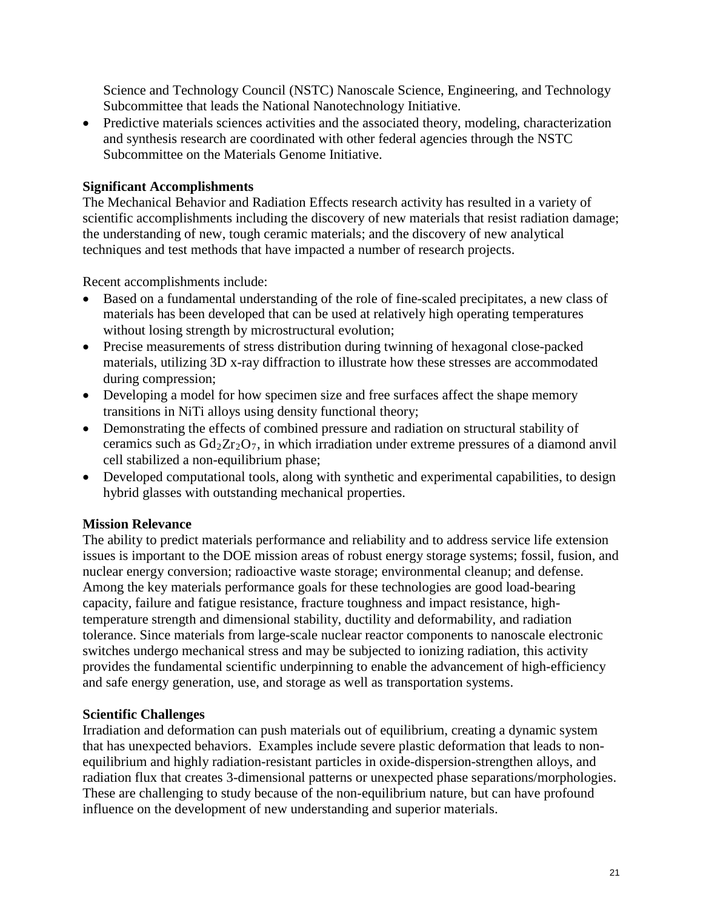Science and Technology Council (NSTC) Nanoscale Science, Engineering, and Technology Subcommittee that leads the National Nanotechnology Initiative.

- Predictive materials sciences activities and the associated theory, modeling, characterization and synthesis research are coordinated with other federal agencies through the NSTC Subcommittee on the Materials Genome Initiative.

**Significant Accomplishments**

The Mechanical Behavior and Radiation Effects research activity has resulted in a variety of scientific accomplishments including the discovery of new materials that resist radiation damage; the understanding of new, tough ceramic materials; and the discovery of new analytical techniques and test methods that have impacted a number of research projects.

Recent accomplishments include:

- Based on a fundamental understanding of the role of fine-scaled precipitates, a new class of materials has been developed that can be used at relatively high operating temperatures without losing strength by microstructural evolution;
- Precise measurements of stress distribution during twinning of hexagonal close-packed materials, utilizing 3D x-ray diffraction to illustrate how these stresses are accommodated during compression;
- Developing a model for how specimen size and free surfaces affect the shape memory transitions in NiTi alloys using density functional theory;
- Demonstrating the effects of combined pressure and radiation on structural stability of ceramics such as $Gd_2Zr_2O_7$, in which irradiation under extreme pressures of a diamond anvil cell stabilized a non-equilibrium phase;
- Developed computational tools, along with synthetic and experimental capabilities, to design hybrid glasses with outstanding mechanical properties.

**Mission Relevance**

The ability to predict materials performance and reliability and to address service life extension issues is important to the DOE mission areas of robust energy storage systems; fossil, fusion, and nuclear energy conversion; radioactive waste storage; environmental cleanup; and defense. Among the key materials performance goals for these technologies are good load-bearing capacity, failure and fatigue resistance, fracture toughness and impact resistance, high-temperature strength and dimensional stability, ductility and deformability, and radiation tolerance. Since materials from large-scale nuclear reactor components to nanoscale electronic switches undergo mechanical stress and may be subjected to ionizing radiation, this activity provides the fundamental scientific underpinning to enable the advancement of high-efficiency and safe energy generation, use, and storage as well as transportation systems.

**Scientific Challenges**

Irradiation and deformation can push materials out of equilibrium, creating a dynamic system that has unexpected behaviors. Examples include severe plastic deformation that leads to non-equilibrium and highly radiation-resistant particles in oxide-dispersion-strengthen alloys, and radiation flux that creates 3-dimensional patterns or unexpected phase separations/morphologies. These are challenging to study because of the non-equilibrium nature, but can have profound influence on the development of new understanding and superior materials.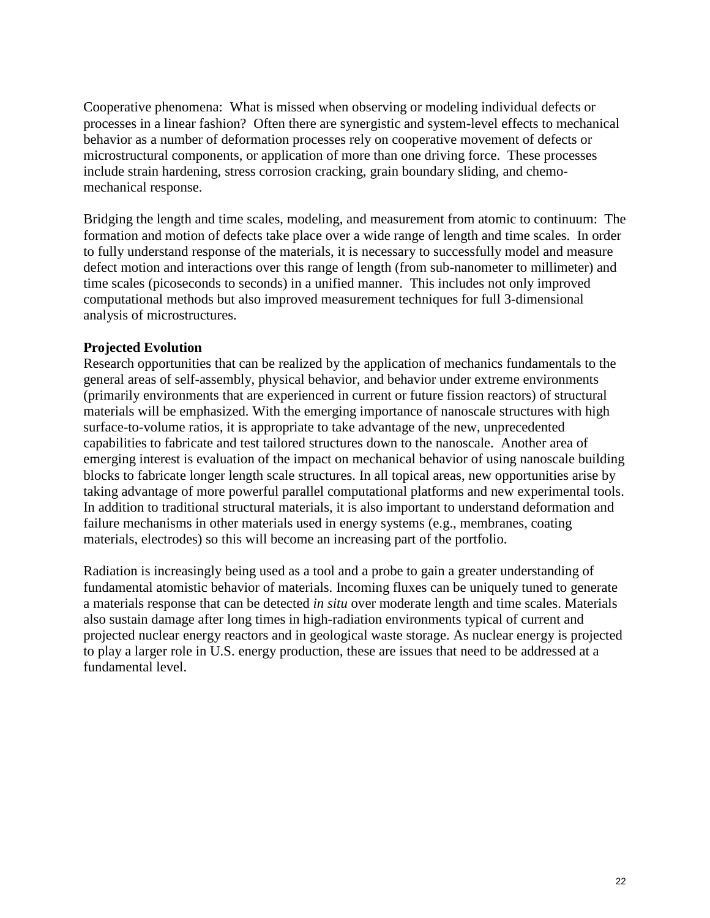Cooperative phenomena: What is missed when observing or modeling individual defects or processes in a linear fashion? Often there are synergistic and system-level effects to mechanical behavior as a number of deformation processes rely on cooperative movement of defects or microstructural components, or application of more than one driving force. These processes include strain hardening, stress corrosion cracking, grain boundary sliding, and chemo-mechanical response.

Bridging the length and time scales, modeling, and measurement from atomic to continuum: The formation and motion of defects take place over a wide range of length and time scales. In order to fully understand response of the materials, it is necessary to successfully model and measure defect motion and interactions over this range of length (from sub-nanometer to millimeter) and time scales (picoseconds to seconds) in a unified manner. This includes not only improved computational methods but also improved measurement techniques for full 3-dimensional analysis of microstructures.

**Projected Evolution**

Research opportunities that can be realized by the application of mechanics fundamentals to the general areas of self-assembly, physical behavior, and behavior under extreme environments (primarily environments that are experienced in current or future fission reactors) of structural materials will be emphasized. With the emerging importance of nanoscale structures with high surface-to-volume ratios, it is appropriate to take advantage of the new, unprecedented capabilities to fabricate and test tailored structures down to the nanoscale. Another area of emerging interest is evaluation of the impact on mechanical behavior of using nanoscale building blocks to fabricate longer length scale structures. In all topical areas, new opportunities arise by taking advantage of more powerful parallel computational platforms and new experimental tools. In addition to traditional structural materials, it is also important to understand deformation and failure mechanisms in other materials used in energy systems (e.g., membranes, coating materials, electrodes) so this will become an increasing part of the portfolio.

Radiation is increasingly being used as a tool and a probe to gain a greater understanding of fundamental atomistic behavior of materials. Incoming fluxes can be uniquely tuned to generate a materials response that can be detected *in situ* over moderate length and time scales. Materials also sustain damage after long times in high-radiation environments typical of current and projected nuclear energy reactors and in geological waste storage. As nuclear energy is projected to play a larger role in U.S. energy production, these are issues that need to be addressed at a fundamental level.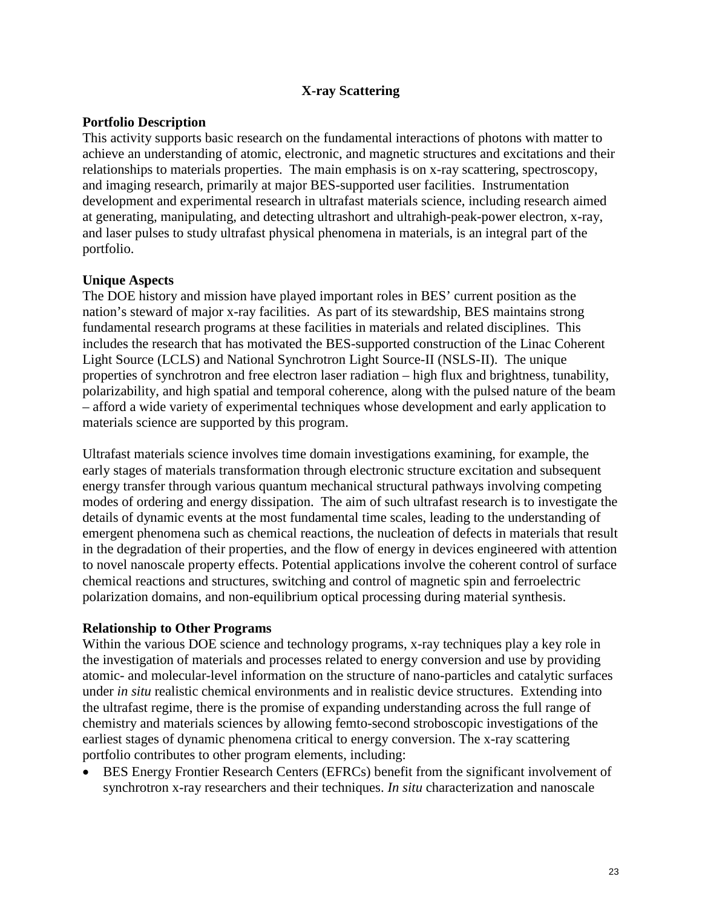## X-ray Scattering

### Portfolio Description

This activity supports basic research on the fundamental interactions of photons with matter to achieve an understanding of atomic, electronic, and magnetic structures and excitations and their relationships to materials properties. The main emphasis is on x-ray scattering, spectroscopy, and imaging research, primarily at major BES-supported user facilities. Instrumentation development and experimental research in ultrafast materials science, including research aimed at generating, manipulating, and detecting ultrashort and ultrahigh-peak-power electron, x-ray, and laser pulses to study ultrafast physical phenomena in materials, is an integral part of the portfolio.

### Unique Aspects

The DOE history and mission have played important roles in BES' current position as the nation's steward of major x-ray facilities. As part of its stewardship, BES maintains strong fundamental research programs at these facilities in materials and related disciplines. This includes the research that has motivated the BES-supported construction of the Linac Coherent Light Source (LCLS) and National Synchrotron Light Source-II (NSLS-II). The unique properties of synchrotron and free electron laser radiation – high flux and brightness, tunability, polarizability, and high spatial and temporal coherence, along with the pulsed nature of the beam – afford a wide variety of experimental techniques whose development and early application to materials science are supported by this program.

Ultrafast materials science involves time domain investigations examining, for example, the early stages of materials transformation through electronic structure excitation and subsequent energy transfer through various quantum mechanical structural pathways involving competing modes of ordering and energy dissipation. The aim of such ultrafast research is to investigate the details of dynamic events at the most fundamental time scales, leading to the understanding of emergent phenomena such as chemical reactions, the nucleation of defects in materials that result in the degradation of their properties, and the flow of energy in devices engineered with attention to novel nanoscale property effects. Potential applications involve the coherent control of surface chemical reactions and structures, switching and control of magnetic spin and ferroelectric polarization domains, and non-equilibrium optical processing during material synthesis.

### Relationship to Other Programs

Within the various DOE science and technology programs, x-ray techniques play a key role in the investigation of materials and processes related to energy conversion and use by providing atomic- and molecular-level information on the structure of nano-particles and catalytic surfaces under *in situ* realistic chemical environments and in realistic device structures. Extending into the ultrafast regime, there is the promise of expanding understanding across the full range of chemistry and materials sciences by allowing femto-second stroboscopic investigations of the earliest stages of dynamic phenomena critical to energy conversion. The x-ray scattering portfolio contributes to other program elements, including:

- BES Energy Frontier Research Centers (EFRCs) benefit from the significant involvement of synchrotron x-ray researchers and their techniques. *In situ* characterization and nanoscale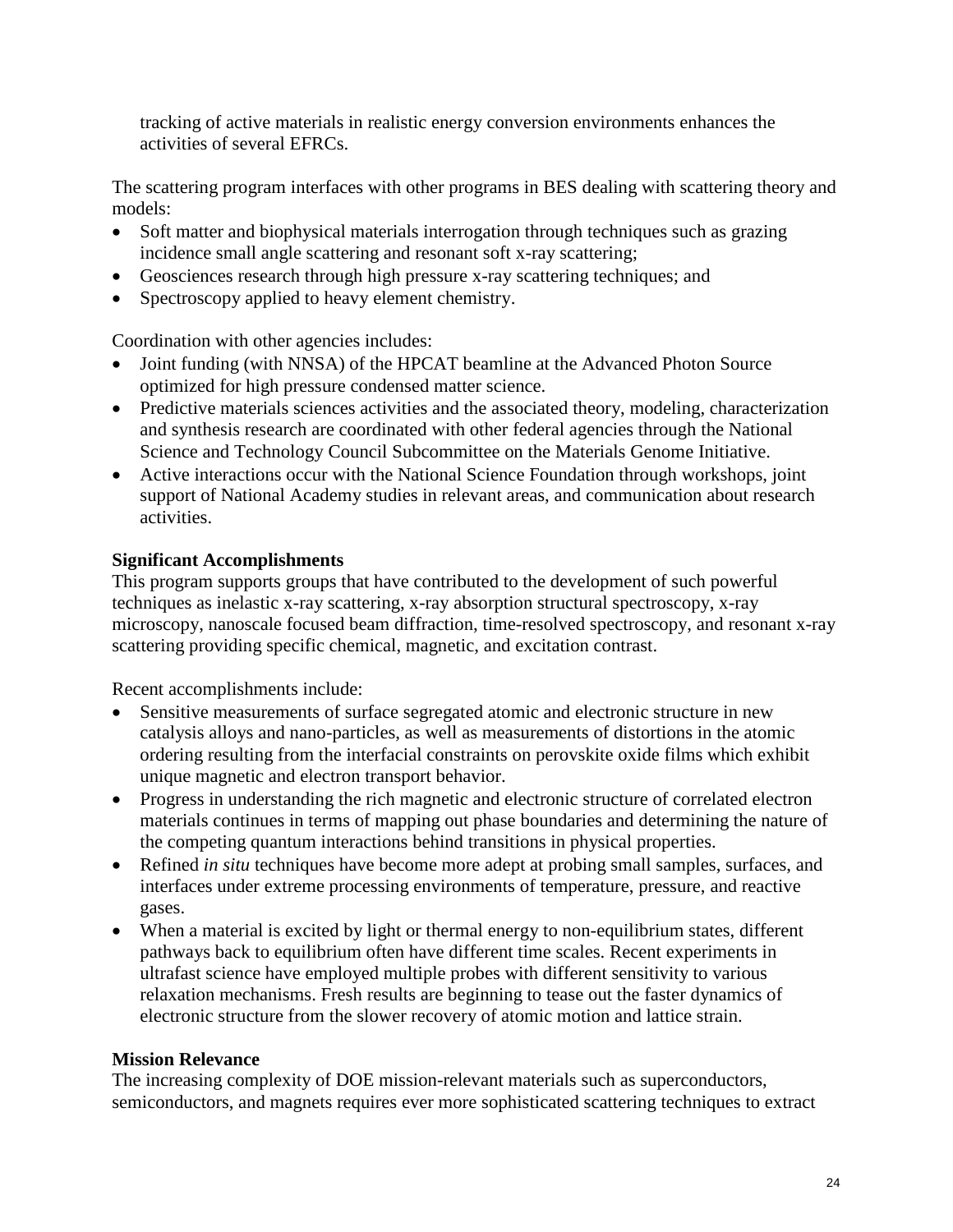tracking of active materials in realistic energy conversion environments enhances the activities of several EFRCs.

The scattering program interfaces with other programs in BES dealing with scattering theory and models:

- Soft matter and biophysical materials interrogation through techniques such as grazing incidence small angle scattering and resonant soft x-ray scattering;
- Geosciences research through high pressure x-ray scattering techniques; and
- Spectroscopy applied to heavy element chemistry.

Coordination with other agencies includes:

- Joint funding (with NNSA) of the HPCAT beamline at the Advanced Photon Source optimized for high pressure condensed matter science.
- Predictive materials sciences activities and the associated theory, modeling, characterization and synthesis research are coordinated with other federal agencies through the National Science and Technology Council Subcommittee on the Materials Genome Initiative.
- Active interactions occur with the National Science Foundation through workshops, joint support of National Academy studies in relevant areas, and communication about research activities.

**Significant Accomplishments**

This program supports groups that have contributed to the development of such powerful techniques as inelastic x-ray scattering, x-ray absorption structural spectroscopy, x-ray microscopy, nanoscale focused beam diffraction, time-resolved spectroscopy, and resonant x-ray scattering providing specific chemical, magnetic, and excitation contrast.

Recent accomplishments include:

- Sensitive measurements of surface segregated atomic and electronic structure in new catalysis alloys and nano-particles, as well as measurements of distortions in the atomic ordering resulting from the interfacial constraints on perovskite oxide films which exhibit unique magnetic and electron transport behavior.
- Progress in understanding the rich magnetic and electronic structure of correlated electron materials continues in terms of mapping out phase boundaries and determining the nature of the competing quantum interactions behind transitions in physical properties.
- Refined *in situ* techniques have become more adept at probing small samples, surfaces, and interfaces under extreme processing environments of temperature, pressure, and reactive gases.
- When a material is excited by light or thermal energy to non-equilibrium states, different pathways back to equilibrium often have different time scales. Recent experiments in ultrafast science have employed multiple probes with different sensitivity to various relaxation mechanisms. Fresh results are beginning to tease out the faster dynamics of electronic structure from the slower recovery of atomic motion and lattice strain.

**Mission Relevance**

The increasing complexity of DOE mission-relevant materials such as superconductors, semiconductors, and magnets requires ever more sophisticated scattering techniques to extract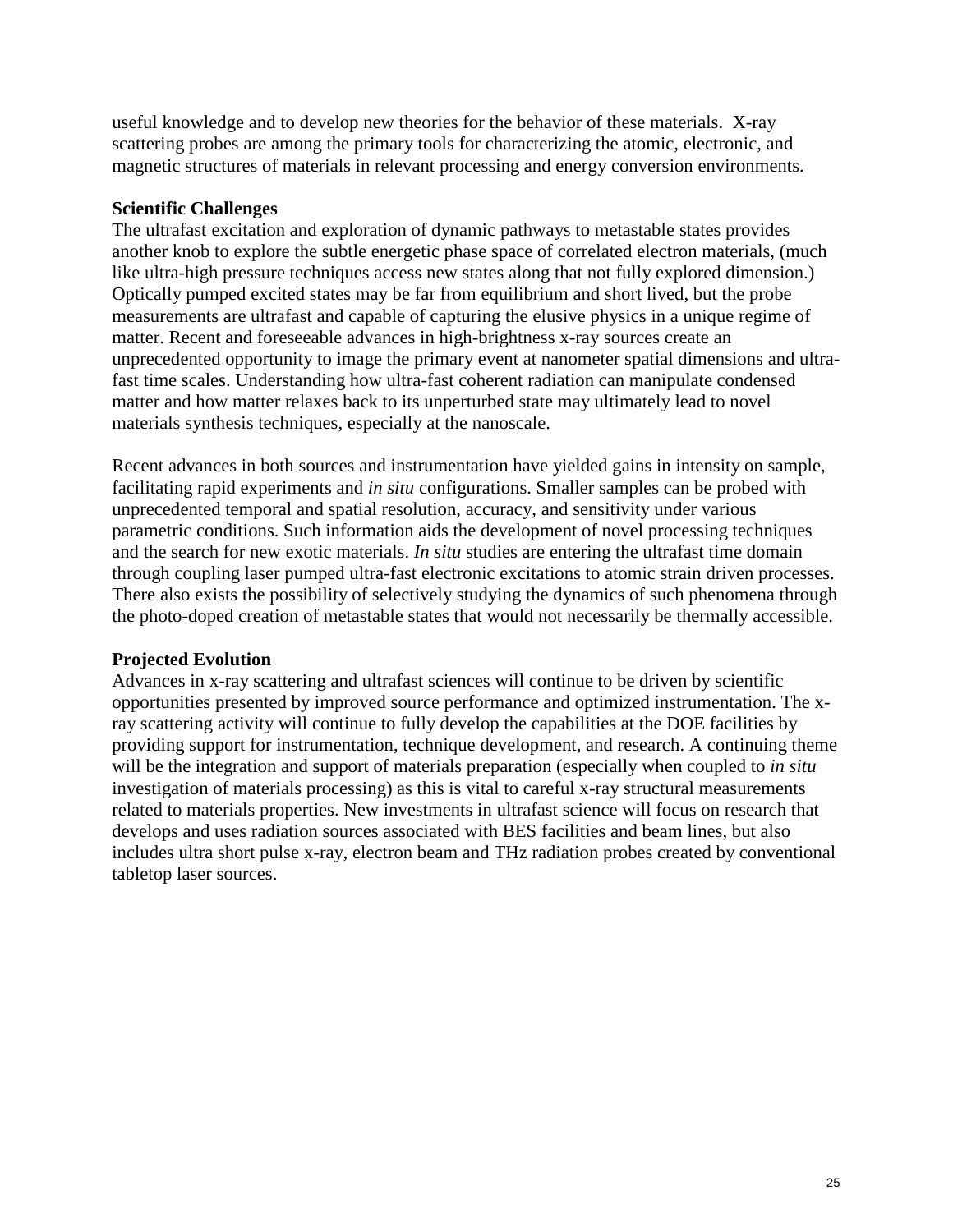useful knowledge and to develop new theories for the behavior of these materials. X-ray scattering probes are among the primary tools for characterizing the atomic, electronic, and magnetic structures of materials in relevant processing and energy conversion environments.

**Scientific Challenges**

The ultrafast excitation and exploration of dynamic pathways to metastable states provides another knob to explore the subtle energetic phase space of correlated electron materials, (much like ultra-high pressure techniques access new states along that not fully explored dimension.) Optically pumped excited states may be far from equilibrium and short lived, but the probe measurements are ultrafast and capable of capturing the elusive physics in a unique regime of matter. Recent and foreseeable advances in high-brightness x-ray sources create an unprecedented opportunity to image the primary event at nanometer spatial dimensions and ultra-fast time scales. Understanding how ultra-fast coherent radiation can manipulate condensed matter and how matter relaxes back to its unperturbed state may ultimately lead to novel materials synthesis techniques, especially at the nanoscale.

Recent advances in both sources and instrumentation have yielded gains in intensity on sample, facilitating rapid experiments and *in situ* configurations. Smaller samples can be probed with unprecedented temporal and spatial resolution, accuracy, and sensitivity under various parametric conditions. Such information aids the development of novel processing techniques and the search for new exotic materials. *In situ* studies are entering the ultrafast time domain through coupling laser pumped ultra-fast electronic excitations to atomic strain driven processes. There also exists the possibility of selectively studying the dynamics of such phenomena through the photo-doped creation of metastable states that would not necessarily be thermally accessible.

**Projected Evolution**

Advances in x-ray scattering and ultrafast sciences will continue to be driven by scientific opportunities presented by improved source performance and optimized instrumentation. The x-ray scattering activity will continue to fully develop the capabilities at the DOE facilities by providing support for instrumentation, technique development, and research. A continuing theme will be the integration and support of materials preparation (especially when coupled to *in situ* investigation of materials processing) as this is vital to careful x-ray structural measurements related to materials properties. New investments in ultrafast science will focus on research that develops and uses radiation sources associated with BES facilities and beam lines, but also includes ultra short pulse x-ray, electron beam and THz radiation probes created by conventional tabletop laser sources.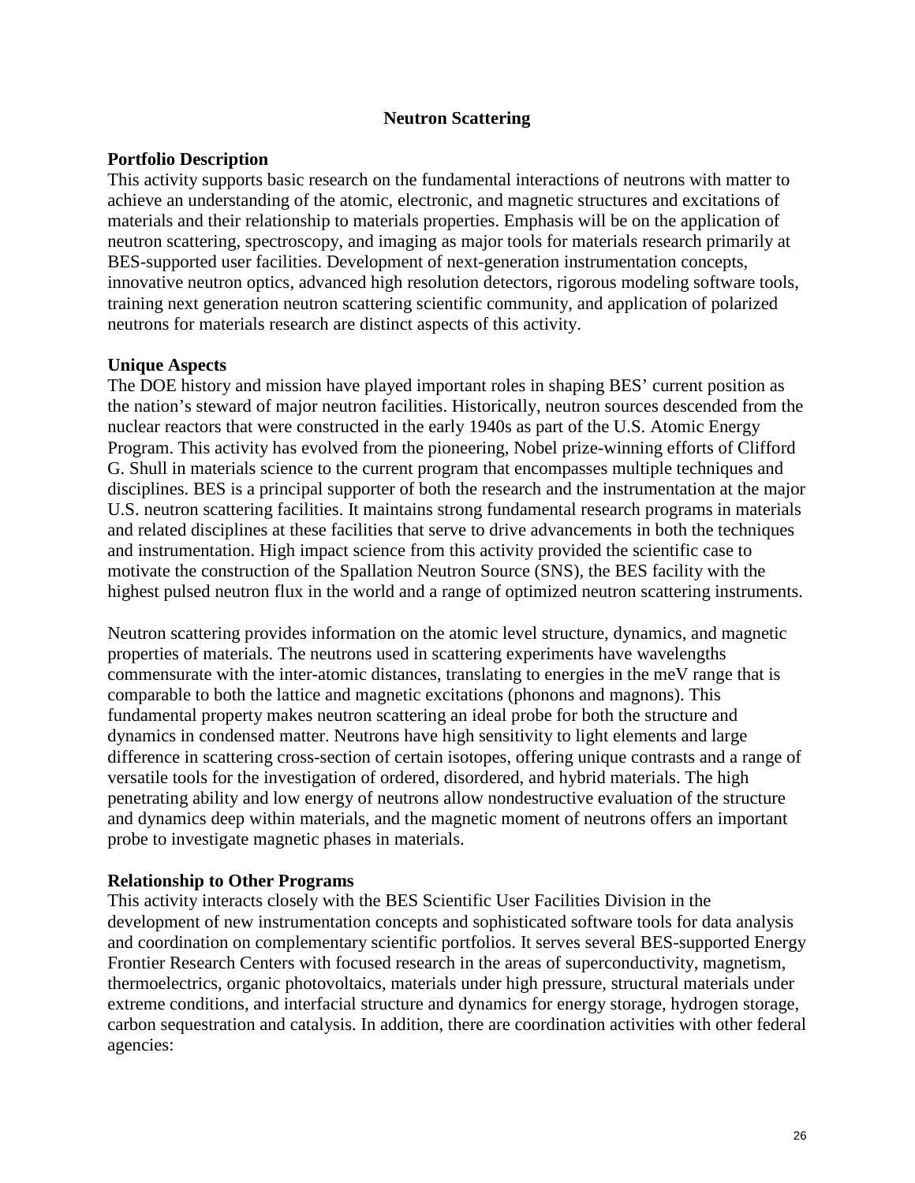# Neutron Scattering

## Portfolio Description

This activity supports basic research on the fundamental interactions of neutrons with matter to achieve an understanding of the atomic, electronic, and magnetic structures and excitations of materials and their relationship to materials properties. Emphasis will be on the application of neutron scattering, spectroscopy, and imaging as major tools for materials research primarily at BES-supported user facilities. Development of next-generation instrumentation concepts, innovative neutron optics, advanced high resolution detectors, rigorous modeling software tools, training next generation neutron scattering scientific community, and application of polarized neutrons for materials research are distinct aspects of this activity.

## Unique Aspects

The DOE history and mission have played important roles in shaping BES' current position as the nation's steward of major neutron facilities. Historically, neutron sources descended from the nuclear reactors that were constructed in the early 1940s as part of the U.S. Atomic Energy Program. This activity has evolved from the pioneering, Nobel prize-winning efforts of Clifford G. Shull in materials science to the current program that encompasses multiple techniques and disciplines. BES is a principal supporter of both the research and the instrumentation at the major U.S. neutron scattering facilities. It maintains strong fundamental research programs in materials and related disciplines at these facilities that serve to drive advancements in both the techniques and instrumentation. High impact science from this activity provided the scientific case to motivate the construction of the Spallation Neutron Source (SNS), the BES facility with the highest pulsed neutron flux in the world and a range of optimized neutron scattering instruments.

Neutron scattering provides information on the atomic level structure, dynamics, and magnetic properties of materials. The neutrons used in scattering experiments have wavelengths commensurate with the inter-atomic distances, translating to energies in the meV range that is comparable to both the lattice and magnetic excitations (phonons and magnons). This fundamental property makes neutron scattering an ideal probe for both the structure and dynamics in condensed matter. Neutrons have high sensitivity to light elements and large difference in scattering cross-section of certain isotopes, offering unique contrasts and a range of versatile tools for the investigation of ordered, disordered, and hybrid materials. The high penetrating ability and low energy of neutrons allow nondestructive evaluation of the structure and dynamics deep within materials, and the magnetic moment of neutrons offers an important probe to investigate magnetic phases in materials.

## Relationship to Other Programs

This activity interacts closely with the BES Scientific User Facilities Division in the development of new instrumentation concepts and sophisticated software tools for data analysis and coordination on complementary scientific portfolios. It serves several BES-supported Energy Frontier Research Centers with focused research in the areas of superconductivity, magnetism, thermoelectrics, organic photovoltaics, materials under high pressure, structural materials under extreme conditions, and interfacial structure and dynamics for energy storage, hydrogen storage, carbon sequestration and catalysis. In addition, there are coordination activities with other federal agencies: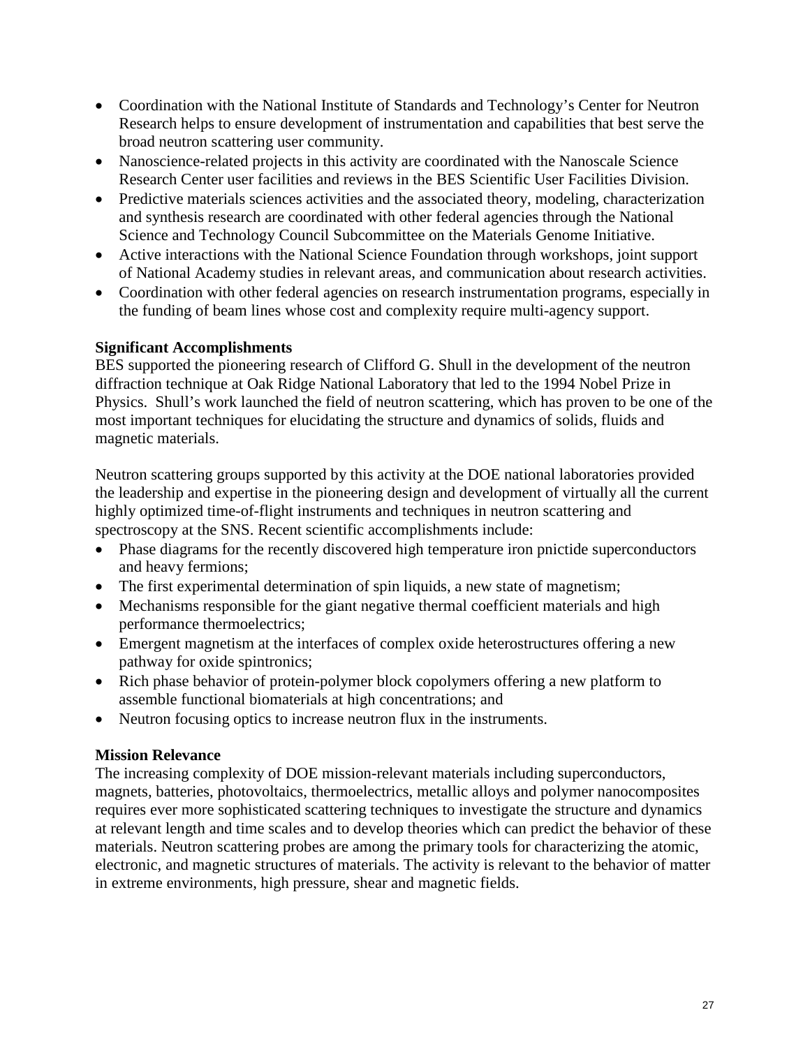- Coordination with the National Institute of Standards and Technology's Center for Neutron Research helps to ensure development of instrumentation and capabilities that best serve the broad neutron scattering user community.
- Nanoscience-related projects in this activity are coordinated with the Nanoscale Science Research Center user facilities and reviews in the BES Scientific User Facilities Division.
- Predictive materials sciences activities and the associated theory, modeling, characterization and synthesis research are coordinated with other federal agencies through the National Science and Technology Council Subcommittee on the Materials Genome Initiative.
- Active interactions with the National Science Foundation through workshops, joint support of National Academy studies in relevant areas, and communication about research activities.
- Coordination with other federal agencies on research instrumentation programs, especially in the funding of beam lines whose cost and complexity require multi-agency support.

**Significant Accomplishments**

BES supported the pioneering research of Clifford G. Shull in the development of the neutron diffraction technique at Oak Ridge National Laboratory that led to the 1994 Nobel Prize in Physics. Shull's work launched the field of neutron scattering, which has proven to be one of the most important techniques for elucidating the structure and dynamics of solids, fluids and magnetic materials.

Neutron scattering groups supported by this activity at the DOE national laboratories provided the leadership and expertise in the pioneering design and development of virtually all the current highly optimized time-of-flight instruments and techniques in neutron scattering and spectroscopy at the SNS. Recent scientific accomplishments include:

- Phase diagrams for the recently discovered high temperature iron pnictide superconductors and heavy fermions;
- The first experimental determination of spin liquids, a new state of magnetism;
- Mechanisms responsible for the giant negative thermal coefficient materials and high performance thermoelectrics;
- Emergent magnetism at the interfaces of complex oxide heterostructures offering a new pathway for oxide spintronics;
- Rich phase behavior of protein-polymer block copolymers offering a new platform to assemble functional biomaterials at high concentrations; and
- Neutron focusing optics to increase neutron flux in the instruments.

**Mission Relevance**

The increasing complexity of DOE mission-relevant materials including superconductors, magnets, batteries, photovoltaics, thermoelectrics, metallic alloys and polymer nanocomposites requires ever more sophisticated scattering techniques to investigate the structure and dynamics at relevant length and time scales and to develop theories which can predict the behavior of these materials. Neutron scattering probes are among the primary tools for characterizing the atomic, electronic, and magnetic structures of materials. The activity is relevant to the behavior of matter in extreme environments, high pressure, shear and magnetic fields.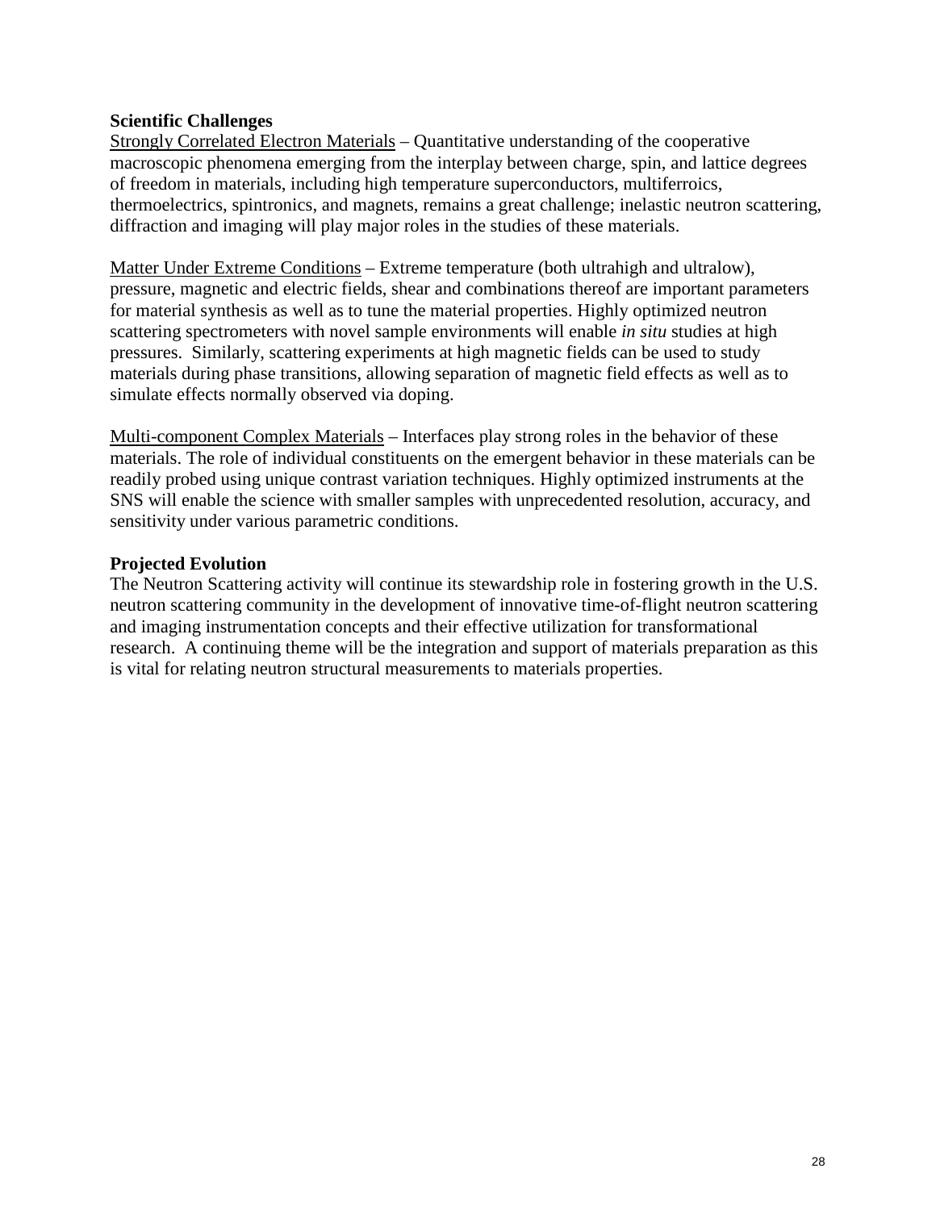**Scientific Challenges**

Strongly Correlated Electron Materials – Quantitative understanding of the cooperative macroscopic phenomena emerging from the interplay between charge, spin, and lattice degrees of freedom in materials, including high temperature superconductors, multiferroics, thermoelectrics, spintronics, and magnets, remains a great challenge; inelastic neutron scattering, diffraction and imaging will play major roles in the studies of these materials.

Matter Under Extreme Conditions – Extreme temperature (both ultrahigh and ultralow), pressure, magnetic and electric fields, shear and combinations thereof are important parameters for material synthesis as well as to tune the material properties. Highly optimized neutron scattering spectrometers with novel sample environments will enable *in situ* studies at high pressures. Similarly, scattering experiments at high magnetic fields can be used to study materials during phase transitions, allowing separation of magnetic field effects as well as to simulate effects normally observed via doping.

Multi-component Complex Materials – Interfaces play strong roles in the behavior of these materials. The role of individual constituents on the emergent behavior in these materials can be readily probed using unique contrast variation techniques. Highly optimized instruments at the SNS will enable the science with smaller samples with unprecedented resolution, accuracy, and sensitivity under various parametric conditions.

**Projected Evolution**

The Neutron Scattering activity will continue its stewardship role in fostering growth in the U.S. neutron scattering community in the development of innovative time-of-flight neutron scattering and imaging instrumentation concepts and their effective utilization for transformational research. A continuing theme will be the integration and support of materials preparation as this is vital for relating neutron structural measurements to materials properties.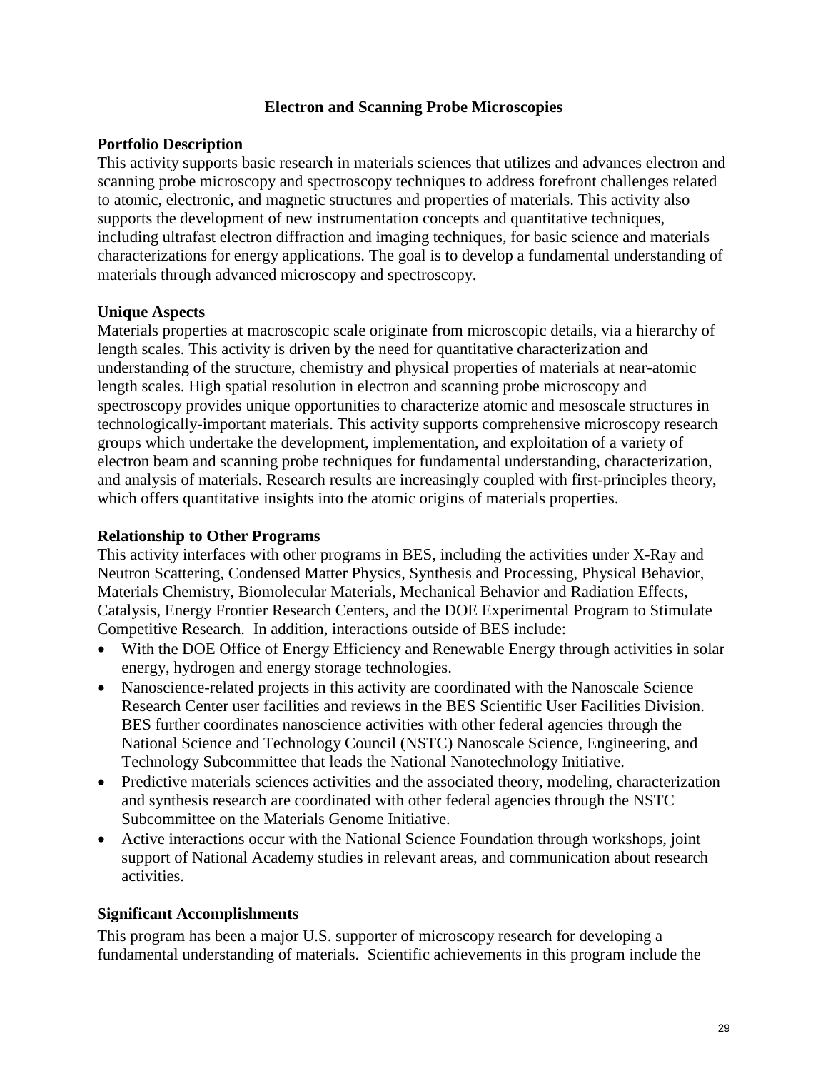## Electron and Scanning Probe Microscopies

### Portfolio Description

This activity supports basic research in materials sciences that utilizes and advances electron and scanning probe microscopy and spectroscopy techniques to address forefront challenges related to atomic, electronic, and magnetic structures and properties of materials. This activity also supports the development of new instrumentation concepts and quantitative techniques, including ultrafast electron diffraction and imaging techniques, for basic science and materials characterizations for energy applications. The goal is to develop a fundamental understanding of materials through advanced microscopy and spectroscopy.

### Unique Aspects

Materials properties at macroscopic scale originate from microscopic details, via a hierarchy of length scales. This activity is driven by the need for quantitative characterization and understanding of the structure, chemistry and physical properties of materials at near-atomic length scales. High spatial resolution in electron and scanning probe microscopy and spectroscopy provides unique opportunities to characterize atomic and mesoscale structures in technologically-important materials. This activity supports comprehensive microscopy research groups which undertake the development, implementation, and exploitation of a variety of electron beam and scanning probe techniques for fundamental understanding, characterization, and analysis of materials. Research results are increasingly coupled with first-principles theory, which offers quantitative insights into the atomic origins of materials properties.

### Relationship to Other Programs

This activity interfaces with other programs in BES, including the activities under X-Ray and Neutron Scattering, Condensed Matter Physics, Synthesis and Processing, Physical Behavior, Materials Chemistry, Biomolecular Materials, Mechanical Behavior and Radiation Effects, Catalysis, Energy Frontier Research Centers, and the DOE Experimental Program to Stimulate Competitive Research. In addition, interactions outside of BES include:

- With the DOE Office of Energy Efficiency and Renewable Energy through activities in solar energy, hydrogen and energy storage technologies.
- Nanoscience-related projects in this activity are coordinated with the Nanoscale Science Research Center user facilities and reviews in the BES Scientific User Facilities Division. BES further coordinates nanoscience activities with other federal agencies through the National Science and Technology Council (NSTC) Nanoscale Science, Engineering, and Technology Subcommittee that leads the National Nanotechnology Initiative.
- Predictive materials sciences activities and the associated theory, modeling, characterization and synthesis research are coordinated with other federal agencies through the NSTC Subcommittee on the Materials Genome Initiative.
- Active interactions occur with the National Science Foundation through workshops, joint support of National Academy studies in relevant areas, and communication about research activities.

### Significant Accomplishments

This program has been a major U.S. supporter of microscopy research for developing a fundamental understanding of materials. Scientific achievements in this program include the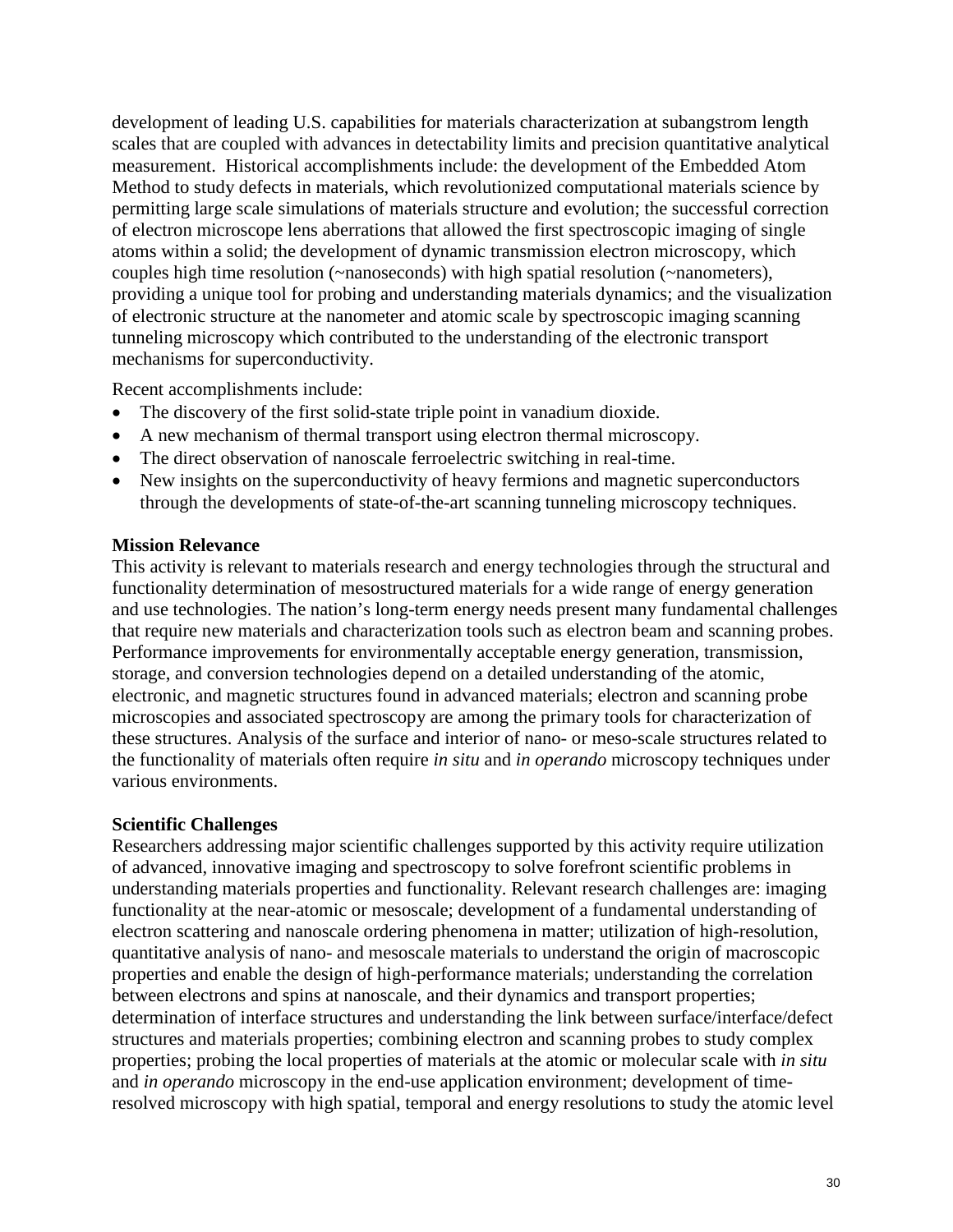development of leading U.S. capabilities for materials characterization at subangstrom length scales that are coupled with advances in detectability limits and precision quantitative analytical measurement. Historical accomplishments include: the development of the Embedded Atom Method to study defects in materials, which revolutionized computational materials science by permitting large scale simulations of materials structure and evolution; the successful correction of electron microscope lens aberrations that allowed the first spectroscopic imaging of single atoms within a solid; the development of dynamic transmission electron microscopy, which couples high time resolution (~nanoseconds) with high spatial resolution (~nanometers), providing a unique tool for probing and understanding materials dynamics; and the visualization of electronic structure at the nanometer and atomic scale by spectroscopic imaging scanning tunneling microscopy which contributed to the understanding of the electronic transport mechanisms for superconductivity.

Recent accomplishments include:

- The discovery of the first solid-state triple point in vanadium dioxide.
- A new mechanism of thermal transport using electron thermal microscopy.
- The direct observation of nanoscale ferroelectric switching in real-time.
- New insights on the superconductivity of heavy fermions and magnetic superconductors through the developments of state-of-the-art scanning tunneling microscopy techniques.

**Mission Relevance**

This activity is relevant to materials research and energy technologies through the structural and functionality determination of mesostructured materials for a wide range of energy generation and use technologies. The nation's long-term energy needs present many fundamental challenges that require new materials and characterization tools such as electron beam and scanning probes. Performance improvements for environmentally acceptable energy generation, transmission, storage, and conversion technologies depend on a detailed understanding of the atomic, electronic, and magnetic structures found in advanced materials; electron and scanning probe microscopies and associated spectroscopy are among the primary tools for characterization of these structures. Analysis of the surface and interior of nano- or meso-scale structures related to the functionality of materials often require *in situ* and *in operando* microscopy techniques under various environments.

**Scientific Challenges**

Researchers addressing major scientific challenges supported by this activity require utilization of advanced, innovative imaging and spectroscopy to solve forefront scientific problems in understanding materials properties and functionality. Relevant research challenges are: imaging functionality at the near-atomic or mesoscale; development of a fundamental understanding of electron scattering and nanoscale ordering phenomena in matter; utilization of high-resolution, quantitative analysis of nano- and mesoscale materials to understand the origin of macroscopic properties and enable the design of high-performance materials; understanding the correlation between electrons and spins at nanoscale, and their dynamics and transport properties; determination of interface structures and understanding the link between surface/interface/defect structures and materials properties; combining electron and scanning probes to study complex properties; probing the local properties of materials at the atomic or molecular scale with *in situ* and *in operando* microscopy in the end-use application environment; development of time-resolved microscopy with high spatial, temporal and energy resolutions to study the atomic level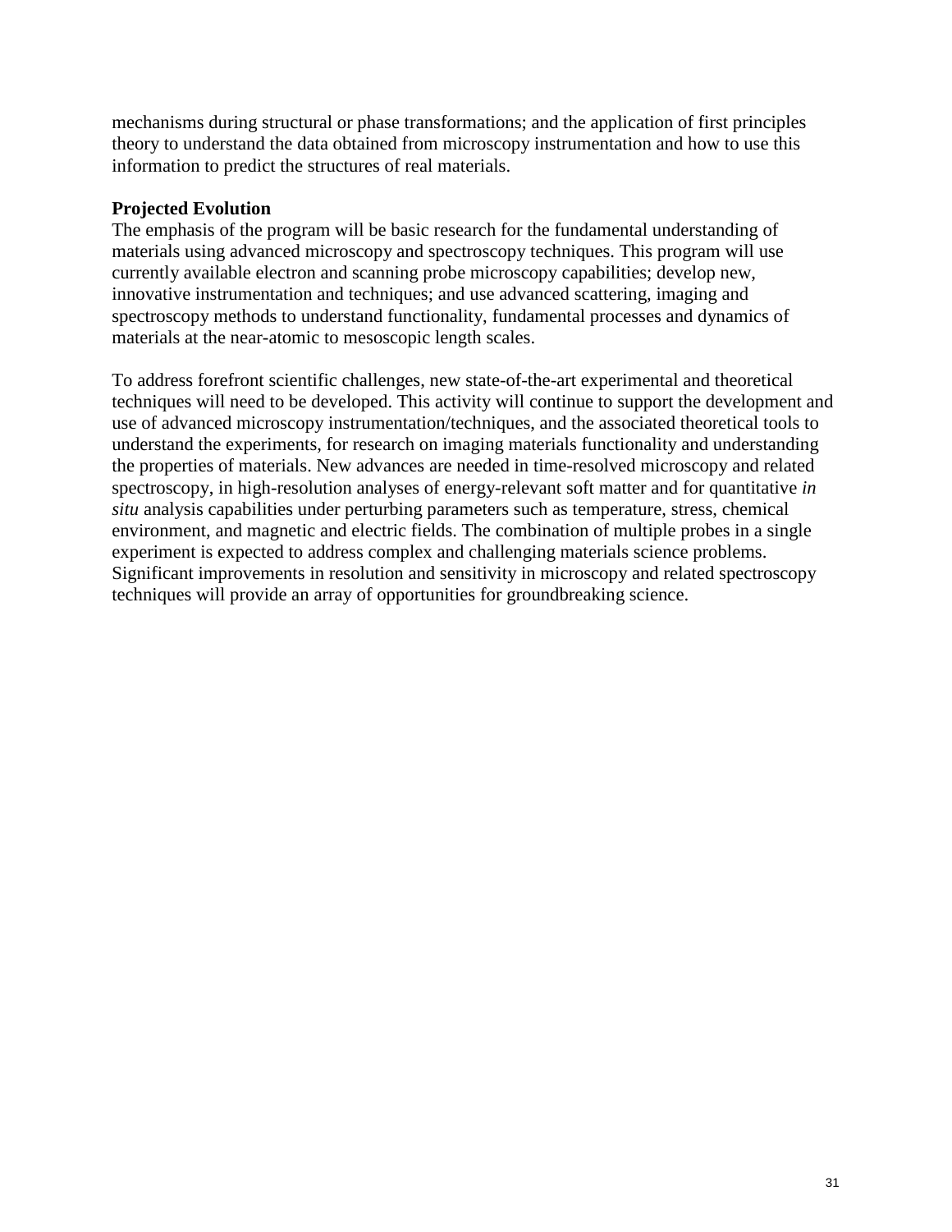mechanisms during structural or phase transformations; and the application of first principles theory to understand the data obtained from microscopy instrumentation and how to use this information to predict the structures of real materials.

**Projected Evolution**

The emphasis of the program will be basic research for the fundamental understanding of materials using advanced microscopy and spectroscopy techniques. This program will use currently available electron and scanning probe microscopy capabilities; develop new, innovative instrumentation and techniques; and use advanced scattering, imaging and spectroscopy methods to understand functionality, fundamental processes and dynamics of materials at the near-atomic to mesoscopic length scales.

To address forefront scientific challenges, new state-of-the-art experimental and theoretical techniques will need to be developed. This activity will continue to support the development and use of advanced microscopy instrumentation/techniques, and the associated theoretical tools to understand the experiments, for research on imaging materials functionality and understanding the properties of materials. New advances are needed in time-resolved microscopy and related spectroscopy, in high-resolution analyses of energy-relevant soft matter and for quantitative *in situ* analysis capabilities under perturbing parameters such as temperature, stress, chemical environment, and magnetic and electric fields. The combination of multiple probes in a single experiment is expected to address complex and challenging materials science problems. Significant improvements in resolution and sensitivity in microscopy and related spectroscopy techniques will provide an array of opportunities for groundbreaking science.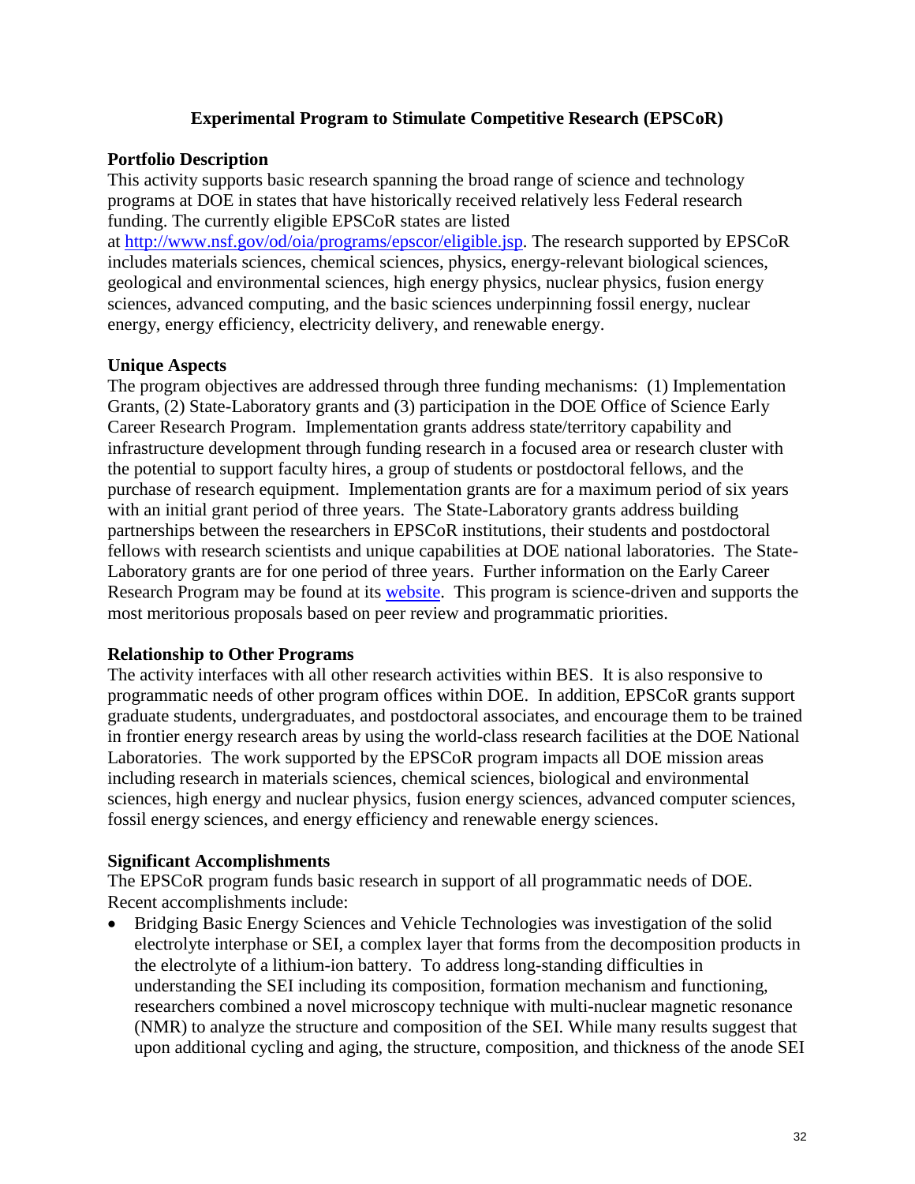## Experimental Program to Stimulate Competitive Research (EPSCoR)

### Portfolio Description

This activity supports basic research spanning the broad range of science and technology programs at DOE in states that have historically received relatively less Federal research funding. The currently eligible EPSCoR states are listed at http://www.nsf.gov/od/oia/programs/epscor/eligible.jsp. The research supported by EPSCoR includes materials sciences, chemical sciences, physics, energy-relevant biological sciences, geological and environmental sciences, high energy physics, nuclear physics, fusion energy sciences, advanced computing, and the basic sciences underpinning fossil energy, nuclear energy, energy efficiency, electricity delivery, and renewable energy.

### Unique Aspects

The program objectives are addressed through three funding mechanisms: (1) Implementation Grants, (2) State-Laboratory grants and (3) participation in the DOE Office of Science Early Career Research Program. Implementation grants address state/territory capability and infrastructure development through funding research in a focused area or research cluster with the potential to support faculty hires, a group of students or postdoctoral fellows, and the purchase of research equipment. Implementation grants are for a maximum period of six years with an initial grant period of three years. The State-Laboratory grants address building partnerships between the researchers in EPSCoR institutions, their students and postdoctoral fellows with research scientists and unique capabilities at DOE national laboratories. The State-Laboratory grants are for one period of three years. Further information on the Early Career Research Program may be found at its website. This program is science-driven and supports the most meritorious proposals based on peer review and programmatic priorities.

### Relationship to Other Programs

The activity interfaces with all other research activities within BES. It is also responsive to programmatic needs of other program offices within DOE. In addition, EPSCoR grants support graduate students, undergraduates, and postdoctoral associates, and encourage them to be trained in frontier energy research areas by using the world-class research facilities at the DOE National Laboratories. The work supported by the EPSCoR program impacts all DOE mission areas including research in materials sciences, chemical sciences, biological and environmental sciences, high energy and nuclear physics, fusion energy sciences, advanced computer sciences, fossil energy sciences, and energy efficiency and renewable energy sciences.

### Significant Accomplishments

The EPSCoR program funds basic research in support of all programmatic needs of DOE. Recent accomplishments include:

- Bridging Basic Energy Sciences and Vehicle Technologies was investigation of the solid electrolyte interphase or SEI, a complex layer that forms from the decomposition products in the electrolyte of a lithium-ion battery. To address long-standing difficulties in understanding the SEI including its composition, formation mechanism and functioning, researchers combined a novel microscopy technique with multi-nuclear magnetic resonance (NMR) to analyze the structure and composition of the SEI. While many results suggest that upon additional cycling and aging, the structure, composition, and thickness of the anode SEI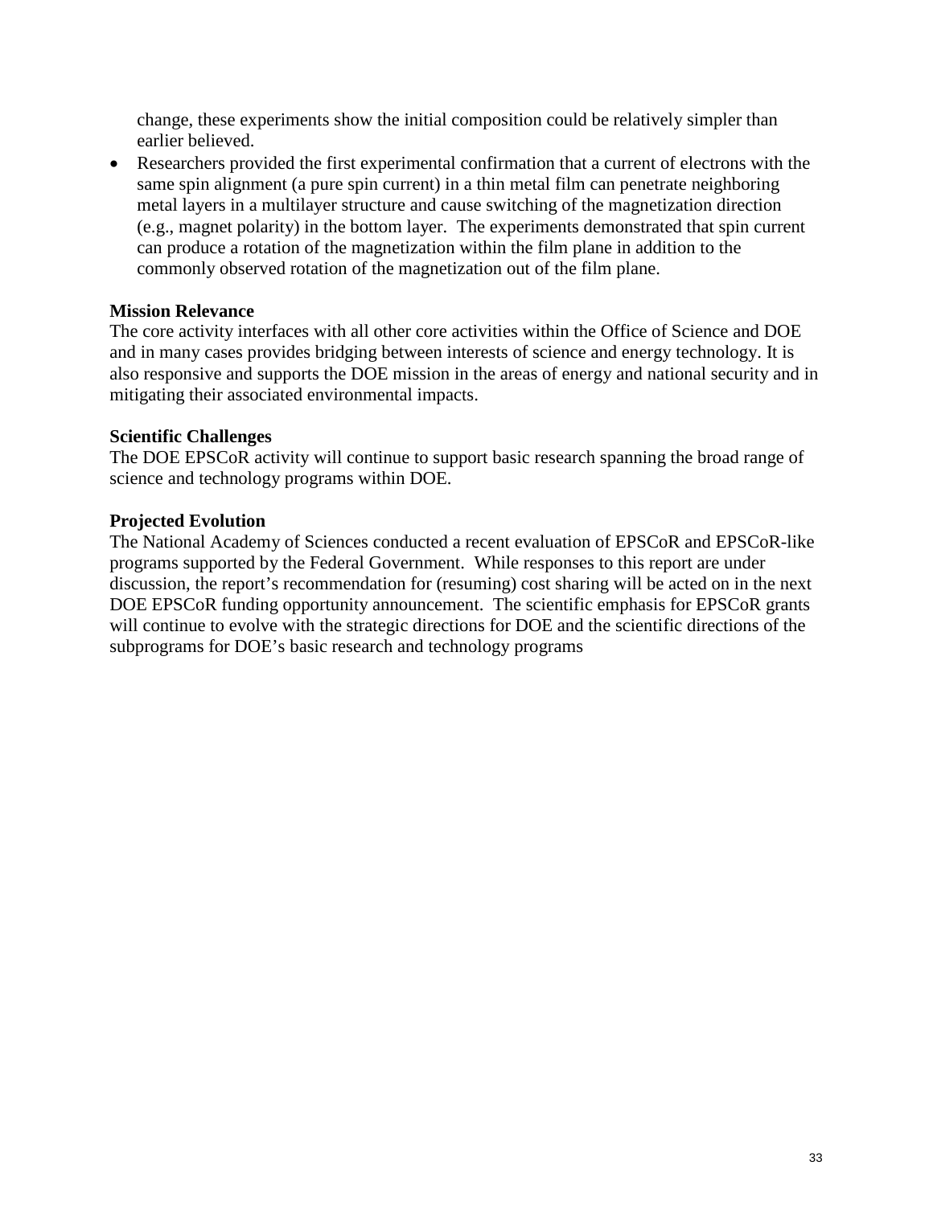change, these experiments show the initial composition could be relatively simpler than earlier believed.

- Researchers provided the first experimental confirmation that a current of electrons with the same spin alignment (a pure spin current) in a thin metal film can penetrate neighboring metal layers in a multilayer structure and cause switching of the magnetization direction (e.g., magnet polarity) in the bottom layer. The experiments demonstrated that spin current can produce a rotation of the magnetization within the film plane in addition to the commonly observed rotation of the magnetization out of the film plane.

**Mission Relevance**

The core activity interfaces with all other core activities within the Office of Science and DOE and in many cases provides bridging between interests of science and energy technology. It is also responsive and supports the DOE mission in the areas of energy and national security and in mitigating their associated environmental impacts.

**Scientific Challenges**

The DOE EPSCoR activity will continue to support basic research spanning the broad range of science and technology programs within DOE.

**Projected Evolution**

The National Academy of Sciences conducted a recent evaluation of EPSCoR and EPSCoR-like programs supported by the Federal Government. While responses to this report are under discussion, the report's recommendation for (resuming) cost sharing will be acted on in the next DOE EPSCoR funding opportunity announcement. The scientific emphasis for EPSCoR grants will continue to evolve with the strategic directions for DOE and the scientific directions of the subprograms for DOE's basic research and technology programs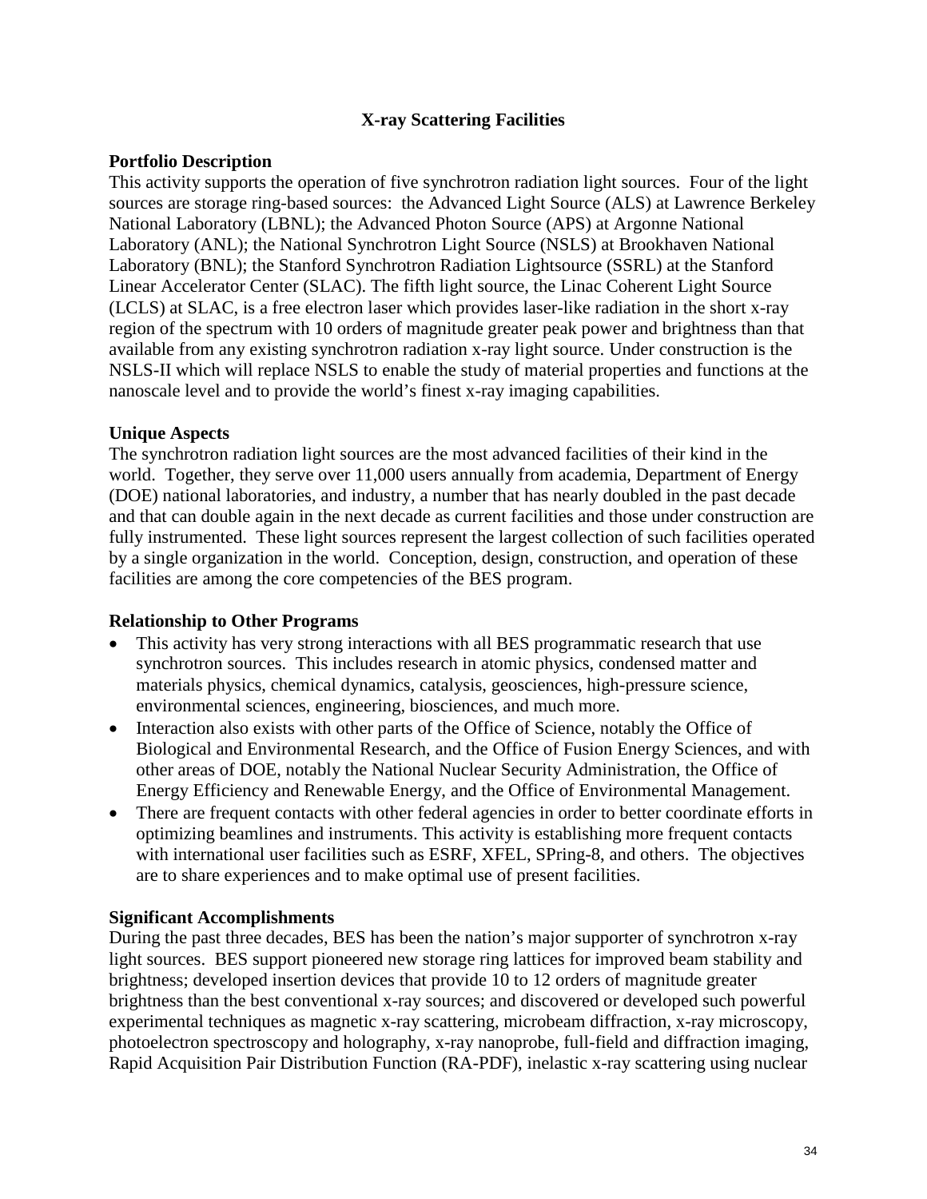## X-ray Scattering Facilities

### Portfolio Description

This activity supports the operation of five synchrotron radiation light sources. Four of the light sources are storage ring-based sources: the Advanced Light Source (ALS) at Lawrence Berkeley National Laboratory (LBNL); the Advanced Photon Source (APS) at Argonne National Laboratory (ANL); the National Synchrotron Light Source (NSLS) at Brookhaven National Laboratory (BNL); the Stanford Synchrotron Radiation Lightsource (SSRL) at the Stanford Linear Accelerator Center (SLAC). The fifth light source, the Linac Coherent Light Source (LCLS) at SLAC, is a free electron laser which provides laser-like radiation in the short x-ray region of the spectrum with 10 orders of magnitude greater peak power and brightness than that available from any existing synchrotron radiation x-ray light source. Under construction is the NSLS-II which will replace NSLS to enable the study of material properties and functions at the nanoscale level and to provide the world's finest x-ray imaging capabilities.

### Unique Aspects

The synchrotron radiation light sources are the most advanced facilities of their kind in the world. Together, they serve over 11,000 users annually from academia, Department of Energy (DOE) national laboratories, and industry, a number that has nearly doubled in the past decade and that can double again in the next decade as current facilities and those under construction are fully instrumented. These light sources represent the largest collection of such facilities operated by a single organization in the world. Conception, design, construction, and operation of these facilities are among the core competencies of the BES program.

### Relationship to Other Programs

- This activity has very strong interactions with all BES programmatic research that use synchrotron sources. This includes research in atomic physics, condensed matter and materials physics, chemical dynamics, catalysis, geosciences, high-pressure science, environmental sciences, engineering, biosciences, and much more.
- Interaction also exists with other parts of the Office of Science, notably the Office of Biological and Environmental Research, and the Office of Fusion Energy Sciences, and with other areas of DOE, notably the National Nuclear Security Administration, the Office of Energy Efficiency and Renewable Energy, and the Office of Environmental Management.
- There are frequent contacts with other federal agencies in order to better coordinate efforts in optimizing beamlines and instruments. This activity is establishing more frequent contacts with international user facilities such as ESRF, XFEL, SPring-8, and others. The objectives are to share experiences and to make optimal use of present facilities.

### Significant Accomplishments

During the past three decades, BES has been the nation's major supporter of synchrotron x-ray light sources. BES support pioneered new storage ring lattices for improved beam stability and brightness; developed insertion devices that provide 10 to 12 orders of magnitude greater brightness than the best conventional x-ray sources; and discovered or developed such powerful experimental techniques as magnetic x-ray scattering, microbeam diffraction, x-ray microscopy, photoelectron spectroscopy and holography, x-ray nanoprobe, full-field and diffraction imaging, Rapid Acquisition Pair Distribution Function (RA-PDF), inelastic x-ray scattering using nuclear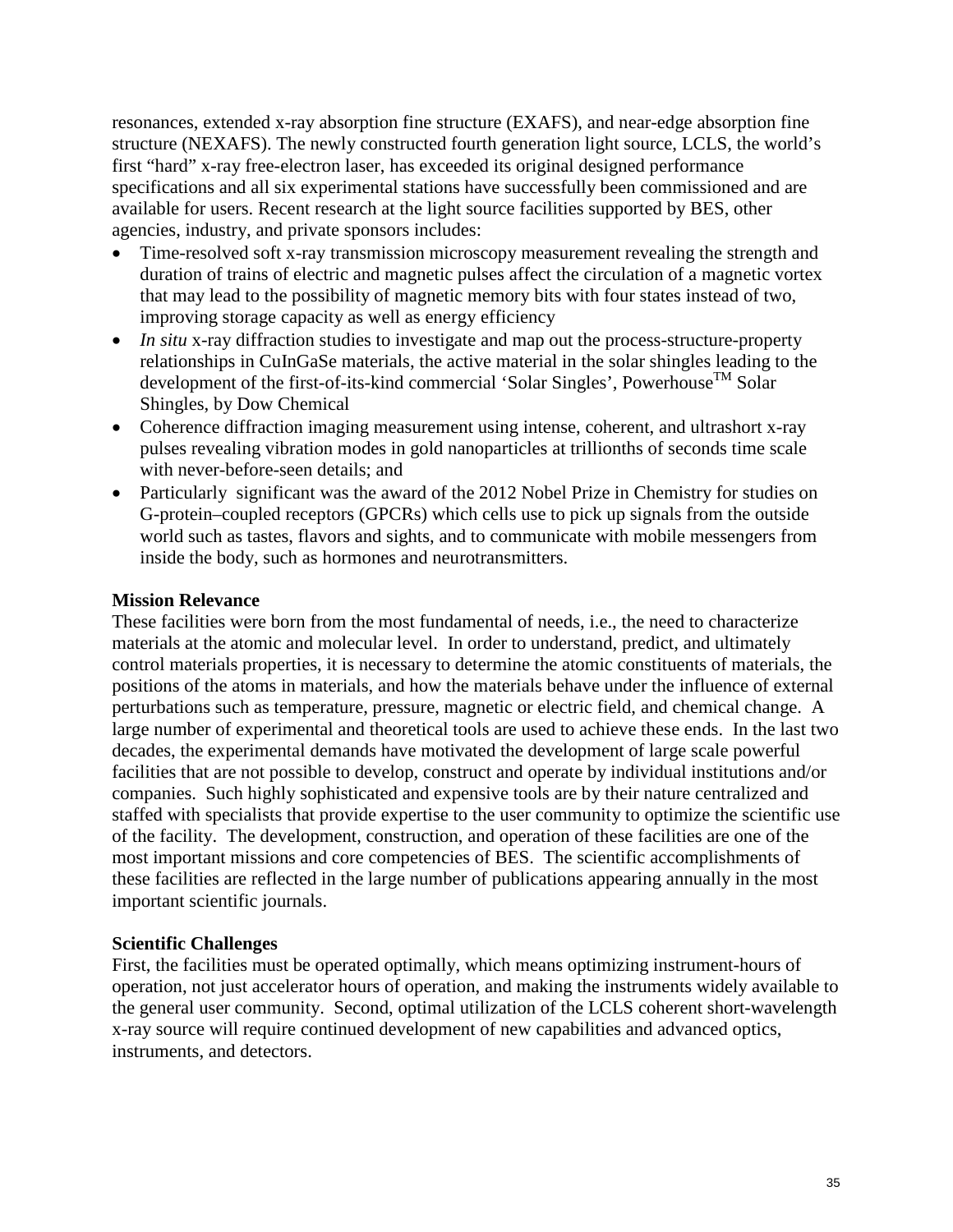resonances, extended x-ray absorption fine structure (EXAFS), and near-edge absorption fine structure (NEXAFS). The newly constructed fourth generation light source, LCLS, the world's first "hard" x-ray free-electron laser, has exceeded its original designed performance specifications and all six experimental stations have successfully been commissioned and are available for users. Recent research at the light source facilities supported by BES, other agencies, industry, and private sponsors includes:

- Time-resolved soft x-ray transmission microscopy measurement revealing the strength and duration of trains of electric and magnetic pulses affect the circulation of a magnetic vortex that may lead to the possibility of magnetic memory bits with four states instead of two, improving storage capacity as well as energy efficiency
- *In situ* x-ray diffraction studies to investigate and map out the process-structure-property relationships in CuInGaSe materials, the active material in the solar shingles leading to the development of the first-of-its-kind commercial 'Solar Singles', Powerhouse™ Solar Shingles, by Dow Chemical
- Coherence diffraction imaging measurement using intense, coherent, and ultrashort x-ray pulses revealing vibration modes in gold nanoparticles at trillionths of seconds time scale with never-before-seen details; and
- Particularly significant was the award of the 2012 Nobel Prize in Chemistry for studies on G-protein–coupled receptors (GPCRs) which cells use to pick up signals from the outside world such as tastes, flavors and sights, and to communicate with mobile messengers from inside the body, such as hormones and neurotransmitters.

**Mission Relevance**

These facilities were born from the most fundamental of needs, i.e., the need to characterize materials at the atomic and molecular level. In order to understand, predict, and ultimately control materials properties, it is necessary to determine the atomic constituents of materials, the positions of the atoms in materials, and how the materials behave under the influence of external perturbations such as temperature, pressure, magnetic or electric field, and chemical change. A large number of experimental and theoretical tools are used to achieve these ends. In the last two decades, the experimental demands have motivated the development of large scale powerful facilities that are not possible to develop, construct and operate by individual institutions and/or companies. Such highly sophisticated and expensive tools are by their nature centralized and staffed with specialists that provide expertise to the user community to optimize the scientific use of the facility. The development, construction, and operation of these facilities are one of the most important missions and core competencies of BES. The scientific accomplishments of these facilities are reflected in the large number of publications appearing annually in the most important scientific journals.

**Scientific Challenges**

First, the facilities must be operated optimally, which means optimizing instrument-hours of operation, not just accelerator hours of operation, and making the instruments widely available to the general user community. Second, optimal utilization of the LCLS coherent short-wavelength x-ray source will require continued development of new capabilities and advanced optics, instruments, and detectors.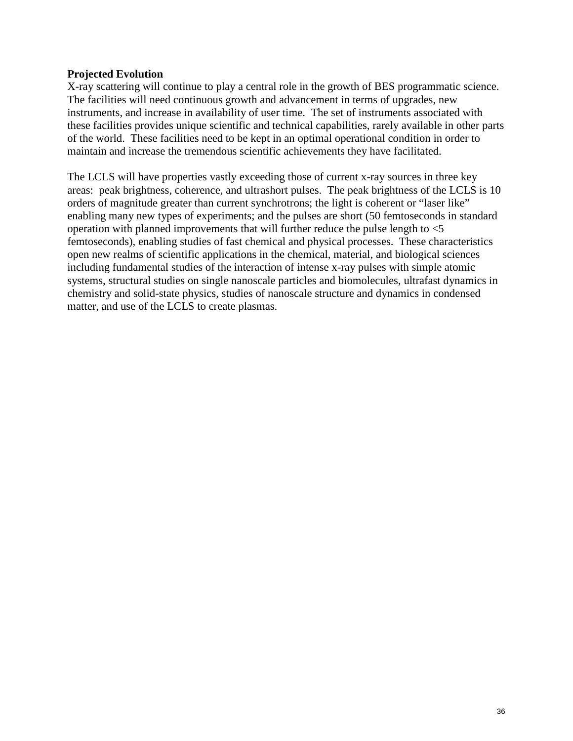**Projected Evolution**

X-ray scattering will continue to play a central role in the growth of BES programmatic science. The facilities will need continuous growth and advancement in terms of upgrades, new instruments, and increase in availability of user time. The set of instruments associated with these facilities provides unique scientific and technical capabilities, rarely available in other parts of the world. These facilities need to be kept in an optimal operational condition in order to maintain and increase the tremendous scientific achievements they have facilitated.

The LCLS will have properties vastly exceeding those of current x-ray sources in three key areas: peak brightness, coherence, and ultrashort pulses. The peak brightness of the LCLS is 10 orders of magnitude greater than current synchrotrons; the light is coherent or "laser like" enabling many new types of experiments; and the pulses are short (50 femtoseconds in standard operation with planned improvements that will further reduce the pulse length to <5 femtoseconds), enabling studies of fast chemical and physical processes. These characteristics open new realms of scientific applications in the chemical, material, and biological sciences including fundamental studies of the interaction of intense x-ray pulses with simple atomic systems, structural studies on single nanoscale particles and biomolecules, ultrafast dynamics in chemistry and solid-state physics, studies of nanoscale structure and dynamics in condensed matter, and use of the LCLS to create plasmas.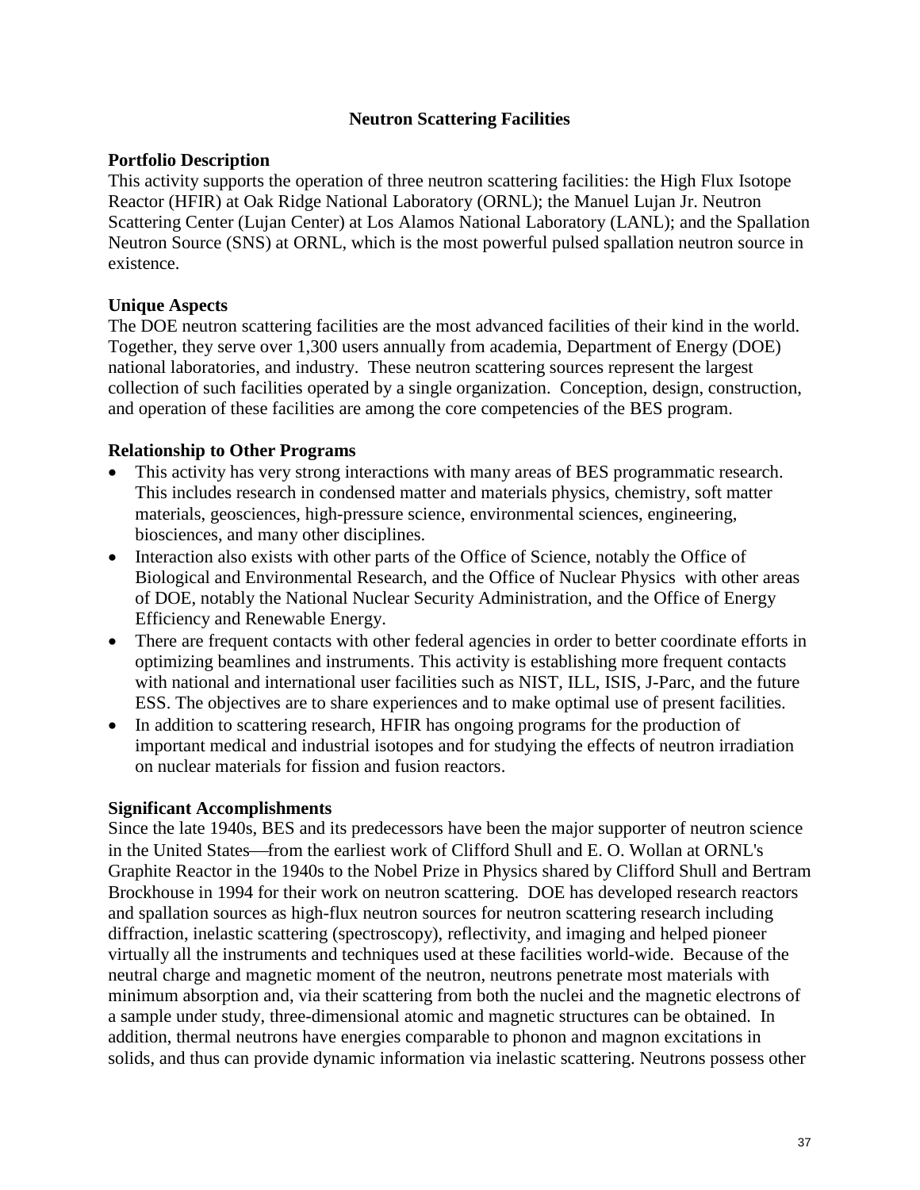## Neutron Scattering Facilities

### Portfolio Description

This activity supports the operation of three neutron scattering facilities: the High Flux Isotope Reactor (HFIR) at Oak Ridge National Laboratory (ORNL); the Manuel Lujan Jr. Neutron Scattering Center (Lujan Center) at Los Alamos National Laboratory (LANL); and the Spallation Neutron Source (SNS) at ORNL, which is the most powerful pulsed spallation neutron source in existence.

### Unique Aspects

The DOE neutron scattering facilities are the most advanced facilities of their kind in the world. Together, they serve over 1,300 users annually from academia, Department of Energy (DOE) national laboratories, and industry. These neutron scattering sources represent the largest collection of such facilities operated by a single organization. Conception, design, construction, and operation of these facilities are among the core competencies of the BES program.

### Relationship to Other Programs

- This activity has very strong interactions with many areas of BES programmatic research. This includes research in condensed matter and materials physics, chemistry, soft matter materials, geosciences, high-pressure science, environmental sciences, engineering, biosciences, and many other disciplines.
- Interaction also exists with other parts of the Office of Science, notably the Office of Biological and Environmental Research, and the Office of Nuclear Physics with other areas of DOE, notably the National Nuclear Security Administration, and the Office of Energy Efficiency and Renewable Energy.
- There are frequent contacts with other federal agencies in order to better coordinate efforts in optimizing beamlines and instruments. This activity is establishing more frequent contacts with national and international user facilities such as NIST, ILL, ISIS, J-Parc, and the future ESS. The objectives are to share experiences and to make optimal use of present facilities.
- In addition to scattering research, HFIR has ongoing programs for the production of important medical and industrial isotopes and for studying the effects of neutron irradiation on nuclear materials for fission and fusion reactors.

### Significant Accomplishments

Since the late 1940s, BES and its predecessors have been the major supporter of neutron science in the United States—from the earliest work of Clifford Shull and E. O. Wollan at ORNL's Graphite Reactor in the 1940s to the Nobel Prize in Physics shared by Clifford Shull and Bertram Brockhouse in 1994 for their work on neutron scattering. DOE has developed research reactors and spallation sources as high-flux neutron sources for neutron scattering research including diffraction, inelastic scattering (spectroscopy), reflectivity, and imaging and helped pioneer virtually all the instruments and techniques used at these facilities world-wide. Because of the neutral charge and magnetic moment of the neutron, neutrons penetrate most materials with minimum absorption and, via their scattering from both the nuclei and the magnetic electrons of a sample under study, three-dimensional atomic and magnetic structures can be obtained. In addition, thermal neutrons have energies comparable to phonon and magnon excitations in solids, and thus can provide dynamic information via inelastic scattering. Neutrons possess other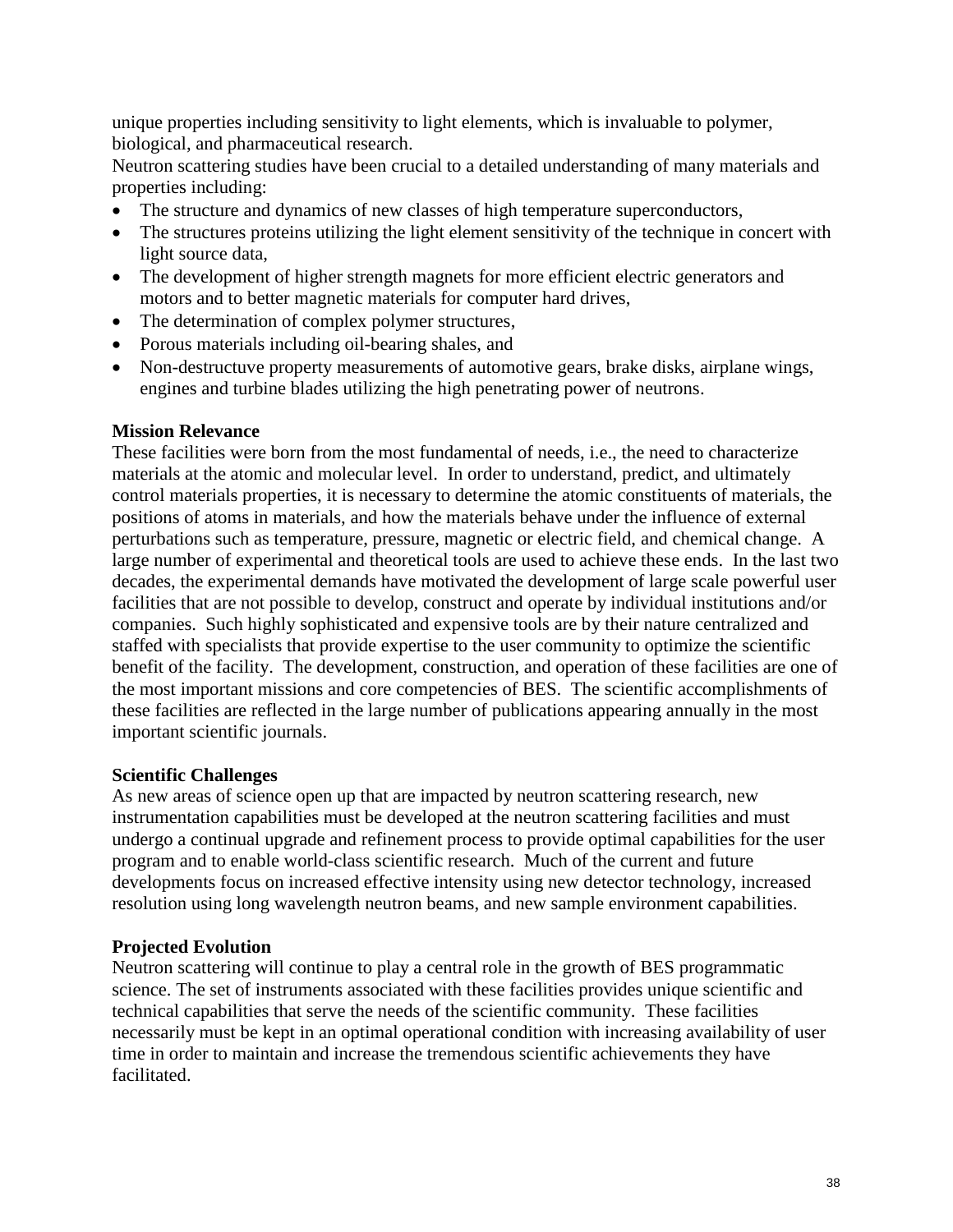unique properties including sensitivity to light elements, which is invaluable to polymer, biological, and pharmaceutical research.

Neutron scattering studies have been crucial to a detailed understanding of many materials and properties including:

- The structure and dynamics of new classes of high temperature superconductors,
- The structures proteins utilizing the light element sensitivity of the technique in concert with light source data,
- The development of higher strength magnets for more efficient electric generators and motors and to better magnetic materials for computer hard drives,
- The determination of complex polymer structures,
- Porous materials including oil-bearing shales, and
- Non-destructuve property measurements of automotive gears, brake disks, airplane wings, engines and turbine blades utilizing the high penetrating power of neutrons.

**Mission Relevance**

These facilities were born from the most fundamental of needs, i.e., the need to characterize materials at the atomic and molecular level. In order to understand, predict, and ultimately control materials properties, it is necessary to determine the atomic constituents of materials, the positions of atoms in materials, and how the materials behave under the influence of external perturbations such as temperature, pressure, magnetic or electric field, and chemical change. A large number of experimental and theoretical tools are used to achieve these ends. In the last two decades, the experimental demands have motivated the development of large scale powerful user facilities that are not possible to develop, construct and operate by individual institutions and/or companies. Such highly sophisticated and expensive tools are by their nature centralized and staffed with specialists that provide expertise to the user community to optimize the scientific benefit of the facility. The development, construction, and operation of these facilities are one of the most important missions and core competencies of BES. The scientific accomplishments of these facilities are reflected in the large number of publications appearing annually in the most important scientific journals.

**Scientific Challenges**

As new areas of science open up that are impacted by neutron scattering research, new instrumentation capabilities must be developed at the neutron scattering facilities and must undergo a continual upgrade and refinement process to provide optimal capabilities for the user program and to enable world-class scientific research. Much of the current and future developments focus on increased effective intensity using new detector technology, increased resolution using long wavelength neutron beams, and new sample environment capabilities.

**Projected Evolution**

Neutron scattering will continue to play a central role in the growth of BES programmatic science. The set of instruments associated with these facilities provides unique scientific and technical capabilities that serve the needs of the scientific community. These facilities necessarily must be kept in an optimal operational condition with increasing availability of user time in order to maintain and increase the tremendous scientific achievements they have facilitated.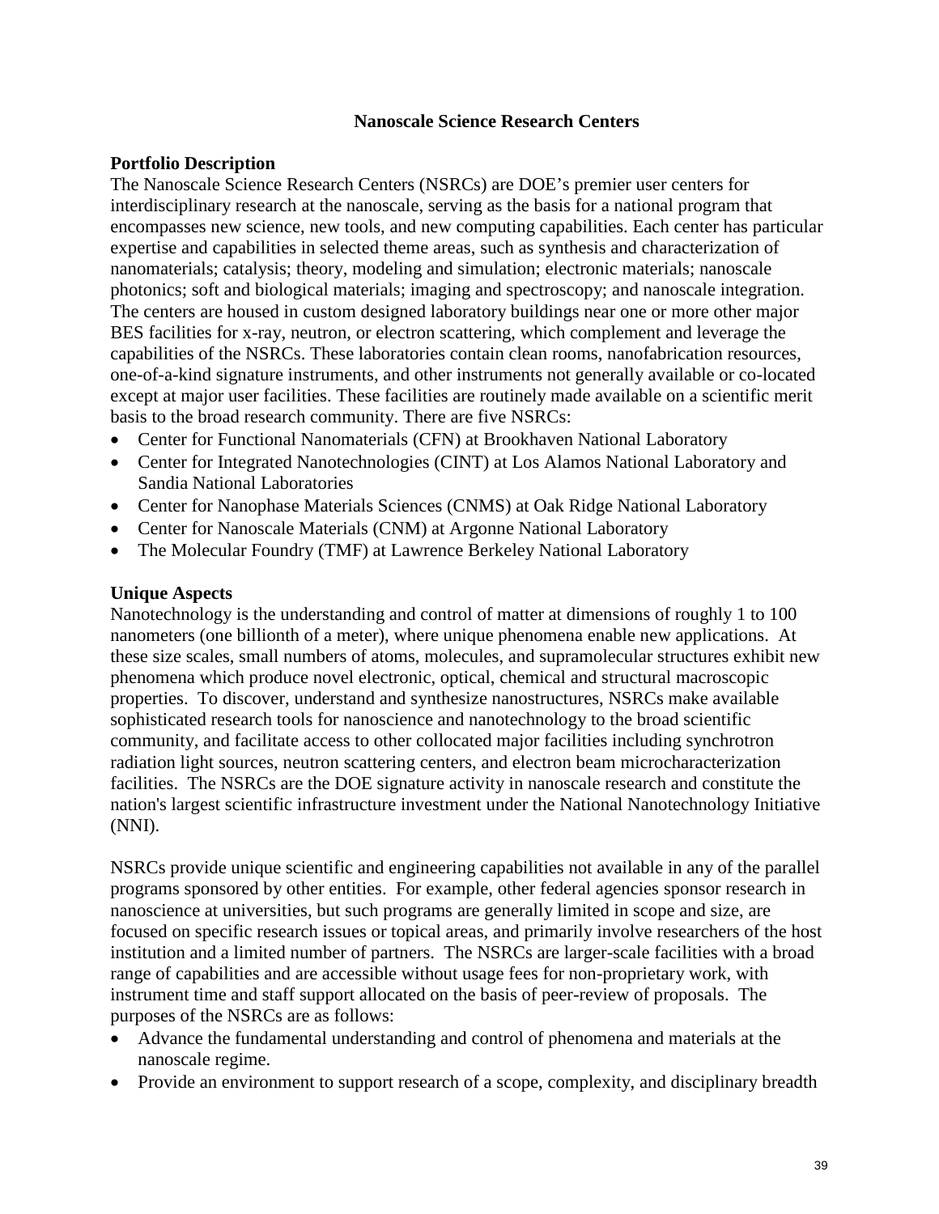# Nanoscale Science Research Centers

## Portfolio Description

The Nanoscale Science Research Centers (NSRCs) are DOE's premier user centers for interdisciplinary research at the nanoscale, serving as the basis for a national program that encompasses new science, new tools, and new computing capabilities. Each center has particular expertise and capabilities in selected theme areas, such as synthesis and characterization of nanomaterials; catalysis; theory, modeling and simulation; electronic materials; nanoscale photonics; soft and biological materials; imaging and spectroscopy; and nanoscale integration. The centers are housed in custom designed laboratory buildings near one or more other major BES facilities for x-ray, neutron, or electron scattering, which complement and leverage the capabilities of the NSRCs. These laboratories contain clean rooms, nanofabrication resources, one-of-a-kind signature instruments, and other instruments not generally available or co-located except at major user facilities. These facilities are routinely made available on a scientific merit basis to the broad research community. There are five NSRCs:

- Center for Functional Nanomaterials (CFN) at Brookhaven National Laboratory
- Center for Integrated Nanotechnologies (CINT) at Los Alamos National Laboratory and Sandia National Laboratories
- Center for Nanophase Materials Sciences (CNMS) at Oak Ridge National Laboratory
- Center for Nanoscale Materials (CNM) at Argonne National Laboratory
- The Molecular Foundry (TMF) at Lawrence Berkeley National Laboratory

## Unique Aspects

Nanotechnology is the understanding and control of matter at dimensions of roughly 1 to 100 nanometers (one billionth of a meter), where unique phenomena enable new applications. At these size scales, small numbers of atoms, molecules, and supramolecular structures exhibit new phenomena which produce novel electronic, optical, chemical and structural macroscopic properties. To discover, understand and synthesize nanostructures, NSRCs make available sophisticated research tools for nanoscience and nanotechnology to the broad scientific community, and facilitate access to other collocated major facilities including synchrotron radiation light sources, neutron scattering centers, and electron beam microcharacterization facilities. The NSRCs are the DOE signature activity in nanoscale research and constitute the nation's largest scientific infrastructure investment under the National Nanotechnology Initiative (NNI).

NSRCs provide unique scientific and engineering capabilities not available in any of the parallel programs sponsored by other entities. For example, other federal agencies sponsor research in nanoscience at universities, but such programs are generally limited in scope and size, are focused on specific research issues or topical areas, and primarily involve researchers of the host institution and a limited number of partners. The NSRCs are larger-scale facilities with a broad range of capabilities and are accessible without usage fees for non-proprietary work, with instrument time and staff support allocated on the basis of peer-review of proposals. The purposes of the NSRCs are as follows:

- Advance the fundamental understanding and control of phenomena and materials at the nanoscale regime.
- Provide an environment to support research of a scope, complexity, and disciplinary breadth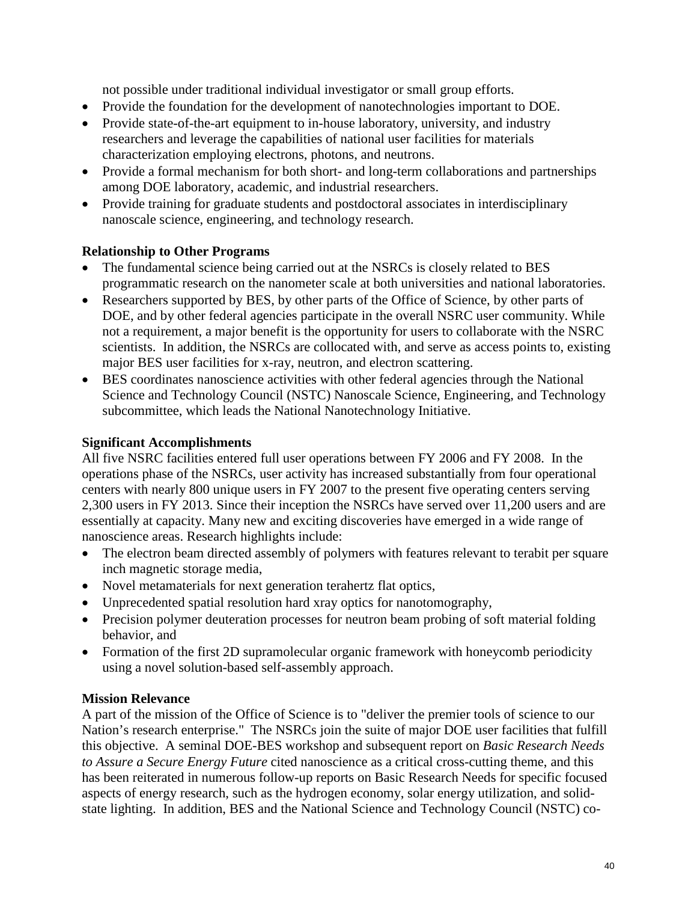not possible under traditional individual investigator or small group efforts.

- Provide the foundation for the development of nanotechnologies important to DOE.
- Provide state-of-the-art equipment to in-house laboratory, university, and industry researchers and leverage the capabilities of national user facilities for materials characterization employing electrons, photons, and neutrons.
- Provide a formal mechanism for both short- and long-term collaborations and partnerships among DOE laboratory, academic, and industrial researchers.
- Provide training for graduate students and postdoctoral associates in interdisciplinary nanoscale science, engineering, and technology research.

**Relationship to Other Programs**

- The fundamental science being carried out at the NSRCs is closely related to BES programmatic research on the nanometer scale at both universities and national laboratories.
- Researchers supported by BES, by other parts of the Office of Science, by other parts of DOE, and by other federal agencies participate in the overall NSRC user community. While not a requirement, a major benefit is the opportunity for users to collaborate with the NSRC scientists. In addition, the NSRCs are collocated with, and serve as access points to, existing major BES user facilities for x-ray, neutron, and electron scattering.
- BES coordinates nanoscience activities with other federal agencies through the National Science and Technology Council (NSTC) Nanoscale Science, Engineering, and Technology subcommittee, which leads the National Nanotechnology Initiative.

**Significant Accomplishments**

All five NSRC facilities entered full user operations between FY 2006 and FY 2008. In the operations phase of the NSRCs, user activity has increased substantially from four operational centers with nearly 800 unique users in FY 2007 to the present five operating centers serving 2,300 users in FY 2013. Since their inception the NSRCs have served over 11,200 users and are essentially at capacity. Many new and exciting discoveries have emerged in a wide range of nanoscience areas. Research highlights include:

- The electron beam directed assembly of polymers with features relevant to terabit per square inch magnetic storage media,
- Novel metamaterials for next generation terahertz flat optics,
- Unprecedented spatial resolution hard xray optics for nanotomography,
- Precision polymer deuteration processes for neutron beam probing of soft material folding behavior, and
- Formation of the first 2D supramolecular organic framework with honeycomb periodicity using a novel solution-based self-assembly approach.

**Mission Relevance**

A part of the mission of the Office of Science is to "deliver the premier tools of science to our Nation's research enterprise." The NSRCs join the suite of major DOE user facilities that fulfill this objective. A seminal DOE-BES workshop and subsequent report on *Basic Research Needs to Assure a Secure Energy Future* cited nanoscience as a critical cross-cutting theme, and this has been reiterated in numerous follow-up reports on Basic Research Needs for specific focused aspects of energy research, such as the hydrogen economy, solar energy utilization, and solid-state lighting. In addition, BES and the National Science and Technology Council (NSTC) co-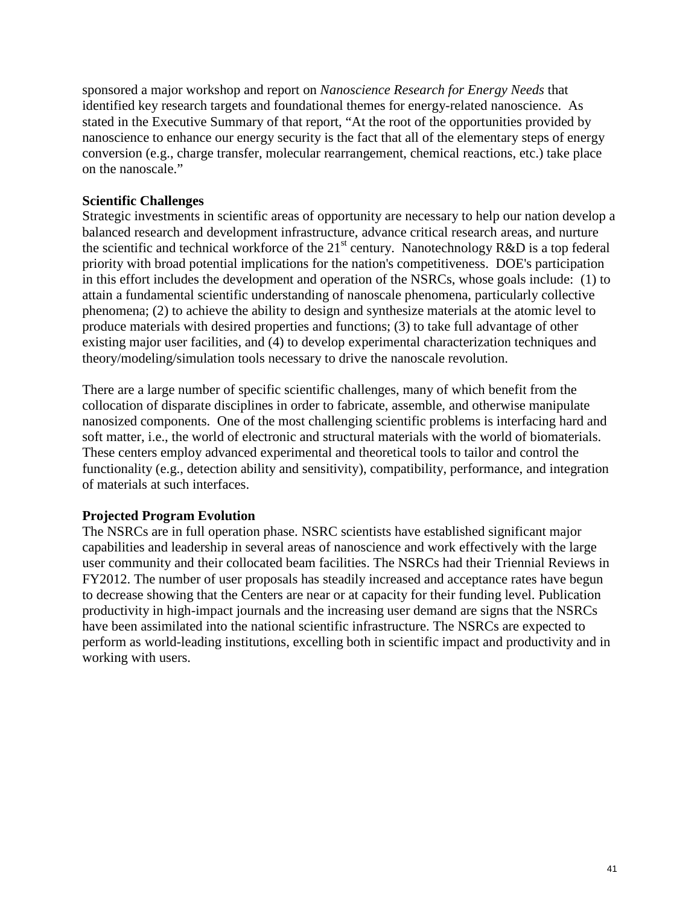sponsored a major workshop and report on *Nanoscience Research for Energy Needs* that identified key research targets and foundational themes for energy-related nanoscience. As stated in the Executive Summary of that report, "At the root of the opportunities provided by nanoscience to enhance our energy security is the fact that all of the elementary steps of energy conversion (e.g., charge transfer, molecular rearrangement, chemical reactions, etc.) take place on the nanoscale."

**Scientific Challenges**

Strategic investments in scientific areas of opportunity are necessary to help our nation develop a balanced research and development infrastructure, advance critical research areas, and nurture the scientific and technical workforce of the 21st century. Nanotechnology R&D is a top federal priority with broad potential implications for the nation's competitiveness. DOE's participation in this effort includes the development and operation of the NSRCs, whose goals include: (1) to attain a fundamental scientific understanding of nanoscale phenomena, particularly collective phenomena; (2) to achieve the ability to design and synthesize materials at the atomic level to produce materials with desired properties and functions; (3) to take full advantage of other existing major user facilities, and (4) to develop experimental characterization techniques and theory/modeling/simulation tools necessary to drive the nanoscale revolution.

There are a large number of specific scientific challenges, many of which benefit from the collocation of disparate disciplines in order to fabricate, assemble, and otherwise manipulate nanosized components. One of the most challenging scientific problems is interfacing hard and soft matter, i.e., the world of electronic and structural materials with the world of biomaterials. These centers employ advanced experimental and theoretical tools to tailor and control the functionality (e.g., detection ability and sensitivity), compatibility, performance, and integration of materials at such interfaces.

**Projected Program Evolution**

The NSRCs are in full operation phase. NSRC scientists have established significant major capabilities and leadership in several areas of nanoscience and work effectively with the large user community and their collocated beam facilities. The NSRCs had their Triennial Reviews in FY2012. The number of user proposals has steadily increased and acceptance rates have begun to decrease showing that the Centers are near or at capacity for their funding level. Publication productivity in high-impact journals and the increasing user demand are signs that the NSRCs have been assimilated into the national scientific infrastructure. The NSRCs are expected to perform as world-leading institutions, excelling both in scientific impact and productivity and in working with users.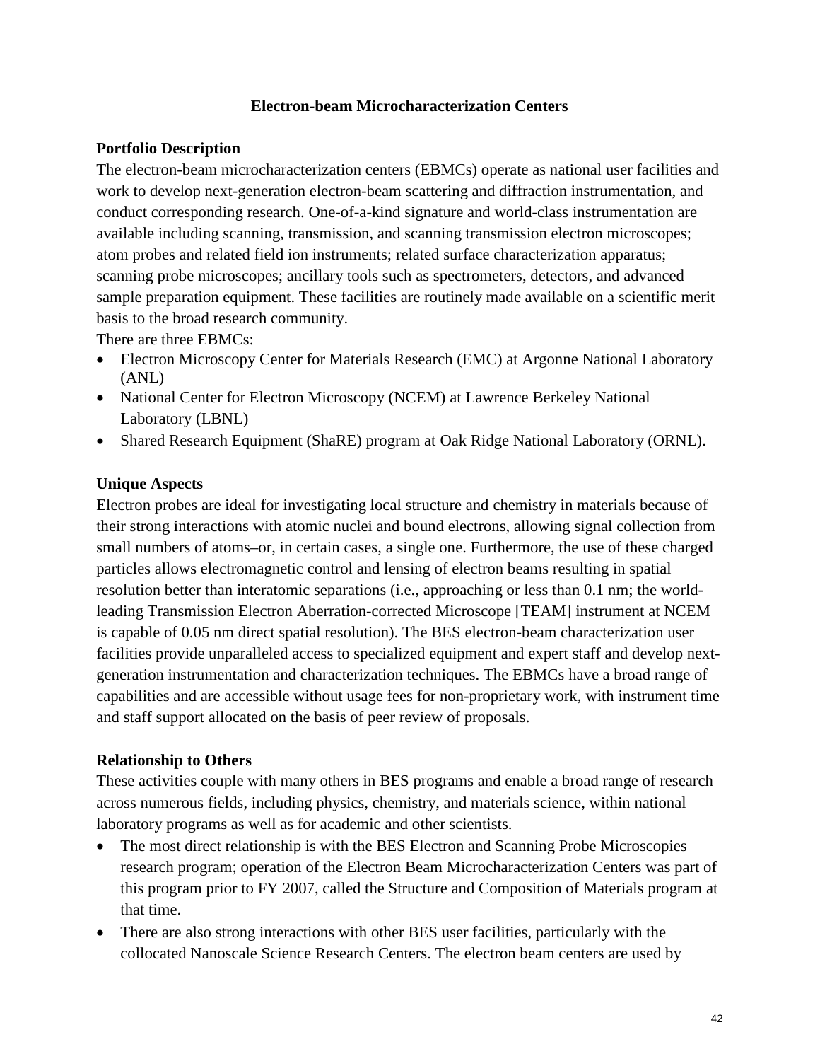## Electron-beam Microcharacterization Centers

### Portfolio Description

The electron-beam microcharacterization centers (EBMCs) operate as national user facilities and work to develop next-generation electron-beam scattering and diffraction instrumentation, and conduct corresponding research. One-of-a-kind signature and world-class instrumentation are available including scanning, transmission, and scanning transmission electron microscopes; atom probes and related field ion instruments; related surface characterization apparatus; scanning probe microscopes; ancillary tools such as spectrometers, detectors, and advanced sample preparation equipment. These facilities are routinely made available on a scientific merit basis to the broad research community.

There are three EBMCs:

- Electron Microscopy Center for Materials Research (EMC) at Argonne National Laboratory (ANL)
- National Center for Electron Microscopy (NCEM) at Lawrence Berkeley National Laboratory (LBNL)
- Shared Research Equipment (ShaRE) program at Oak Ridge National Laboratory (ORNL).

### Unique Aspects

Electron probes are ideal for investigating local structure and chemistry in materials because of their strong interactions with atomic nuclei and bound electrons, allowing signal collection from small numbers of atoms–or, in certain cases, a single one. Furthermore, the use of these charged particles allows electromagnetic control and lensing of electron beams resulting in spatial resolution better than interatomic separations (i.e., approaching or less than 0.1 nm; the world-leading Transmission Electron Aberration-corrected Microscope [TEAM] instrument at NCEM is capable of 0.05 nm direct spatial resolution). The BES electron-beam characterization user facilities provide unparalleled access to specialized equipment and expert staff and develop next-generation instrumentation and characterization techniques. The EBMCs have a broad range of capabilities and are accessible without usage fees for non-proprietary work, with instrument time and staff support allocated on the basis of peer review of proposals.

### Relationship to Others

These activities couple with many others in BES programs and enable a broad range of research across numerous fields, including physics, chemistry, and materials science, within national laboratory programs as well as for academic and other scientists.

- The most direct relationship is with the BES Electron and Scanning Probe Microscopies research program; operation of the Electron Beam Microcharacterization Centers was part of this program prior to FY 2007, called the Structure and Composition of Materials program at that time.
- There are also strong interactions with other BES user facilities, particularly with the collocated Nanoscale Science Research Centers. The electron beam centers are used by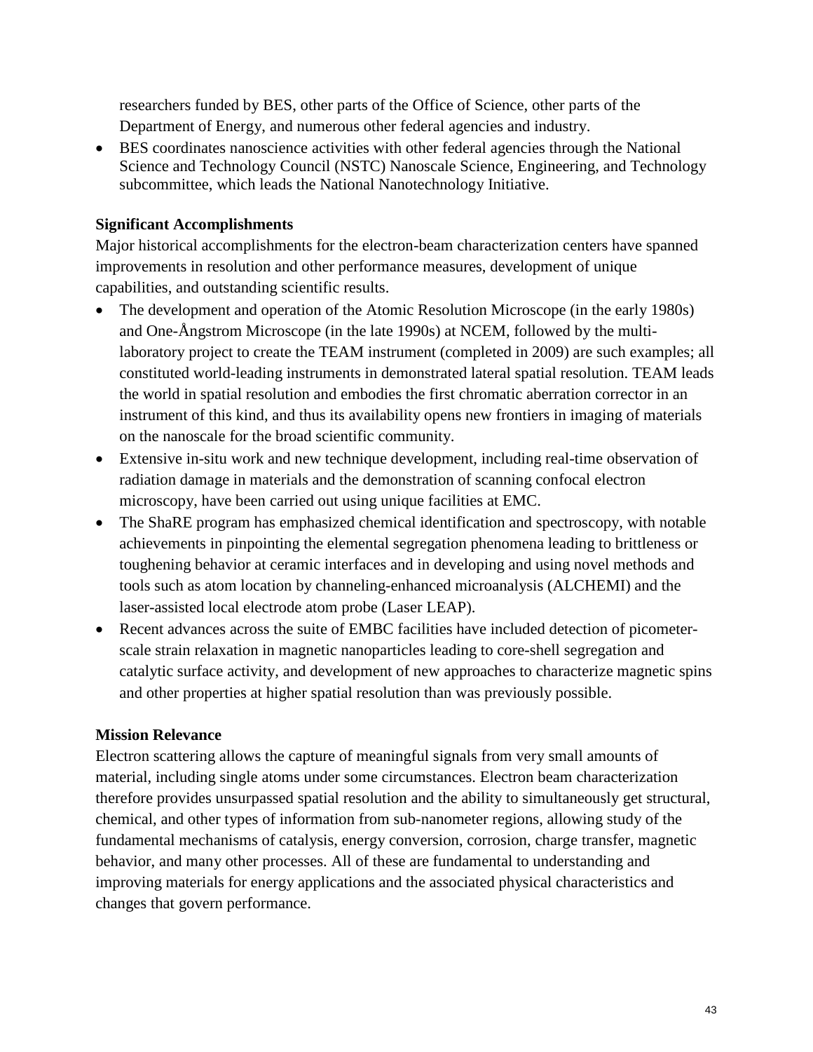researchers funded by BES, other parts of the Office of Science, other parts of the Department of Energy, and numerous other federal agencies and industry.

- BES coordinates nanoscience activities with other federal agencies through the National Science and Technology Council (NSTC) Nanoscale Science, Engineering, and Technology subcommittee, which leads the National Nanotechnology Initiative.

**Significant Accomplishments**

Major historical accomplishments for the electron-beam characterization centers have spanned improvements in resolution and other performance measures, development of unique capabilities, and outstanding scientific results.

- The development and operation of the Atomic Resolution Microscope (in the early 1980s) and One-Ångstrom Microscope (in the late 1990s) at NCEM, followed by the multi-laboratory project to create the TEAM instrument (completed in 2009) are such examples; all constituted world-leading instruments in demonstrated lateral spatial resolution. TEAM leads the world in spatial resolution and embodies the first chromatic aberration corrector in an instrument of this kind, and thus its availability opens new frontiers in imaging of materials on the nanoscale for the broad scientific community.
- Extensive in-situ work and new technique development, including real-time observation of radiation damage in materials and the demonstration of scanning confocal electron microscopy, have been carried out using unique facilities at EMC.
- The ShaRE program has emphasized chemical identification and spectroscopy, with notable achievements in pinpointing the elemental segregation phenomena leading to brittleness or toughening behavior at ceramic interfaces and in developing and using novel methods and tools such as atom location by channeling-enhanced microanalysis (ALCHEMI) and the laser-assisted local electrode atom probe (Laser LEAP).
- Recent advances across the suite of EMBC facilities have included detection of picometer-scale strain relaxation in magnetic nanoparticles leading to core-shell segregation and catalytic surface activity, and development of new approaches to characterize magnetic spins and other properties at higher spatial resolution than was previously possible.

**Mission Relevance**

Electron scattering allows the capture of meaningful signals from very small amounts of material, including single atoms under some circumstances. Electron beam characterization therefore provides unsurpassed spatial resolution and the ability to simultaneously get structural, chemical, and other types of information from sub-nanometer regions, allowing study of the fundamental mechanisms of catalysis, energy conversion, corrosion, charge transfer, magnetic behavior, and many other processes. All of these are fundamental to understanding and improving materials for energy applications and the associated physical characteristics and changes that govern performance.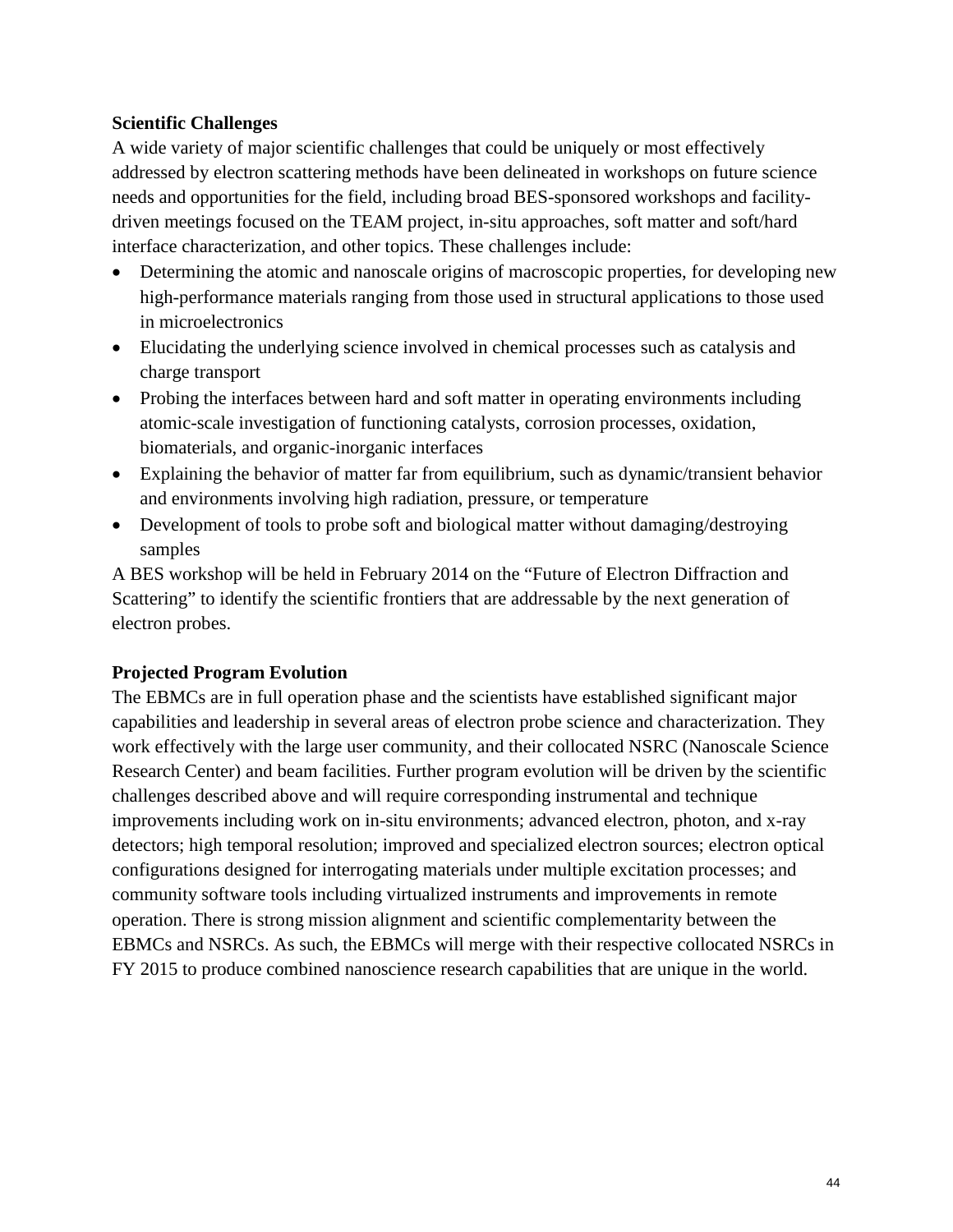**Scientific Challenges**

A wide variety of major scientific challenges that could be uniquely or most effectively addressed by electron scattering methods have been delineated in workshops on future science needs and opportunities for the field, including broad BES-sponsored workshops and facility-driven meetings focused on the TEAM project, in-situ approaches, soft matter and soft/hard interface characterization, and other topics. These challenges include:

- Determining the atomic and nanoscale origins of macroscopic properties, for developing new high-performance materials ranging from those used in structural applications to those used in microelectronics
- Elucidating the underlying science involved in chemical processes such as catalysis and charge transport
- Probing the interfaces between hard and soft matter in operating environments including atomic-scale investigation of functioning catalysts, corrosion processes, oxidation, biomaterials, and organic-inorganic interfaces
- Explaining the behavior of matter far from equilibrium, such as dynamic/transient behavior and environments involving high radiation, pressure, or temperature
- Development of tools to probe soft and biological matter without damaging/destroying samples

A BES workshop will be held in February 2014 on the "Future of Electron Diffraction and Scattering" to identify the scientific frontiers that are addressable by the next generation of electron probes.

**Projected Program Evolution**

The EBMCs are in full operation phase and the scientists have established significant major capabilities and leadership in several areas of electron probe science and characterization. They work effectively with the large user community, and their collocated NSRC (Nanoscale Science Research Center) and beam facilities. Further program evolution will be driven by the scientific challenges described above and will require corresponding instrumental and technique improvements including work on in-situ environments; advanced electron, photon, and x-ray detectors; high temporal resolution; improved and specialized electron sources; electron optical configurations designed for interrogating materials under multiple excitation processes; and community software tools including virtualized instruments and improvements in remote operation. There is strong mission alignment and scientific complementarity between the EBMCs and NSRCs. As such, the EBMCs will merge with their respective collocated NSRCs in FY 2015 to produce combined nanoscience research capabilities that are unique in the world.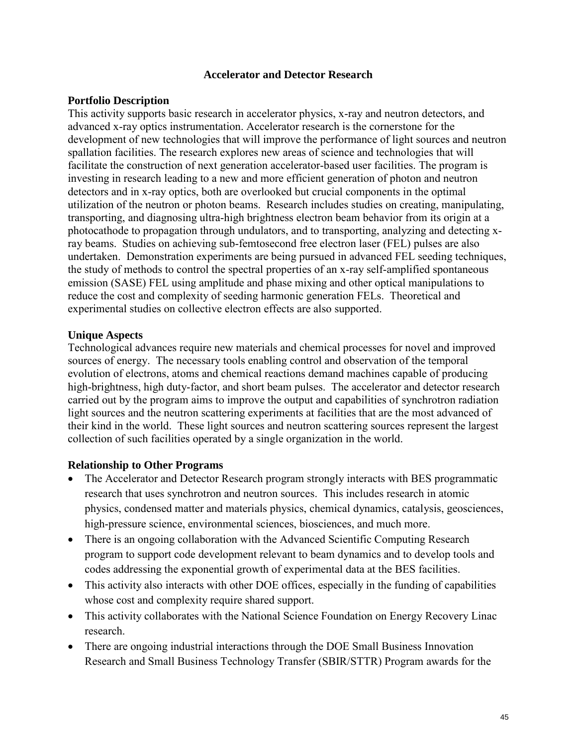# Accelerator and Detector Research

## Portfolio Description

This activity supports basic research in accelerator physics, x-ray and neutron detectors, and advanced x-ray optics instrumentation. Accelerator research is the cornerstone for the development of new technologies that will improve the performance of light sources and neutron spallation facilities. The research explores new areas of science and technologies that will facilitate the construction of next generation accelerator-based user facilities. The program is investing in research leading to a new and more efficient generation of photon and neutron detectors and in x-ray optics, both are overlooked but crucial components in the optimal utilization of the neutron or photon beams. Research includes studies on creating, manipulating, transporting, and diagnosing ultra-high brightness electron beam behavior from its origin at a photocathode to propagation through undulators, and to transporting, analyzing and detecting x-ray beams. Studies on achieving sub-femtosecond free electron laser (FEL) pulses are also undertaken. Demonstration experiments are being pursued in advanced FEL seeding techniques, the study of methods to control the spectral properties of an x-ray self-amplified spontaneous emission (SASE) FEL using amplitude and phase mixing and other optical manipulations to reduce the cost and complexity of seeding harmonic generation FELs. Theoretical and experimental studies on collective electron effects are also supported.

## Unique Aspects

Technological advances require new materials and chemical processes for novel and improved sources of energy. The necessary tools enabling control and observation of the temporal evolution of electrons, atoms and chemical reactions demand machines capable of producing high-brightness, high duty-factor, and short beam pulses. The accelerator and detector research carried out by the program aims to improve the output and capabilities of synchrotron radiation light sources and the neutron scattering experiments at facilities that are the most advanced of their kind in the world. These light sources and neutron scattering sources represent the largest collection of such facilities operated by a single organization in the world.

## Relationship to Other Programs

- The Accelerator and Detector Research program strongly interacts with BES programmatic research that uses synchrotron and neutron sources. This includes research in atomic physics, condensed matter and materials physics, chemical dynamics, catalysis, geosciences, high-pressure science, environmental sciences, biosciences, and much more.
- There is an ongoing collaboration with the Advanced Scientific Computing Research program to support code development relevant to beam dynamics and to develop tools and codes addressing the exponential growth of experimental data at the BES facilities.
- This activity also interacts with other DOE offices, especially in the funding of capabilities whose cost and complexity require shared support.
- This activity collaborates with the National Science Foundation on Energy Recovery Linac research.
- There are ongoing industrial interactions through the DOE Small Business Innovation Research and Small Business Technology Transfer (SBIR/STTR) Program awards for the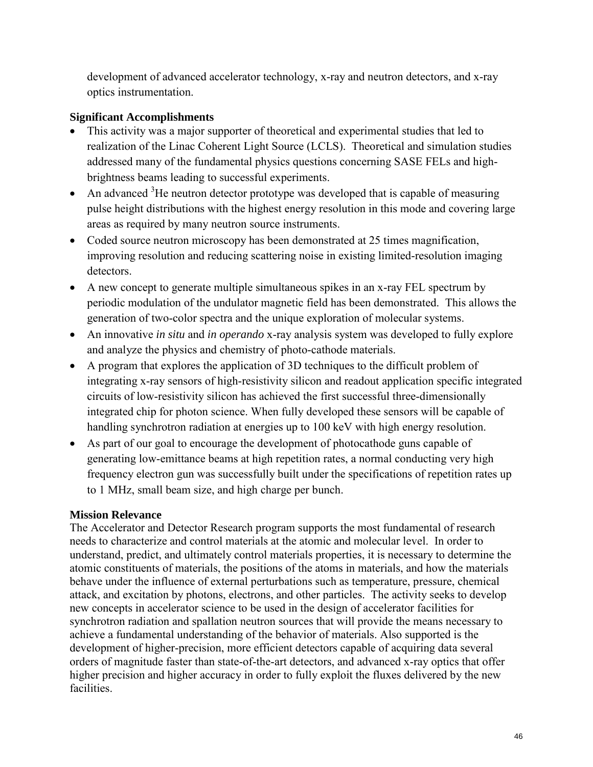development of advanced accelerator technology, x-ray and neutron detectors, and x-ray optics instrumentation.

**Significant Accomplishments**

- This activity was a major supporter of theoretical and experimental studies that led to realization of the Linac Coherent Light Source (LCLS). Theoretical and simulation studies addressed many of the fundamental physics questions concerning SASE FELs and high-brightness beams leading to successful experiments.
- An advanced $^3$He neutron detector prototype was developed that is capable of measuring pulse height distributions with the highest energy resolution in this mode and covering large areas as required by many neutron source instruments.
- Coded source neutron microscopy has been demonstrated at 25 times magnification, improving resolution and reducing scattering noise in existing limited-resolution imaging detectors.
- A new concept to generate multiple simultaneous spikes in an x-ray FEL spectrum by periodic modulation of the undulator magnetic field has been demonstrated. This allows the generation of two-color spectra and the unique exploration of molecular systems.
- An innovative *in situ* and *in operando* x-ray analysis system was developed to fully explore and analyze the physics and chemistry of photo-cathode materials.
- A program that explores the application of 3D techniques to the difficult problem of integrating x-ray sensors of high-resistivity silicon and readout application specific integrated circuits of low-resistivity silicon has achieved the first successful three-dimensionally integrated chip for photon science. When fully developed these sensors will be capable of handling synchrotron radiation at energies up to 100 keV with high energy resolution.
- As part of our goal to encourage the development of photocathode guns capable of generating low-emittance beams at high repetition rates, a normal conducting very high frequency electron gun was successfully built under the specifications of repetition rates up to 1 MHz, small beam size, and high charge per bunch.

**Mission Relevance**

The Accelerator and Detector Research program supports the most fundamental of research needs to characterize and control materials at the atomic and molecular level. In order to understand, predict, and ultimately control materials properties, it is necessary to determine the atomic constituents of materials, the positions of the atoms in materials, and how the materials behave under the influence of external perturbations such as temperature, pressure, chemical attack, and excitation by photons, electrons, and other particles. The activity seeks to develop new concepts in accelerator science to be used in the design of accelerator facilities for synchrotron radiation and spallation neutron sources that will provide the means necessary to achieve a fundamental understanding of the behavior of materials. Also supported is the development of higher-precision, more efficient detectors capable of acquiring data several orders of magnitude faster than state-of-the-art detectors, and advanced x-ray optics that offer higher precision and higher accuracy in order to fully exploit the fluxes delivered by the new facilities.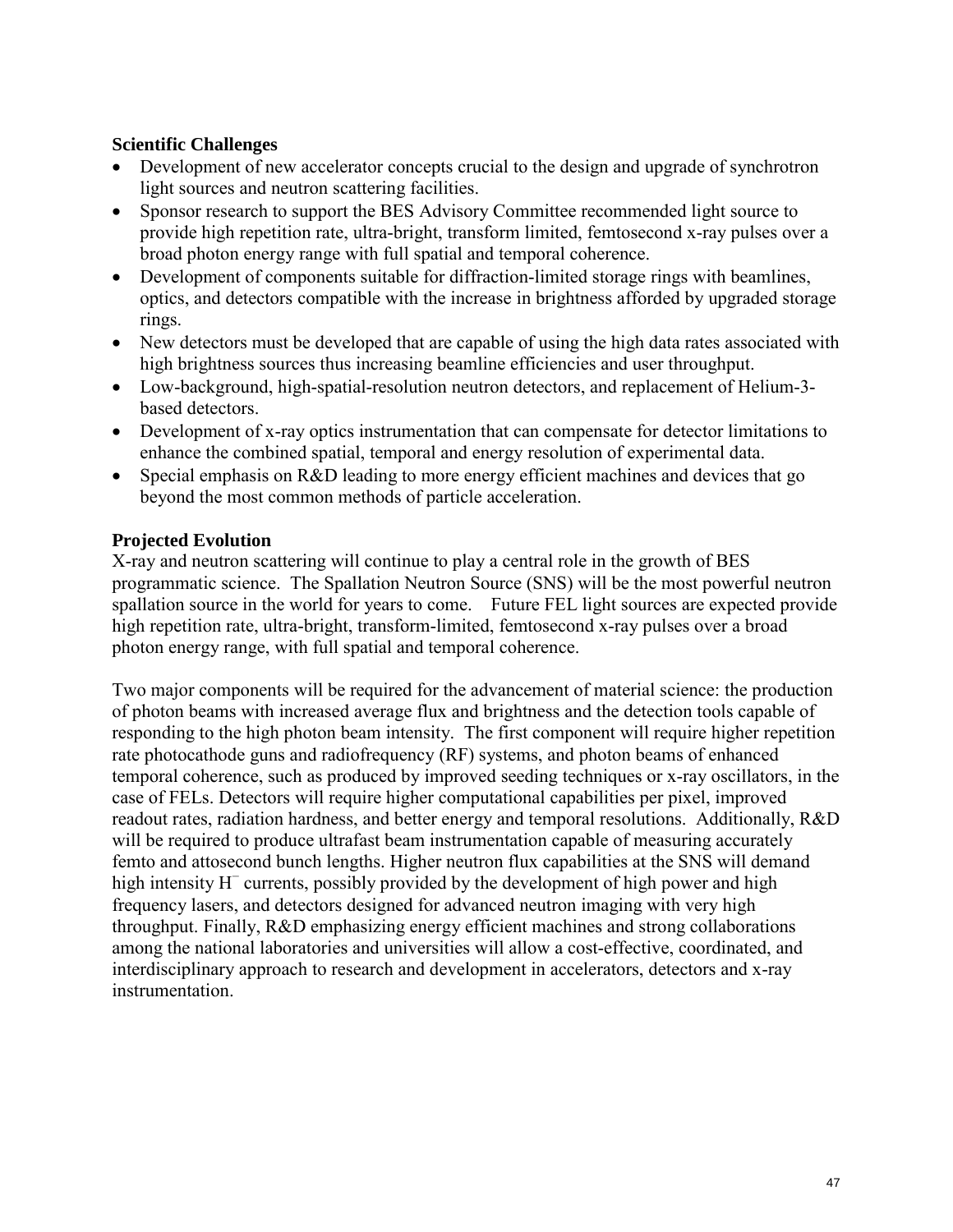### Scientific Challenges

- Development of new accelerator concepts crucial to the design and upgrade of synchrotron light sources and neutron scattering facilities.
- Sponsor research to support the BES Advisory Committee recommended light source to provide high repetition rate, ultra-bright, transform limited, femtosecond x-ray pulses over a broad photon energy range with full spatial and temporal coherence.
- Development of components suitable for diffraction-limited storage rings with beamlines, optics, and detectors compatible with the increase in brightness afforded by upgraded storage rings.
- New detectors must be developed that are capable of using the high data rates associated with high brightness sources thus increasing beamline efficiencies and user throughput.
- Low-background, high-spatial-resolution neutron detectors, and replacement of Helium-3-based detectors.
- Development of x-ray optics instrumentation that can compensate for detector limitations to enhance the combined spatial, temporal and energy resolution of experimental data.
- Special emphasis on R&D leading to more energy efficient machines and devices that go beyond the most common methods of particle acceleration.

### Projected Evolution

X-ray and neutron scattering will continue to play a central role in the growth of BES programmatic science. The Spallation Neutron Source (SNS) will be the most powerful neutron spallation source in the world for years to come. Future FEL light sources are expected provide high repetition rate, ultra-bright, transform-limited, femtosecond x-ray pulses over a broad photon energy range, with full spatial and temporal coherence.

Two major components will be required for the advancement of material science: the production of photon beams with increased average flux and brightness and the detection tools capable of responding to the high photon beam intensity. The first component will require higher repetition rate photocathode guns and radiofrequency (RF) systems, and photon beams of enhanced temporal coherence, such as produced by improved seeding techniques or x-ray oscillators, in the case of FELs. Detectors will require higher computational capabilities per pixel, improved readout rates, radiation hardness, and better energy and temporal resolutions. Additionally, R&D will be required to produce ultrafast beam instrumentation capable of measuring accurately femto and attosecond bunch lengths. Higher neutron flux capabilities at the SNS will demand high intensity $H^{-}$ currents, possibly provided by the development of high power and high frequency lasers, and detectors designed for advanced neutron imaging with very high throughput. Finally, R&D emphasizing energy efficient machines and strong collaborations among the national laboratories and universities will allow a cost-effective, coordinated, and interdisciplinary approach to research and development in accelerators, detectors and x-ray instrumentation.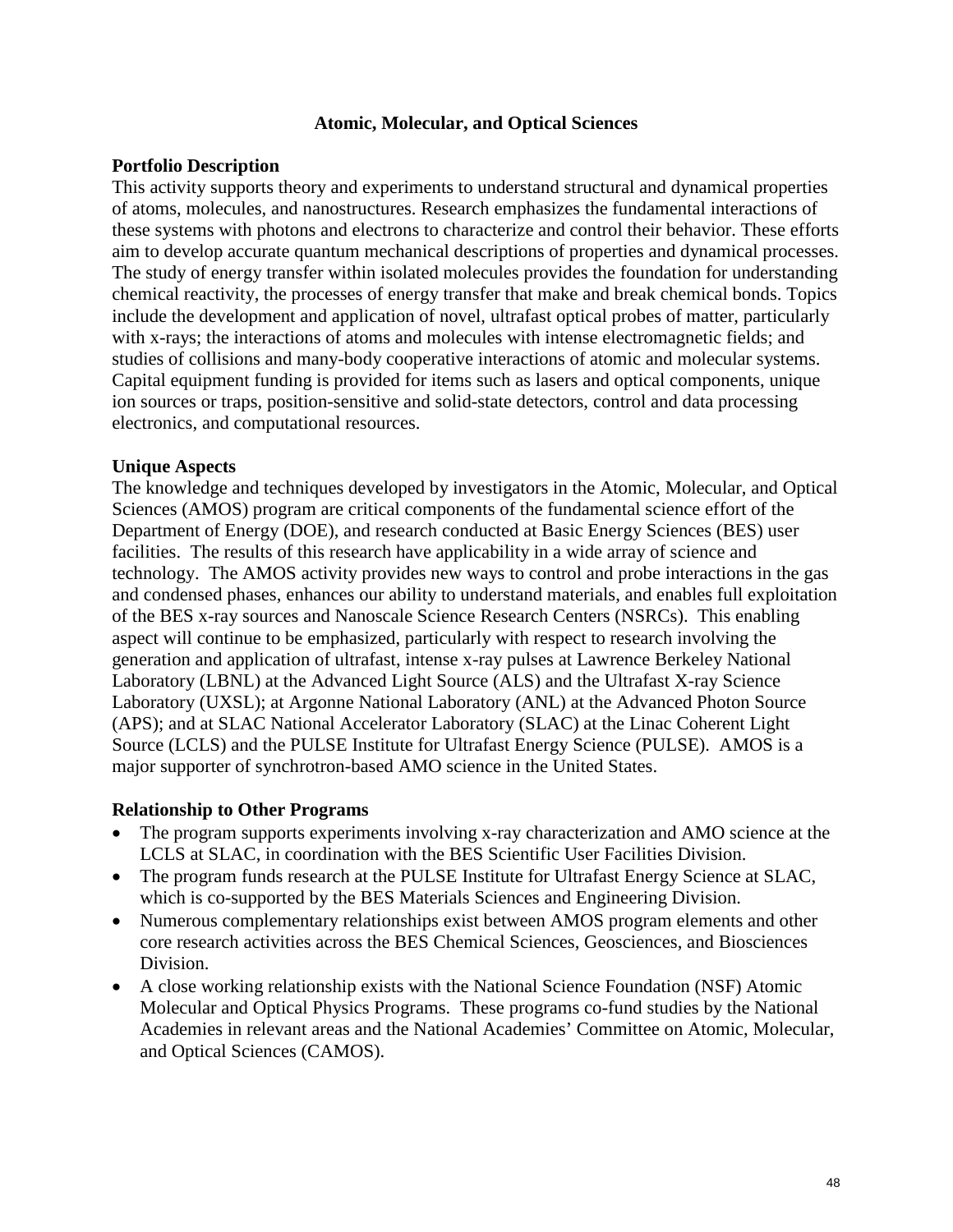# Atomic, Molecular, and Optical Sciences

## Portfolio Description

This activity supports theory and experiments to understand structural and dynamical properties of atoms, molecules, and nanostructures. Research emphasizes the fundamental interactions of these systems with photons and electrons to characterize and control their behavior. These efforts aim to develop accurate quantum mechanical descriptions of properties and dynamical processes. The study of energy transfer within isolated molecules provides the foundation for understanding chemical reactivity, the processes of energy transfer that make and break chemical bonds. Topics include the development and application of novel, ultrafast optical probes of matter, particularly with x-rays; the interactions of atoms and molecules with intense electromagnetic fields; and studies of collisions and many-body cooperative interactions of atomic and molecular systems. Capital equipment funding is provided for items such as lasers and optical components, unique ion sources or traps, position-sensitive and solid-state detectors, control and data processing electronics, and computational resources.

## Unique Aspects

The knowledge and techniques developed by investigators in the Atomic, Molecular, and Optical Sciences (AMOS) program are critical components of the fundamental science effort of the Department of Energy (DOE), and research conducted at Basic Energy Sciences (BES) user facilities. The results of this research have applicability in a wide array of science and technology. The AMOS activity provides new ways to control and probe interactions in the gas and condensed phases, enhances our ability to understand materials, and enables full exploitation of the BES x-ray sources and Nanoscale Science Research Centers (NSRCs). This enabling aspect will continue to be emphasized, particularly with respect to research involving the generation and application of ultrafast, intense x-ray pulses at Lawrence Berkeley National Laboratory (LBNL) at the Advanced Light Source (ALS) and the Ultrafast X-ray Science Laboratory (UXSL); at Argonne National Laboratory (ANL) at the Advanced Photon Source (APS); and at SLAC National Accelerator Laboratory (SLAC) at the Linac Coherent Light Source (LCLS) and the PULSE Institute for Ultrafast Energy Science (PULSE). AMOS is a major supporter of synchrotron-based AMO science in the United States.

## Relationship to Other Programs

- The program supports experiments involving x-ray characterization and AMO science at the LCLS at SLAC, in coordination with the BES Scientific User Facilities Division.
- The program funds research at the PULSE Institute for Ultrafast Energy Science at SLAC, which is co-supported by the BES Materials Sciences and Engineering Division.
- Numerous complementary relationships exist between AMOS program elements and other core research activities across the BES Chemical Sciences, Geosciences, and Biosciences Division.
- A close working relationship exists with the National Science Foundation (NSF) Atomic Molecular and Optical Physics Programs. These programs co-fund studies by the National Academies in relevant areas and the National Academies' Committee on Atomic, Molecular, and Optical Sciences (CAMOS).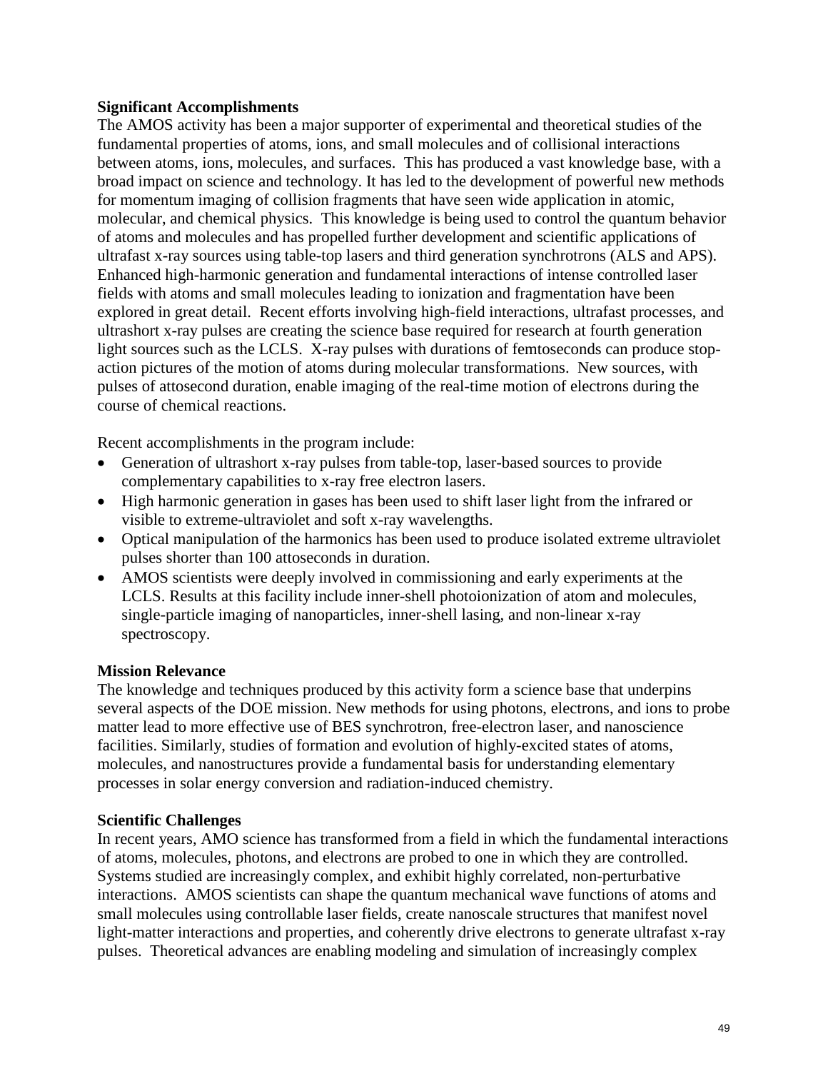**Significant Accomplishments**

The AMOS activity has been a major supporter of experimental and theoretical studies of the fundamental properties of atoms, ions, and small molecules and of collisional interactions between atoms, ions, molecules, and surfaces. This has produced a vast knowledge base, with a broad impact on science and technology. It has led to the development of powerful new methods for momentum imaging of collision fragments that have seen wide application in atomic, molecular, and chemical physics. This knowledge is being used to control the quantum behavior of atoms and molecules and has propelled further development and scientific applications of ultrafast x-ray sources using table-top lasers and third generation synchrotrons (ALS and APS). Enhanced high-harmonic generation and fundamental interactions of intense controlled laser fields with atoms and small molecules leading to ionization and fragmentation have been explored in great detail. Recent efforts involving high-field interactions, ultrafast processes, and ultrashort x-ray pulses are creating the science base required for research at fourth generation light sources such as the LCLS. X-ray pulses with durations of femtoseconds can produce stop-action pictures of the motion of atoms during molecular transformations. New sources, with pulses of attosecond duration, enable imaging of the real-time motion of electrons during the course of chemical reactions.

Recent accomplishments in the program include:

- Generation of ultrashort x-ray pulses from table-top, laser-based sources to provide complementary capabilities to x-ray free electron lasers.
- High harmonic generation in gases has been used to shift laser light from the infrared or visible to extreme-ultraviolet and soft x-ray wavelengths.
- Optical manipulation of the harmonics has been used to produce isolated extreme ultraviolet pulses shorter than 100 attoseconds in duration.
- AMOS scientists were deeply involved in commissioning and early experiments at the LCLS. Results at this facility include inner-shell photoionization of atom and molecules, single-particle imaging of nanoparticles, inner-shell lasing, and non-linear x-ray spectroscopy.

**Mission Relevance**

The knowledge and techniques produced by this activity form a science base that underpins several aspects of the DOE mission. New methods for using photons, electrons, and ions to probe matter lead to more effective use of BES synchrotron, free-electron laser, and nanoscience facilities. Similarly, studies of formation and evolution of highly-excited states of atoms, molecules, and nanostructures provide a fundamental basis for understanding elementary processes in solar energy conversion and radiation-induced chemistry.

**Scientific Challenges**

In recent years, AMO science has transformed from a field in which the fundamental interactions of atoms, molecules, photons, and electrons are probed to one in which they are controlled. Systems studied are increasingly complex, and exhibit highly correlated, non-perturbative interactions. AMOS scientists can shape the quantum mechanical wave functions of atoms and small molecules using controllable laser fields, create nanoscale structures that manifest novel light-matter interactions and properties, and coherently drive electrons to generate ultrafast x-ray pulses. Theoretical advances are enabling modeling and simulation of increasingly complex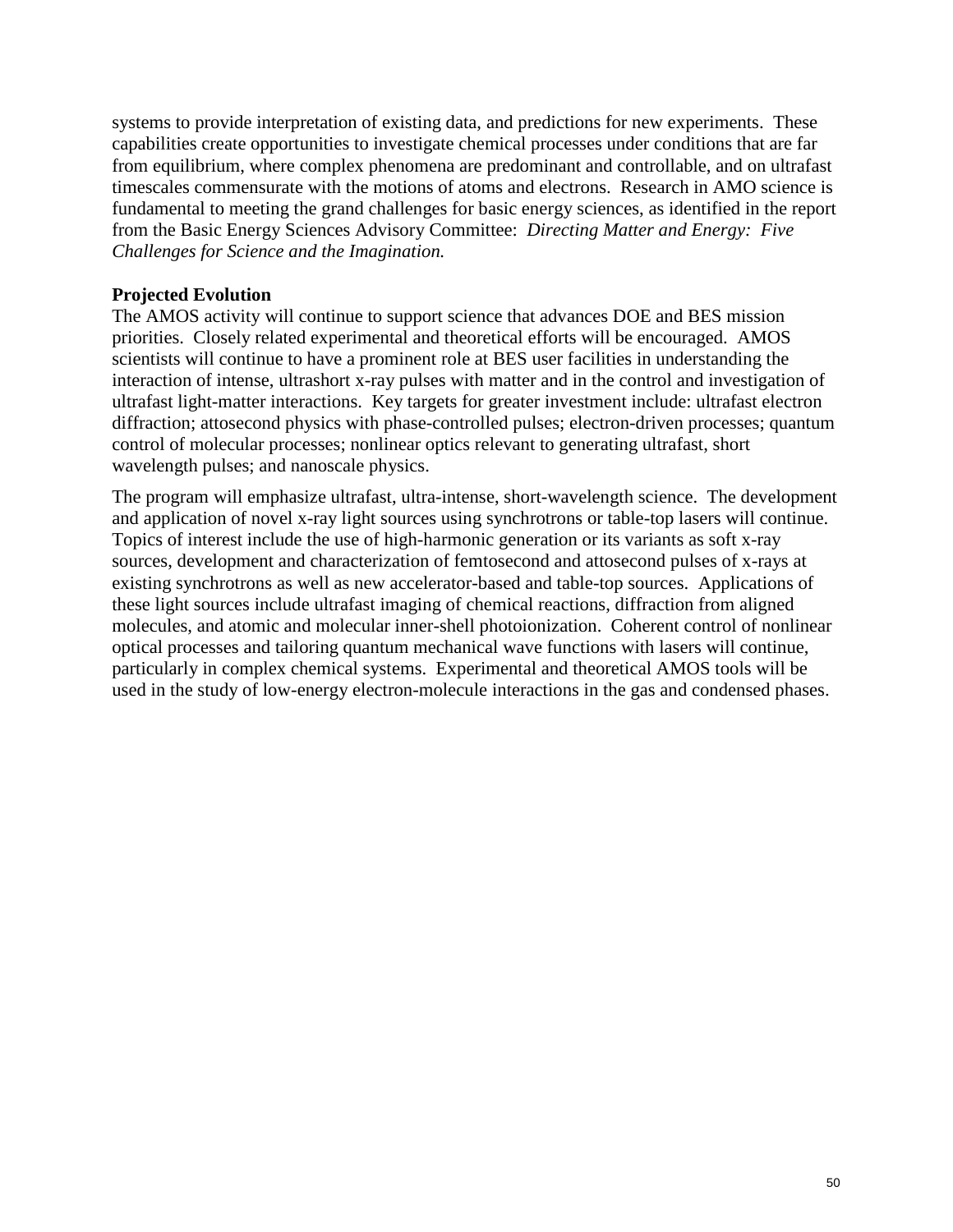systems to provide interpretation of existing data, and predictions for new experiments. These capabilities create opportunities to investigate chemical processes under conditions that are far from equilibrium, where complex phenomena are predominant and controllable, and on ultrafast timescales commensurate with the motions of atoms and electrons. Research in AMO science is fundamental to meeting the grand challenges for basic energy sciences, as identified in the report from the Basic Energy Sciences Advisory Committee: *Directing Matter and Energy: Five Challenges for Science and the Imagination.*

**Projected Evolution**

The AMOS activity will continue to support science that advances DOE and BES mission priorities. Closely related experimental and theoretical efforts will be encouraged. AMOS scientists will continue to have a prominent role at BES user facilities in understanding the interaction of intense, ultrashort x-ray pulses with matter and in the control and investigation of ultrafast light-matter interactions. Key targets for greater investment include: ultrafast electron diffraction; attosecond physics with phase-controlled pulses; electron-driven processes; quantum control of molecular processes; nonlinear optics relevant to generating ultrafast, short wavelength pulses; and nanoscale physics.

The program will emphasize ultrafast, ultra-intense, short-wavelength science. The development and application of novel x-ray light sources using synchrotrons or table-top lasers will continue. Topics of interest include the use of high-harmonic generation or its variants as soft x-ray sources, development and characterization of femtosecond and attosecond pulses of x-rays at existing synchrotrons as well as new accelerator-based and table-top sources. Applications of these light sources include ultrafast imaging of chemical reactions, diffraction from aligned molecules, and atomic and molecular inner-shell photoionization. Coherent control of nonlinear optical processes and tailoring quantum mechanical wave functions with lasers will continue, particularly in complex chemical systems. Experimental and theoretical AMOS tools will be used in the study of low-energy electron-molecule interactions in the gas and condensed phases.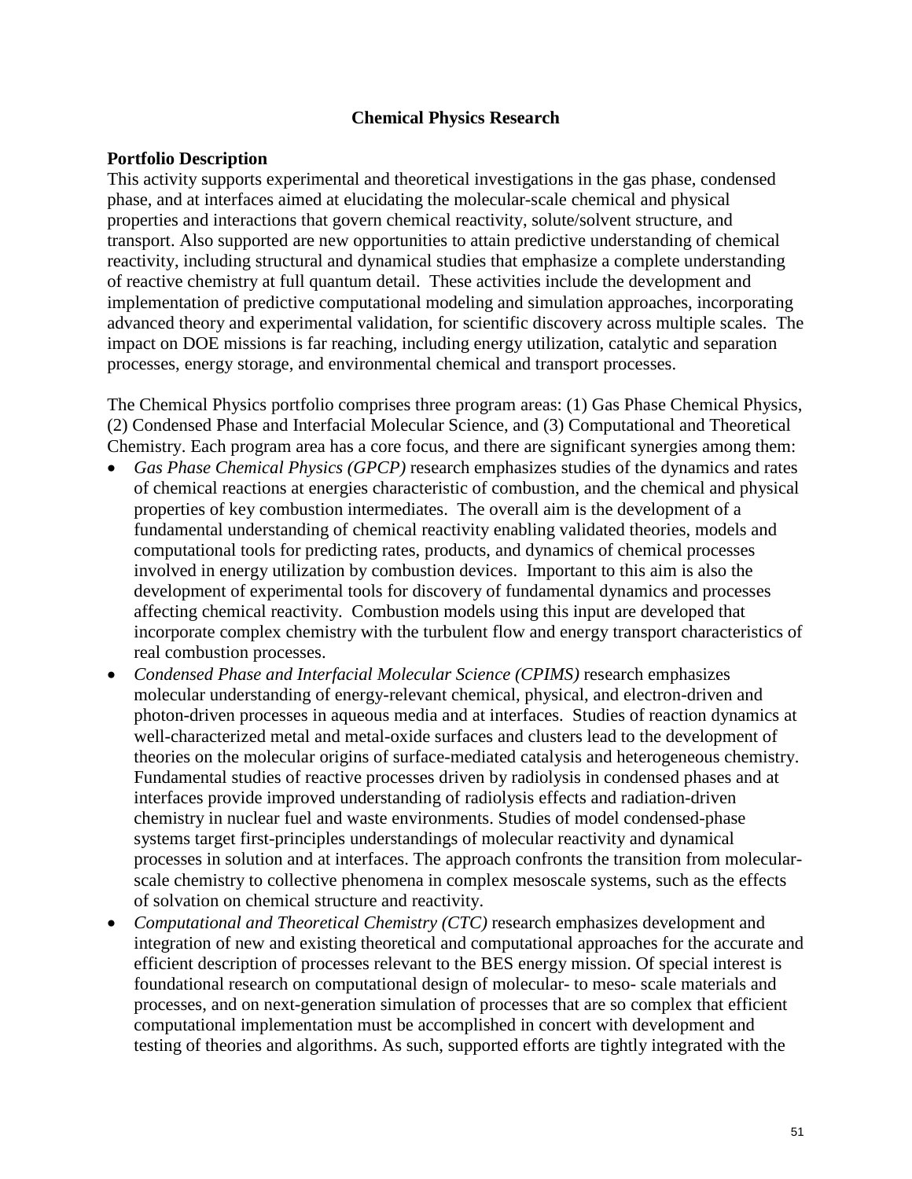## Chemical Physics Research

### Portfolio Description

This activity supports experimental and theoretical investigations in the gas phase, condensed phase, and at interfaces aimed at elucidating the molecular-scale chemical and physical properties and interactions that govern chemical reactivity, solute/solvent structure, and transport. Also supported are new opportunities to attain predictive understanding of chemical reactivity, including structural and dynamical studies that emphasize a complete understanding of reactive chemistry at full quantum detail. These activities include the development and implementation of predictive computational modeling and simulation approaches, incorporating advanced theory and experimental validation, for scientific discovery across multiple scales. The impact on DOE missions is far reaching, including energy utilization, catalytic and separation processes, energy storage, and environmental chemical and transport processes.

The Chemical Physics portfolio comprises three program areas: (1) Gas Phase Chemical Physics, (2) Condensed Phase and Interfacial Molecular Science, and (3) Computational and Theoretical Chemistry. Each program area has a core focus, and there are significant synergies among them:

- *Gas Phase Chemical Physics (GPCP)* research emphasizes studies of the dynamics and rates of chemical reactions at energies characteristic of combustion, and the chemical and physical properties of key combustion intermediates. The overall aim is the development of a fundamental understanding of chemical reactivity enabling validated theories, models and computational tools for predicting rates, products, and dynamics of chemical processes involved in energy utilization by combustion devices. Important to this aim is also the development of experimental tools for discovery of fundamental dynamics and processes affecting chemical reactivity. Combustion models using this input are developed that incorporate complex chemistry with the turbulent flow and energy transport characteristics of real combustion processes.
- *Condensed Phase and Interfacial Molecular Science (CPIMS)* research emphasizes molecular understanding of energy-relevant chemical, physical, and electron-driven and photon-driven processes in aqueous media and at interfaces. Studies of reaction dynamics at well-characterized metal and metal-oxide surfaces and clusters lead to the development of theories on the molecular origins of surface-mediated catalysis and heterogeneous chemistry. Fundamental studies of reactive processes driven by radiolysis in condensed phases and at interfaces provide improved understanding of radiolysis effects and radiation-driven chemistry in nuclear fuel and waste environments. Studies of model condensed-phase systems target first-principles understandings of molecular reactivity and dynamical processes in solution and at interfaces. The approach confronts the transition from molecular-scale chemistry to collective phenomena in complex mesoscale systems, such as the effects of solvation on chemical structure and reactivity.
- *Computational and Theoretical Chemistry (CTC)* research emphasizes development and integration of new and existing theoretical and computational approaches for the accurate and efficient description of processes relevant to the BES energy mission. Of special interest is foundational research on computational design of molecular- to meso- scale materials and processes, and on next-generation simulation of processes that are so complex that efficient computational implementation must be accomplished in concert with development and testing of theories and algorithms. As such, supported efforts are tightly integrated with the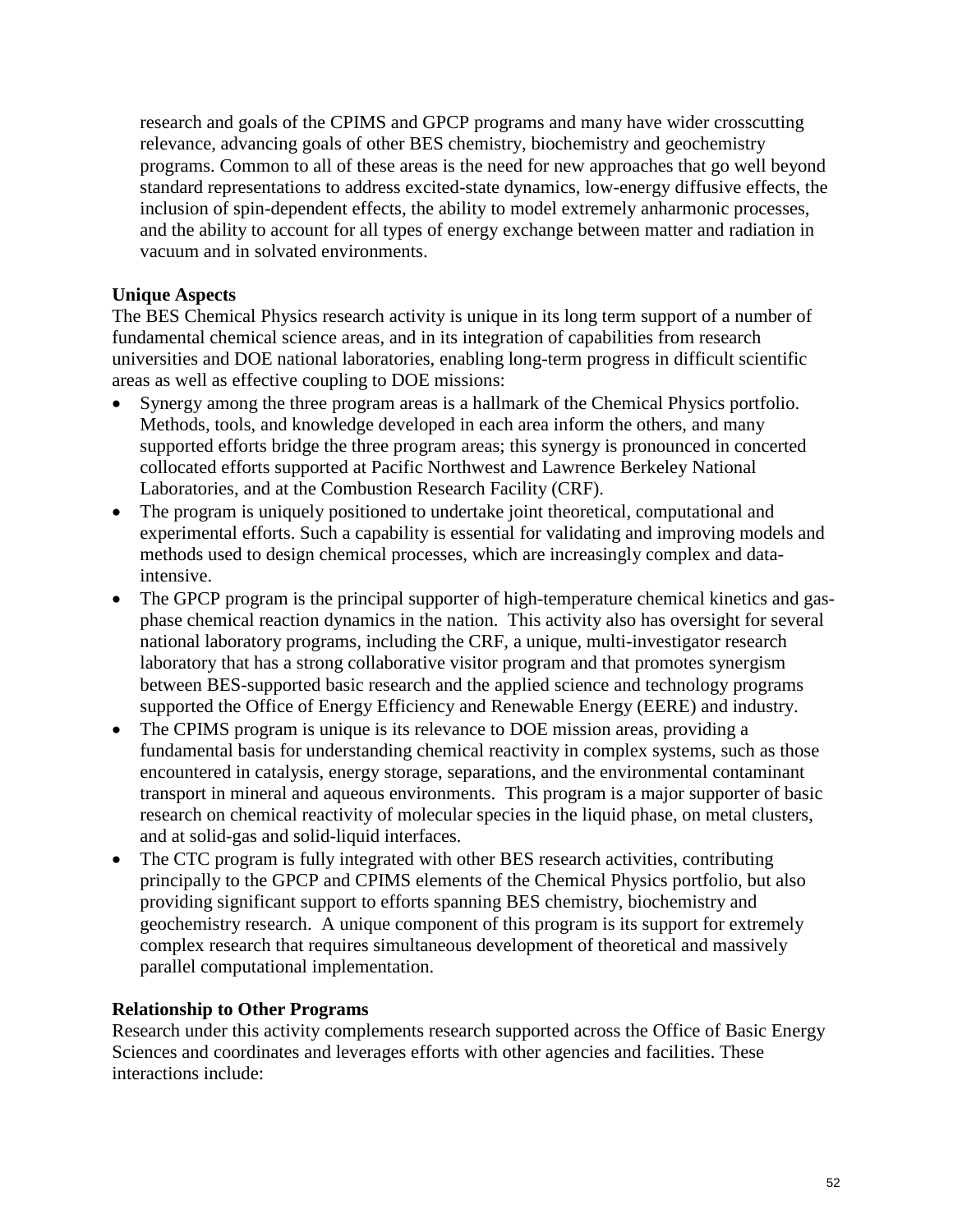research and goals of the CPIMS and GPCP programs and many have wider crosscutting relevance, advancing goals of other BES chemistry, biochemistry and geochemistry programs. Common to all of these areas is the need for new approaches that go well beyond standard representations to address excited-state dynamics, low-energy diffusive effects, the inclusion of spin-dependent effects, the ability to model extremely anharmonic processes, and the ability to account for all types of energy exchange between matter and radiation in vacuum and in solvated environments.

**Unique Aspects**

The BES Chemical Physics research activity is unique in its long term support of a number of fundamental chemical science areas, and in its integration of capabilities from research universities and DOE national laboratories, enabling long-term progress in difficult scientific areas as well as effective coupling to DOE missions:

- Synergy among the three program areas is a hallmark of the Chemical Physics portfolio. Methods, tools, and knowledge developed in each area inform the others, and many supported efforts bridge the three program areas; this synergy is pronounced in concerted collocated efforts supported at Pacific Northwest and Lawrence Berkeley National Laboratories, and at the Combustion Research Facility (CRF).
- The program is uniquely positioned to undertake joint theoretical, computational and experimental efforts. Such a capability is essential for validating and improving models and methods used to design chemical processes, which are increasingly complex and data-intensive.
- The GPCP program is the principal supporter of high-temperature chemical kinetics and gas-phase chemical reaction dynamics in the nation. This activity also has oversight for several national laboratory programs, including the CRF, a unique, multi-investigator research laboratory that has a strong collaborative visitor program and that promotes synergism between BES-supported basic research and the applied science and technology programs supported the Office of Energy Efficiency and Renewable Energy (EERE) and industry.
- The CPIMS program is unique is its relevance to DOE mission areas, providing a fundamental basis for understanding chemical reactivity in complex systems, such as those encountered in catalysis, energy storage, separations, and the environmental contaminant transport in mineral and aqueous environments. This program is a major supporter of basic research on chemical reactivity of molecular species in the liquid phase, on metal clusters, and at solid-gas and solid-liquid interfaces.
- The CTC program is fully integrated with other BES research activities, contributing principally to the GPCP and CPIMS elements of the Chemical Physics portfolio, but also providing significant support to efforts spanning BES chemistry, biochemistry and geochemistry research. A unique component of this program is its support for extremely complex research that requires simultaneous development of theoretical and massively parallel computational implementation.

**Relationship to Other Programs**

Research under this activity complements research supported across the Office of Basic Energy Sciences and coordinates and leverages efforts with other agencies and facilities. These interactions include: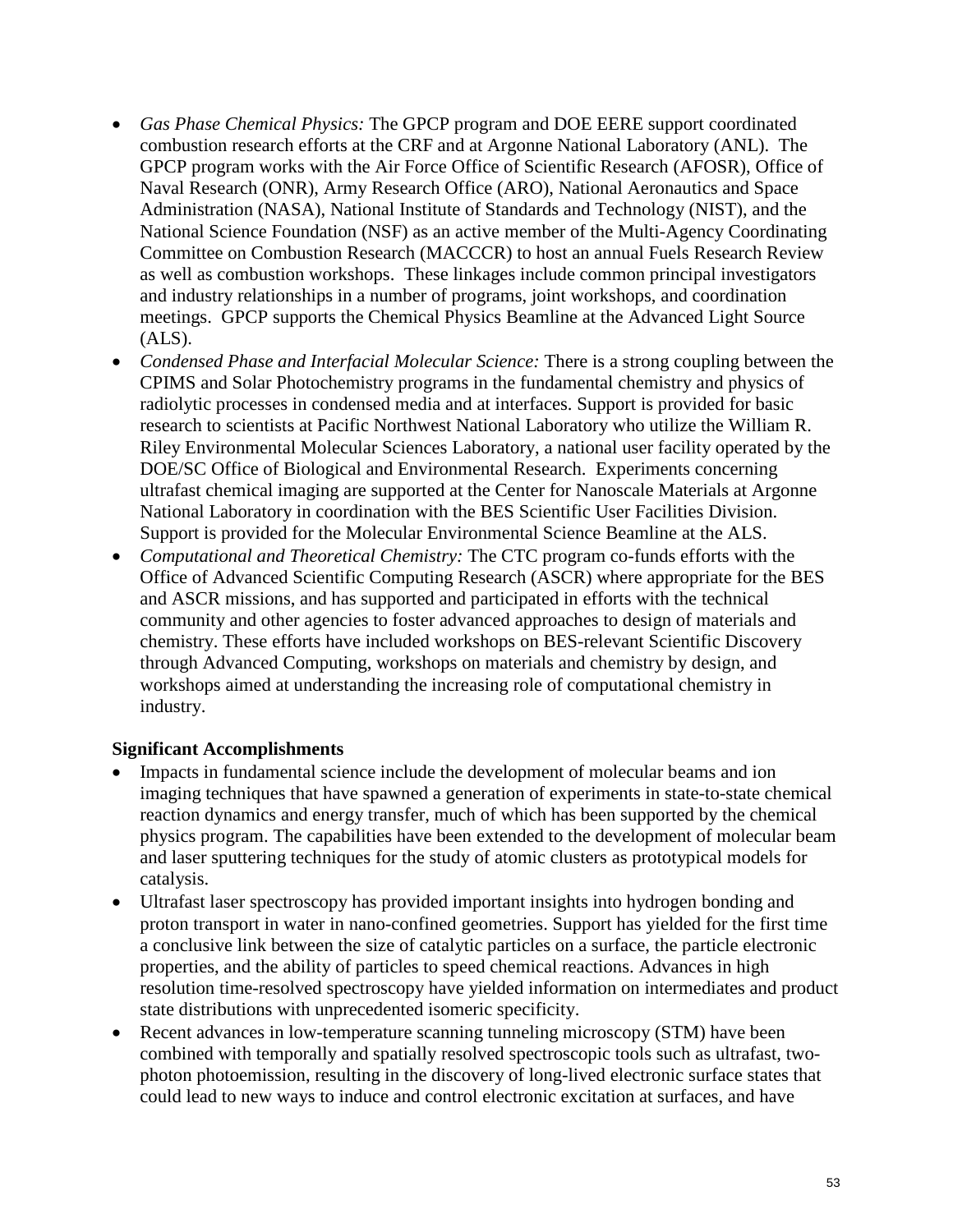- *Gas Phase Chemical Physics:* The GPCP program and DOE EERE support coordinated combustion research efforts at the CRF and at Argonne National Laboratory (ANL). The GPCP program works with the Air Force Office of Scientific Research (AFOSR), Office of Naval Research (ONR), Army Research Office (ARO), National Aeronautics and Space Administration (NASA), National Institute of Standards and Technology (NIST), and the National Science Foundation (NSF) as an active member of the Multi-Agency Coordinating Committee on Combustion Research (MACCCR) to host an annual Fuels Research Review as well as combustion workshops. These linkages include common principal investigators and industry relationships in a number of programs, joint workshops, and coordination meetings. GPCP supports the Chemical Physics Beamline at the Advanced Light Source (ALS).
- *Condensed Phase and Interfacial Molecular Science:* There is a strong coupling between the CPIMS and Solar Photochemistry programs in the fundamental chemistry and physics of radiolytic processes in condensed media and at interfaces. Support is provided for basic research to scientists at Pacific Northwest National Laboratory who utilize the William R. Riley Environmental Molecular Sciences Laboratory, a national user facility operated by the DOE/SC Office of Biological and Environmental Research. Experiments concerning ultrafast chemical imaging are supported at the Center for Nanoscale Materials at Argonne National Laboratory in coordination with the BES Scientific User Facilities Division. Support is provided for the Molecular Environmental Science Beamline at the ALS.
- *Computational and Theoretical Chemistry:* The CTC program co-funds efforts with the Office of Advanced Scientific Computing Research (ASCR) where appropriate for the BES and ASCR missions, and has supported and participated in efforts with the technical community and other agencies to foster advanced approaches to design of materials and chemistry. These efforts have included workshops on BES-relevant Scientific Discovery through Advanced Computing, workshops on materials and chemistry by design, and workshops aimed at understanding the increasing role of computational chemistry in industry.

**Significant Accomplishments**

- Impacts in fundamental science include the development of molecular beams and ion imaging techniques that have spawned a generation of experiments in state-to-state chemical reaction dynamics and energy transfer, much of which has been supported by the chemical physics program. The capabilities have been extended to the development of molecular beam and laser sputtering techniques for the study of atomic clusters as prototypical models for catalysis.
- Ultrafast laser spectroscopy has provided important insights into hydrogen bonding and proton transport in water in nano-confined geometries. Support has yielded for the first time a conclusive link between the size of catalytic particles on a surface, the particle electronic properties, and the ability of particles to speed chemical reactions. Advances in high resolution time-resolved spectroscopy have yielded information on intermediates and product state distributions with unprecedented isomeric specificity.
- Recent advances in low-temperature scanning tunneling microscopy (STM) have been combined with temporally and spatially resolved spectroscopic tools such as ultrafast, two-photon photoemission, resulting in the discovery of long-lived electronic surface states that could lead to new ways to induce and control electronic excitation at surfaces, and have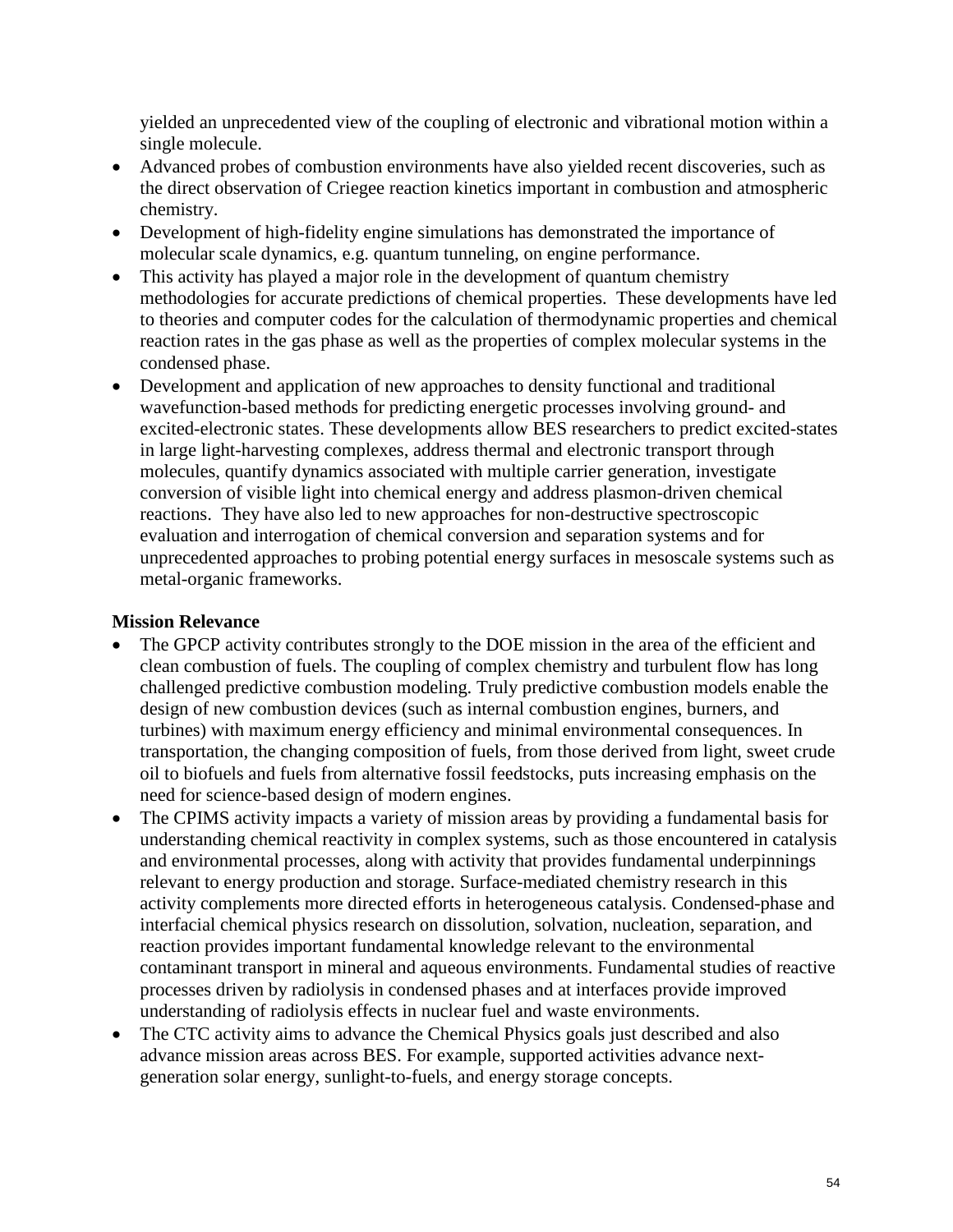yielded an unprecedented view of the coupling of electronic and vibrational motion within a single molecule.

- Advanced probes of combustion environments have also yielded recent discoveries, such as the direct observation of Criegee reaction kinetics important in combustion and atmospheric chemistry.
- Development of high-fidelity engine simulations has demonstrated the importance of molecular scale dynamics, e.g. quantum tunneling, on engine performance.
- This activity has played a major role in the development of quantum chemistry methodologies for accurate predictions of chemical properties. These developments have led to theories and computer codes for the calculation of thermodynamic properties and chemical reaction rates in the gas phase as well as the properties of complex molecular systems in the condensed phase.
- Development and application of new approaches to density functional and traditional wavefunction-based methods for predicting energetic processes involving ground- and excited-electronic states. These developments allow BES researchers to predict excited-states in large light-harvesting complexes, address thermal and electronic transport through molecules, quantify dynamics associated with multiple carrier generation, investigate conversion of visible light into chemical energy and address plasmon-driven chemical reactions. They have also led to new approaches for non-destructive spectroscopic evaluation and interrogation of chemical conversion and separation systems and for unprecedented approaches to probing potential energy surfaces in mesoscale systems such as metal-organic frameworks.

**Mission Relevance**

- The GPCP activity contributes strongly to the DOE mission in the area of the efficient and clean combustion of fuels. The coupling of complex chemistry and turbulent flow has long challenged predictive combustion modeling. Truly predictive combustion models enable the design of new combustion devices (such as internal combustion engines, burners, and turbines) with maximum energy efficiency and minimal environmental consequences. In transportation, the changing composition of fuels, from those derived from light, sweet crude oil to biofuels and fuels from alternative fossil feedstocks, puts increasing emphasis on the need for science-based design of modern engines.
- The CPIMS activity impacts a variety of mission areas by providing a fundamental basis for understanding chemical reactivity in complex systems, such as those encountered in catalysis and environmental processes, along with activity that provides fundamental underpinnings relevant to energy production and storage. Surface-mediated chemistry research in this activity complements more directed efforts in heterogeneous catalysis. Condensed-phase and interfacial chemical physics research on dissolution, solvation, nucleation, separation, and reaction provides important fundamental knowledge relevant to the environmental contaminant transport in mineral and aqueous environments. Fundamental studies of reactive processes driven by radiolysis in condensed phases and at interfaces provide improved understanding of radiolysis effects in nuclear fuel and waste environments.
- The CTC activity aims to advance the Chemical Physics goals just described and also advance mission areas across BES. For example, supported activities advance next-generation solar energy, sunlight-to-fuels, and energy storage concepts.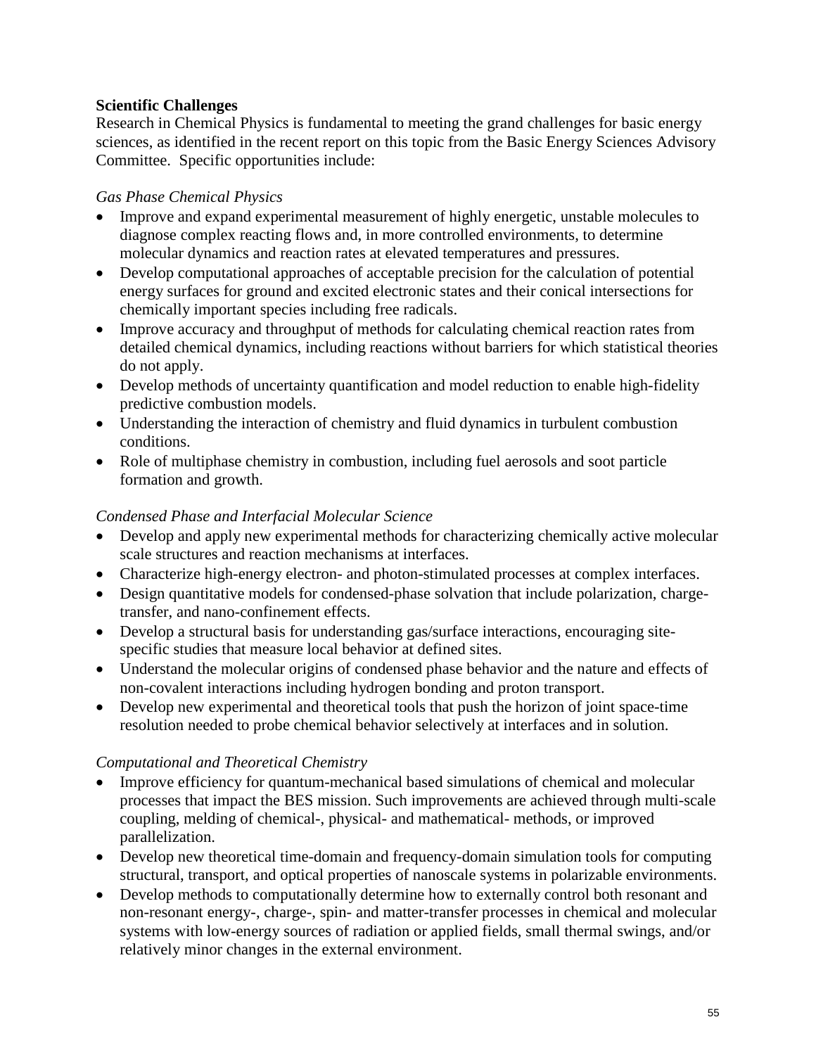**Scientific Challenges**

Research in Chemical Physics is fundamental to meeting the grand challenges for basic energy sciences, as identified in the recent report on this topic from the Basic Energy Sciences Advisory Committee. Specific opportunities include:

*Gas Phase Chemical Physics*

- Improve and expand experimental measurement of highly energetic, unstable molecules to diagnose complex reacting flows and, in more controlled environments, to determine molecular dynamics and reaction rates at elevated temperatures and pressures.
- Develop computational approaches of acceptable precision for the calculation of potential energy surfaces for ground and excited electronic states and their conical intersections for chemically important species including free radicals.
- Improve accuracy and throughput of methods for calculating chemical reaction rates from detailed chemical dynamics, including reactions without barriers for which statistical theories do not apply.
- Develop methods of uncertainty quantification and model reduction to enable high-fidelity predictive combustion models.
- Understanding the interaction of chemistry and fluid dynamics in turbulent combustion conditions.
- Role of multiphase chemistry in combustion, including fuel aerosols and soot particle formation and growth.

*Condensed Phase and Interfacial Molecular Science*

- Develop and apply new experimental methods for characterizing chemically active molecular scale structures and reaction mechanisms at interfaces.
- Characterize high-energy electron- and photon-stimulated processes at complex interfaces.
- Design quantitative models for condensed-phase solvation that include polarization, charge-transfer, and nano-confinement effects.
- Develop a structural basis for understanding gas/surface interactions, encouraging site-specific studies that measure local behavior at defined sites.
- Understand the molecular origins of condensed phase behavior and the nature and effects of non-covalent interactions including hydrogen bonding and proton transport.
- Develop new experimental and theoretical tools that push the horizon of joint space-time resolution needed to probe chemical behavior selectively at interfaces and in solution.

*Computational and Theoretical Chemistry*

- Improve efficiency for quantum-mechanical based simulations of chemical and molecular processes that impact the BES mission. Such improvements are achieved through multi-scale coupling, melding of chemical-, physical- and mathematical- methods, or improved parallelization.
- Develop new theoretical time-domain and frequency-domain simulation tools for computing structural, transport, and optical properties of nanoscale systems in polarizable environments.
- Develop methods to computationally determine how to externally control both resonant and non-resonant energy-, charge-, spin- and matter-transfer processes in chemical and molecular systems with low-energy sources of radiation or applied fields, small thermal swings, and/or relatively minor changes in the external environment.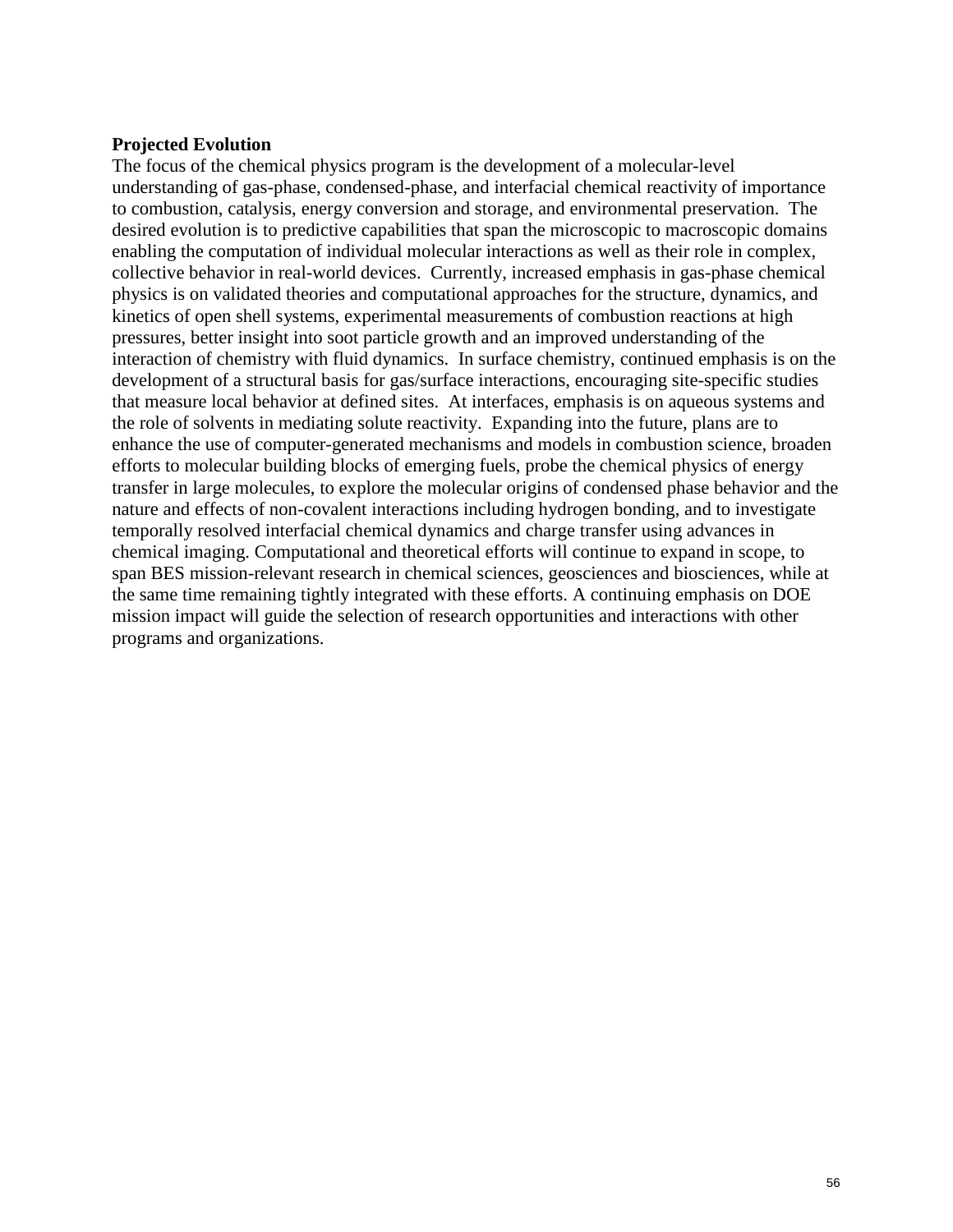**Projected Evolution**

The focus of the chemical physics program is the development of a molecular-level understanding of gas-phase, condensed-phase, and interfacial chemical reactivity of importance to combustion, catalysis, energy conversion and storage, and environmental preservation. The desired evolution is to predictive capabilities that span the microscopic to macroscopic domains enabling the computation of individual molecular interactions as well as their role in complex, collective behavior in real-world devices. Currently, increased emphasis in gas-phase chemical physics is on validated theories and computational approaches for the structure, dynamics, and kinetics of open shell systems, experimental measurements of combustion reactions at high pressures, better insight into soot particle growth and an improved understanding of the interaction of chemistry with fluid dynamics. In surface chemistry, continued emphasis is on the development of a structural basis for gas/surface interactions, encouraging site-specific studies that measure local behavior at defined sites. At interfaces, emphasis is on aqueous systems and the role of solvents in mediating solute reactivity. Expanding into the future, plans are to enhance the use of computer-generated mechanisms and models in combustion science, broaden efforts to molecular building blocks of emerging fuels, probe the chemical physics of energy transfer in large molecules, to explore the molecular origins of condensed phase behavior and the nature and effects of non-covalent interactions including hydrogen bonding, and to investigate temporally resolved interfacial chemical dynamics and charge transfer using advances in chemical imaging. Computational and theoretical efforts will continue to expand in scope, to span BES mission-relevant research in chemical sciences, geosciences and biosciences, while at the same time remaining tightly integrated with these efforts. A continuing emphasis on DOE mission impact will guide the selection of research opportunities and interactions with other programs and organizations.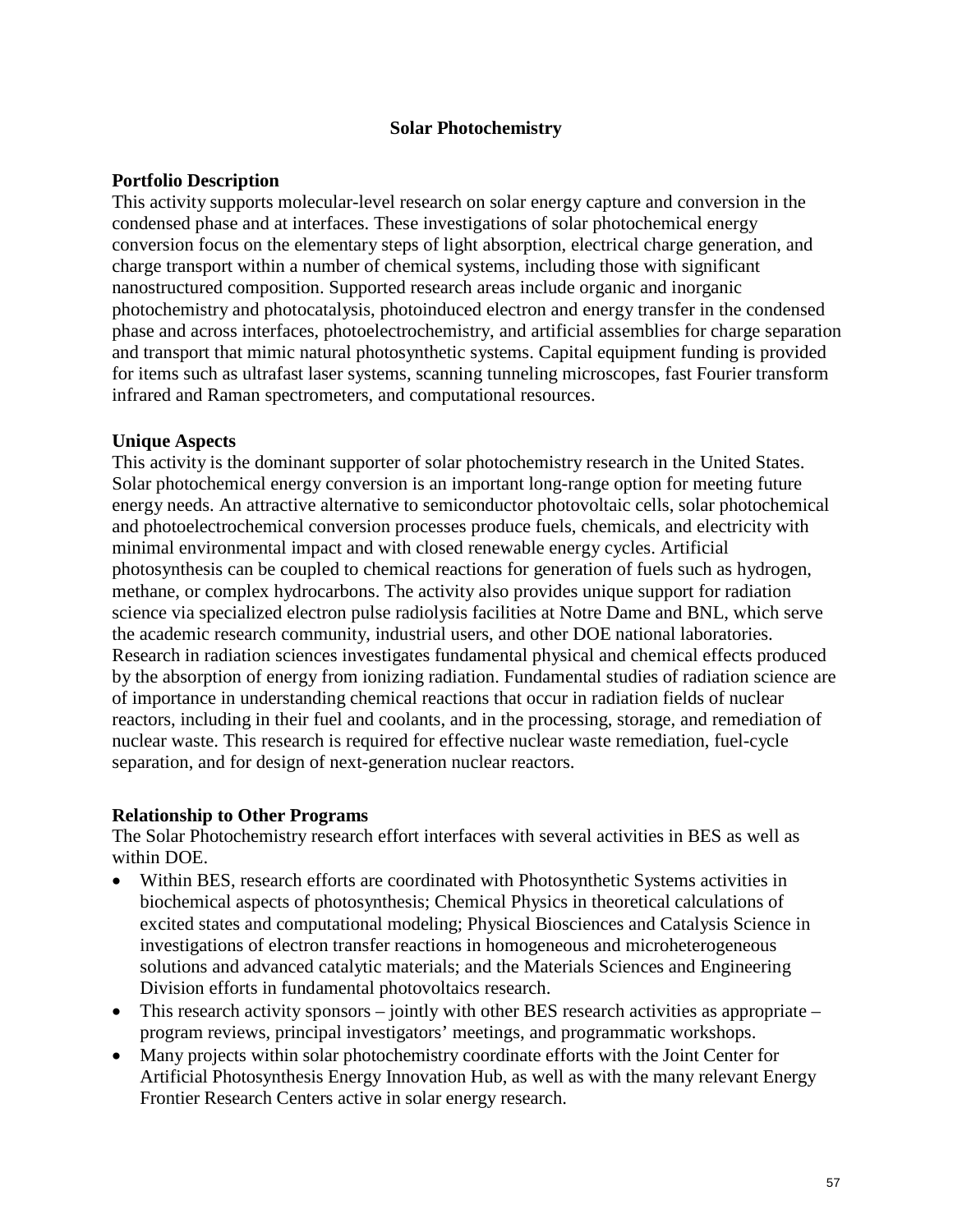# Solar Photochemistry

## Portfolio Description

This activity supports molecular-level research on solar energy capture and conversion in the condensed phase and at interfaces. These investigations of solar photochemical energy conversion focus on the elementary steps of light absorption, electrical charge generation, and charge transport within a number of chemical systems, including those with significant nanostructured composition. Supported research areas include organic and inorganic photochemistry and photocatalysis, photoinduced electron and energy transfer in the condensed phase and across interfaces, photoelectrochemistry, and artificial assemblies for charge separation and transport that mimic natural photosynthetic systems. Capital equipment funding is provided for items such as ultrafast laser systems, scanning tunneling microscopes, fast Fourier transform infrared and Raman spectrometers, and computational resources.

## Unique Aspects

This activity is the dominant supporter of solar photochemistry research in the United States. Solar photochemical energy conversion is an important long-range option for meeting future energy needs. An attractive alternative to semiconductor photovoltaic cells, solar photochemical and photoelectrochemical conversion processes produce fuels, chemicals, and electricity with minimal environmental impact and with closed renewable energy cycles. Artificial photosynthesis can be coupled to chemical reactions for generation of fuels such as hydrogen, methane, or complex hydrocarbons. The activity also provides unique support for radiation science via specialized electron pulse radiolysis facilities at Notre Dame and BNL, which serve the academic research community, industrial users, and other DOE national laboratories. Research in radiation sciences investigates fundamental physical and chemical effects produced by the absorption of energy from ionizing radiation. Fundamental studies of radiation science are of importance in understanding chemical reactions that occur in radiation fields of nuclear reactors, including in their fuel and coolants, and in the processing, storage, and remediation of nuclear waste. This research is required for effective nuclear waste remediation, fuel-cycle separation, and for design of next-generation nuclear reactors.

## Relationship to Other Programs

The Solar Photochemistry research effort interfaces with several activities in BES as well as within DOE.

- Within BES, research efforts are coordinated with Photosynthetic Systems activities in biochemical aspects of photosynthesis; Chemical Physics in theoretical calculations of excited states and computational modeling; Physical Biosciences and Catalysis Science in investigations of electron transfer reactions in homogeneous and microheterogeneous solutions and advanced catalytic materials; and the Materials Sciences and Engineering Division efforts in fundamental photovoltaics research.
- This research activity sponsors – jointly with other BES research activities as appropriate – program reviews, principal investigators' meetings, and programmatic workshops.
- Many projects within solar photochemistry coordinate efforts with the Joint Center for Artificial Photosynthesis Energy Innovation Hub, as well as with the many relevant Energy Frontier Research Centers active in solar energy research.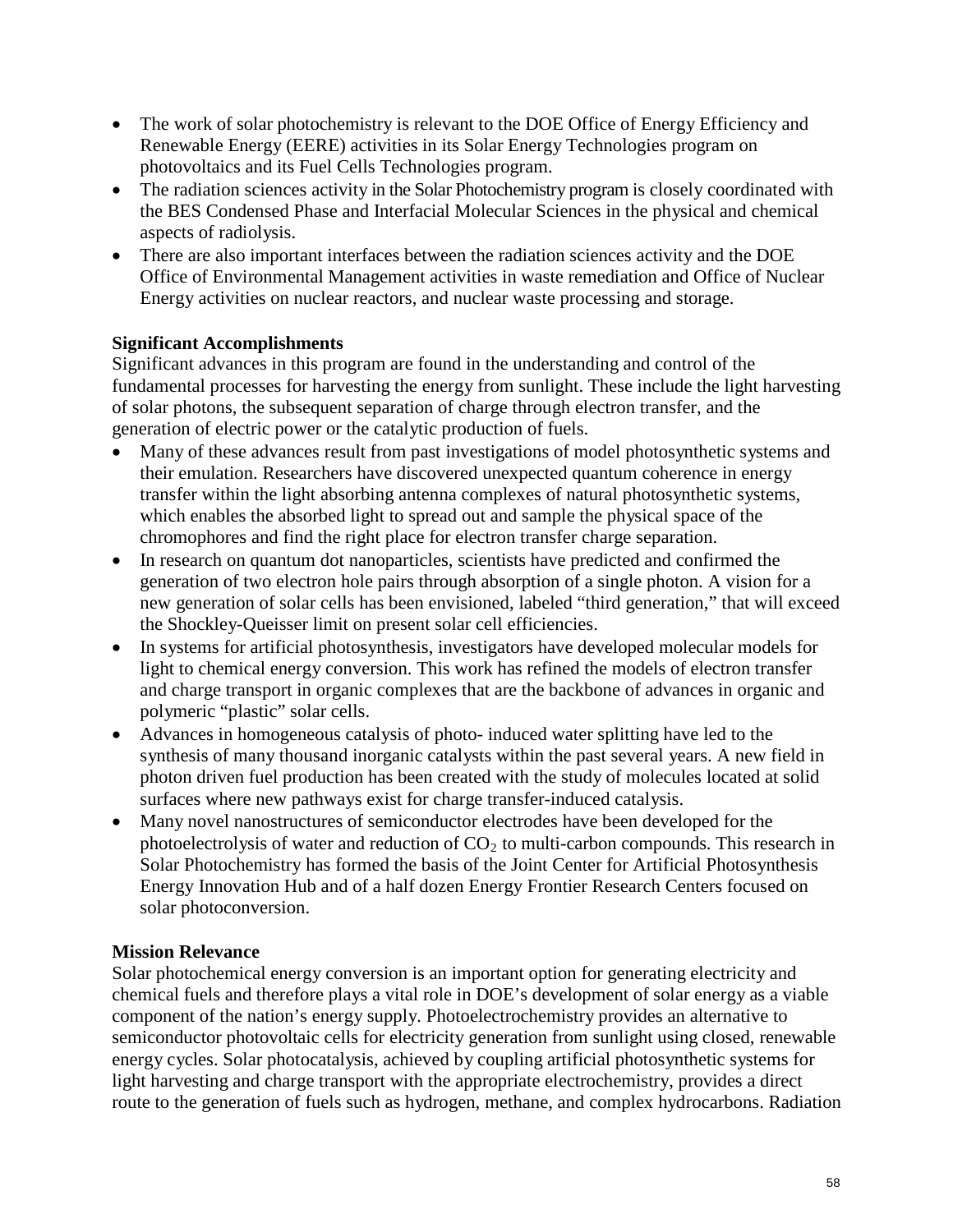- The work of solar photochemistry is relevant to the DOE Office of Energy Efficiency and Renewable Energy (EERE) activities in its Solar Energy Technologies program on photovoltaics and its Fuel Cells Technologies program.
- The radiation sciences activity in the Solar Photochemistry program is closely coordinated with the BES Condensed Phase and Interfacial Molecular Sciences in the physical and chemical aspects of radiolysis.
- There are also important interfaces between the radiation sciences activity and the DOE Office of Environmental Management activities in waste remediation and Office of Nuclear Energy activities on nuclear reactors, and nuclear waste processing and storage.

**Significant Accomplishments**

Significant advances in this program are found in the understanding and control of the fundamental processes for harvesting the energy from sunlight. These include the light harvesting of solar photons, the subsequent separation of charge through electron transfer, and the generation of electric power or the catalytic production of fuels.

- Many of these advances result from past investigations of model photosynthetic systems and their emulation. Researchers have discovered unexpected quantum coherence in energy transfer within the light absorbing antenna complexes of natural photosynthetic systems, which enables the absorbed light to spread out and sample the physical space of the chromophores and find the right place for electron transfer charge separation.
- In research on quantum dot nanoparticles, scientists have predicted and confirmed the generation of two electron hole pairs through absorption of a single photon. A vision for a new generation of solar cells has been envisioned, labeled "third generation," that will exceed the Shockley-Queisser limit on present solar cell efficiencies.
- In systems for artificial photosynthesis, investigators have developed molecular models for light to chemical energy conversion. This work has refined the models of electron transfer and charge transport in organic complexes that are the backbone of advances in organic and polymeric "plastic" solar cells.
- Advances in homogeneous catalysis of photo- induced water splitting have led to the synthesis of many thousand inorganic catalysts within the past several years. A new field in photon driven fuel production has been created with the study of molecules located at solid surfaces where new pathways exist for charge transfer-induced catalysis.
- Many novel nanostructures of semiconductor electrodes have been developed for the photoelectrolysis of water and reduction of $CO_2$ to multi-carbon compounds. This research in Solar Photochemistry has formed the basis of the Joint Center for Artificial Photosynthesis Energy Innovation Hub and of a half dozen Energy Frontier Research Centers focused on solar photoconversion.

**Mission Relevance**

Solar photochemical energy conversion is an important option for generating electricity and chemical fuels and therefore plays a vital role in DOE's development of solar energy as a viable component of the nation's energy supply. Photoelectrochemistry provides an alternative to semiconductor photovoltaic cells for electricity generation from sunlight using closed, renewable energy cycles. Solar photocatalysis, achieved by coupling artificial photosynthetic systems for light harvesting and charge transport with the appropriate electrochemistry, provides a direct route to the generation of fuels such as hydrogen, methane, and complex hydrocarbons. Radiation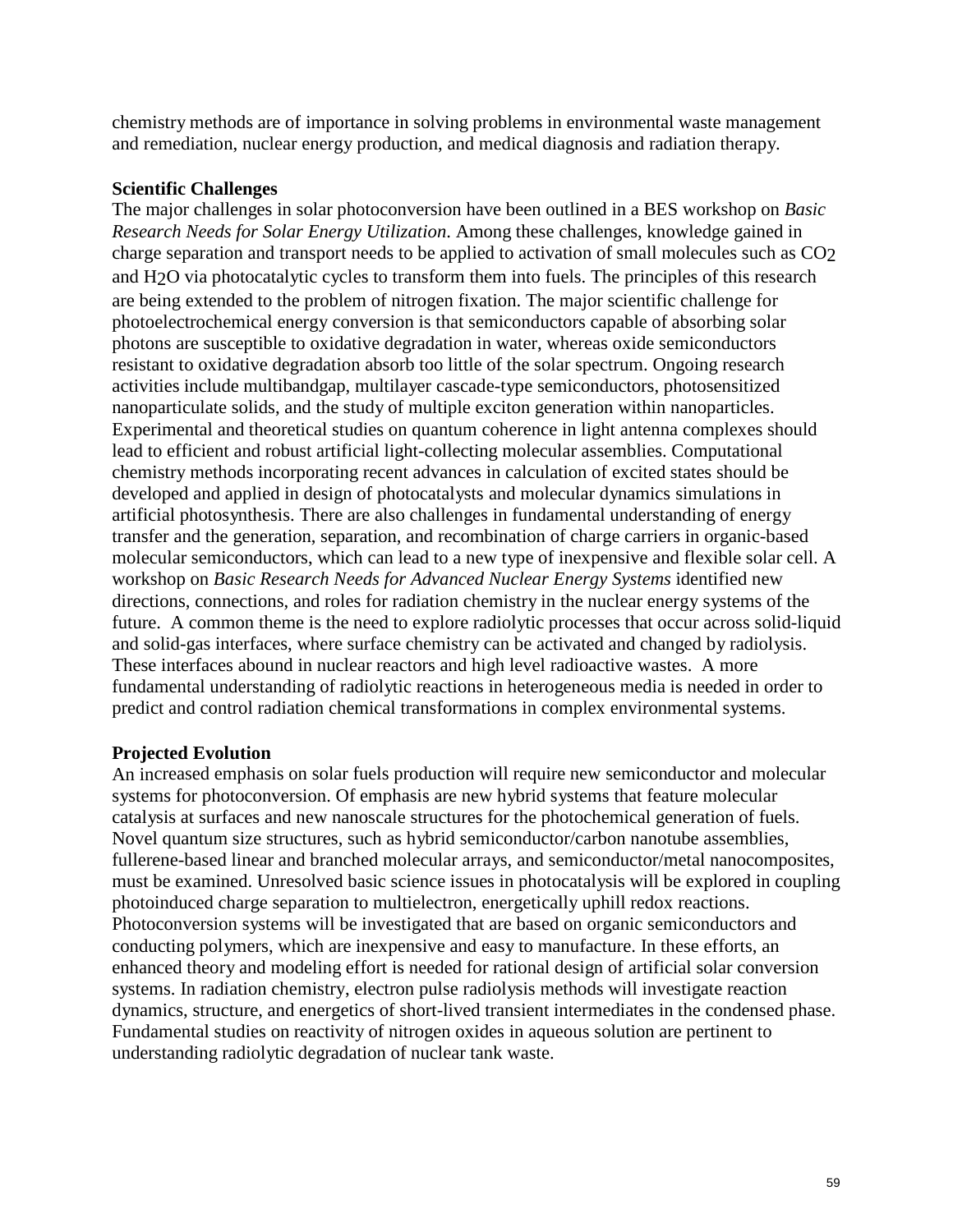chemistry methods are of importance in solving problems in environmental waste management and remediation, nuclear energy production, and medical diagnosis and radiation therapy.

**Scientific Challenges**

The major challenges in solar photoconversion have been outlined in a BES workshop on *Basic Research Needs for Solar Energy Utilization*. Among these challenges, knowledge gained in charge separation and transport needs to be applied to activation of small molecules such as $CO_2$ and $H_2O$ via photocatalytic cycles to transform them into fuels. The principles of this research are being extended to the problem of nitrogen fixation. The major scientific challenge for photoelectrochemical energy conversion is that semiconductors capable of absorbing solar photons are susceptible to oxidative degradation in water, whereas oxide semiconductors resistant to oxidative degradation absorb too little of the solar spectrum. Ongoing research activities include multibandgap, multilayer cascade-type semiconductors, photosensitized nanoparticulate solids, and the study of multiple exciton generation within nanoparticles. Experimental and theoretical studies on quantum coherence in light antenna complexes should lead to efficient and robust artificial light-collecting molecular assemblies. Computational chemistry methods incorporating recent advances in calculation of excited states should be developed and applied in design of photocatalysts and molecular dynamics simulations in artificial photosynthesis. There are also challenges in fundamental understanding of energy transfer and the generation, separation, and recombination of charge carriers in organic-based molecular semiconductors, which can lead to a new type of inexpensive and flexible solar cell. A workshop on *Basic Research Needs for Advanced Nuclear Energy Systems* identified new directions, connections, and roles for radiation chemistry in the nuclear energy systems of the future. A common theme is the need to explore radiolytic processes that occur across solid-liquid and solid-gas interfaces, where surface chemistry can be activated and changed by radiolysis. These interfaces abound in nuclear reactors and high level radioactive wastes. A more fundamental understanding of radiolytic reactions in heterogeneous media is needed in order to predict and control radiation chemical transformations in complex environmental systems.

**Projected Evolution**

An increased emphasis on solar fuels production will require new semiconductor and molecular systems for photoconversion. Of emphasis are new hybrid systems that feature molecular catalysis at surfaces and new nanoscale structures for the photochemical generation of fuels. Novel quantum size structures, such as hybrid semiconductor/carbon nanotube assemblies, fullerene-based linear and branched molecular arrays, and semiconductor/metal nanocomposites, must be examined. Unresolved basic science issues in photocatalysis will be explored in coupling photoinduced charge separation to multielectron, energetically uphill redox reactions. Photoconversion systems will be investigated that are based on organic semiconductors and conducting polymers, which are inexpensive and easy to manufacture. In these efforts, an enhanced theory and modeling effort is needed for rational design of artificial solar conversion systems. In radiation chemistry, electron pulse radiolysis methods will investigate reaction dynamics, structure, and energetics of short-lived transient intermediates in the condensed phase. Fundamental studies on reactivity of nitrogen oxides in aqueous solution are pertinent to understanding radiolytic degradation of nuclear tank waste.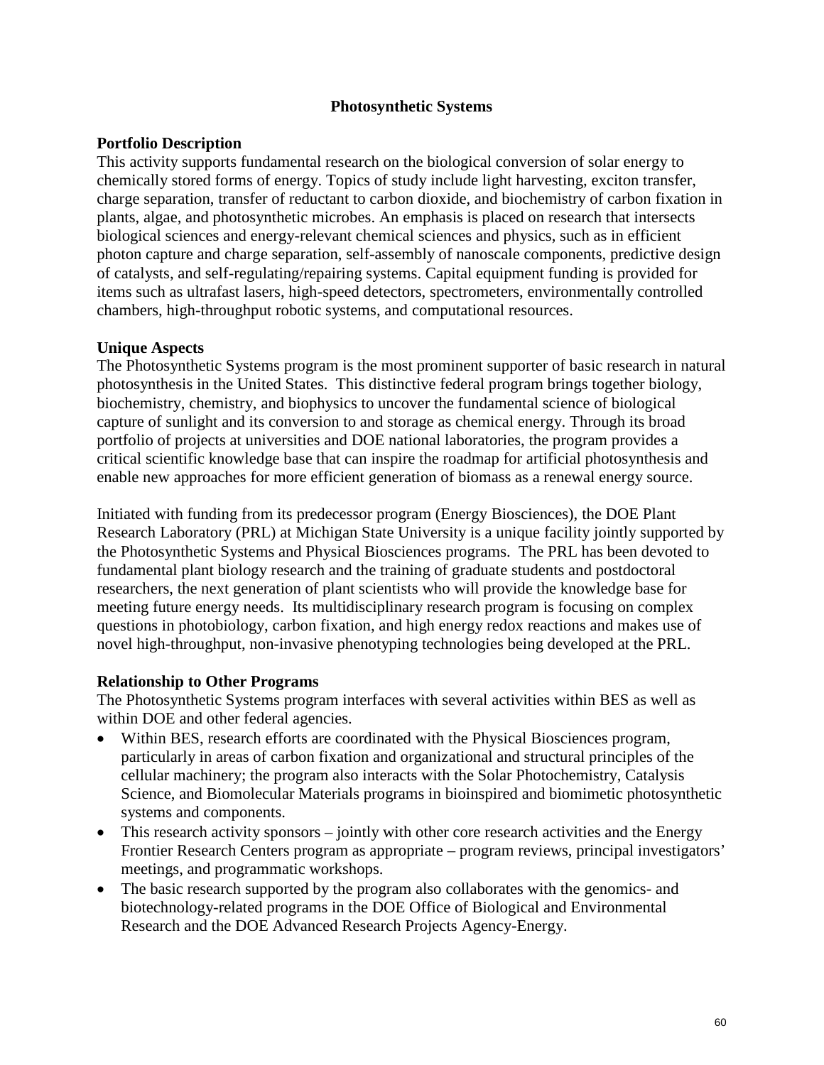# Photosynthetic Systems

## Portfolio Description

This activity supports fundamental research on the biological conversion of solar energy to chemically stored forms of energy. Topics of study include light harvesting, exciton transfer, charge separation, transfer of reductant to carbon dioxide, and biochemistry of carbon fixation in plants, algae, and photosynthetic microbes. An emphasis is placed on research that intersects biological sciences and energy-relevant chemical sciences and physics, such as in efficient photon capture and charge separation, self-assembly of nanoscale components, predictive design of catalysts, and self-regulating/repairing systems. Capital equipment funding is provided for items such as ultrafast lasers, high-speed detectors, spectrometers, environmentally controlled chambers, high-throughput robotic systems, and computational resources.

## Unique Aspects

The Photosynthetic Systems program is the most prominent supporter of basic research in natural photosynthesis in the United States. This distinctive federal program brings together biology, biochemistry, chemistry, and biophysics to uncover the fundamental science of biological capture of sunlight and its conversion to and storage as chemical energy. Through its broad portfolio of projects at universities and DOE national laboratories, the program provides a critical scientific knowledge base that can inspire the roadmap for artificial photosynthesis and enable new approaches for more efficient generation of biomass as a renewal energy source.

Initiated with funding from its predecessor program (Energy Biosciences), the DOE Plant Research Laboratory (PRL) at Michigan State University is a unique facility jointly supported by the Photosynthetic Systems and Physical Biosciences programs. The PRL has been devoted to fundamental plant biology research and the training of graduate students and postdoctoral researchers, the next generation of plant scientists who will provide the knowledge base for meeting future energy needs. Its multidisciplinary research program is focusing on complex questions in photobiology, carbon fixation, and high energy redox reactions and makes use of novel high-throughput, non-invasive phenotyping technologies being developed at the PRL.

## Relationship to Other Programs

The Photosynthetic Systems program interfaces with several activities within BES as well as within DOE and other federal agencies.

- Within BES, research efforts are coordinated with the Physical Biosciences program, particularly in areas of carbon fixation and organizational and structural principles of the cellular machinery; the program also interacts with the Solar Photochemistry, Catalysis Science, and Biomolecular Materials programs in bioinspired and biomimetic photosynthetic systems and components.
- This research activity sponsors – jointly with other core research activities and the Energy Frontier Research Centers program as appropriate – program reviews, principal investigators' meetings, and programmatic workshops.
- The basic research supported by the program also collaborates with the genomics- and biotechnology-related programs in the DOE Office of Biological and Environmental Research and the DOE Advanced Research Projects Agency-Energy.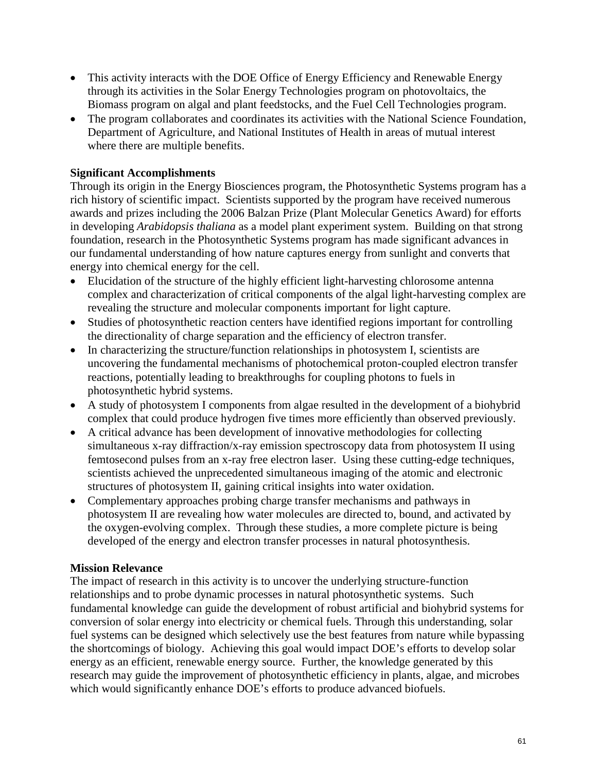- This activity interacts with the DOE Office of Energy Efficiency and Renewable Energy through its activities in the Solar Energy Technologies program on photovoltaics, the Biomass program on algal and plant feedstocks, and the Fuel Cell Technologies program.
- The program collaborates and coordinates its activities with the National Science Foundation, Department of Agriculture, and National Institutes of Health in areas of mutual interest where there are multiple benefits.

**Significant Accomplishments**

Through its origin in the Energy Biosciences program, the Photosynthetic Systems program has a rich history of scientific impact. Scientists supported by the program have received numerous awards and prizes including the 2006 Balzan Prize (Plant Molecular Genetics Award) for efforts in developing *Arabidopsis thaliana* as a model plant experiment system. Building on that strong foundation, research in the Photosynthetic Systems program has made significant advances in our fundamental understanding of how nature captures energy from sunlight and converts that energy into chemical energy for the cell.

- Elucidation of the structure of the highly efficient light-harvesting chlorosome antenna complex and characterization of critical components of the algal light-harvesting complex are revealing the structure and molecular components important for light capture.
- Studies of photosynthetic reaction centers have identified regions important for controlling the directionality of charge separation and the efficiency of electron transfer.
- In characterizing the structure/function relationships in photosystem I, scientists are uncovering the fundamental mechanisms of photochemical proton-coupled electron transfer reactions, potentially leading to breakthroughs for coupling photons to fuels in photosynthetic hybrid systems.
- A study of photosystem I components from algae resulted in the development of a biohybrid complex that could produce hydrogen five times more efficiently than observed previously.
- A critical advance has been development of innovative methodologies for collecting simultaneous x-ray diffraction/x-ray emission spectroscopy data from photosystem II using femtosecond pulses from an x-ray free electron laser. Using these cutting-edge techniques, scientists achieved the unprecedented simultaneous imaging of the atomic and electronic structures of photosystem II, gaining critical insights into water oxidation.
- Complementary approaches probing charge transfer mechanisms and pathways in photosystem II are revealing how water molecules are directed to, bound, and activated by the oxygen-evolving complex. Through these studies, a more complete picture is being developed of the energy and electron transfer processes in natural photosynthesis.

**Mission Relevance**

The impact of research in this activity is to uncover the underlying structure-function relationships and to probe dynamic processes in natural photosynthetic systems. Such fundamental knowledge can guide the development of robust artificial and biohybrid systems for conversion of solar energy into electricity or chemical fuels. Through this understanding, solar fuel systems can be designed which selectively use the best features from nature while bypassing the shortcomings of biology. Achieving this goal would impact DOE's efforts to develop solar energy as an efficient, renewable energy source. Further, the knowledge generated by this research may guide the improvement of photosynthetic efficiency in plants, algae, and microbes which would significantly enhance DOE's efforts to produce advanced biofuels.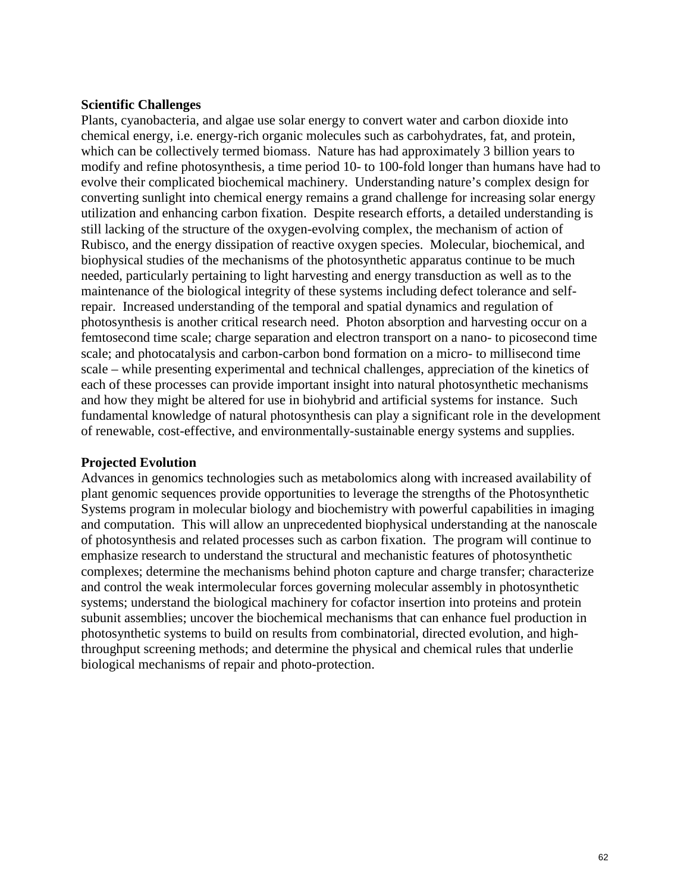**Scientific Challenges**

Plants, cyanobacteria, and algae use solar energy to convert water and carbon dioxide into chemical energy, i.e. energy-rich organic molecules such as carbohydrates, fat, and protein, which can be collectively termed biomass. Nature has had approximately 3 billion years to modify and refine photosynthesis, a time period 10- to 100-fold longer than humans have had to evolve their complicated biochemical machinery. Understanding nature's complex design for converting sunlight into chemical energy remains a grand challenge for increasing solar energy utilization and enhancing carbon fixation. Despite research efforts, a detailed understanding is still lacking of the structure of the oxygen-evolving complex, the mechanism of action of Rubisco, and the energy dissipation of reactive oxygen species. Molecular, biochemical, and biophysical studies of the mechanisms of the photosynthetic apparatus continue to be much needed, particularly pertaining to light harvesting and energy transduction as well as to the maintenance of the biological integrity of these systems including defect tolerance and self-repair. Increased understanding of the temporal and spatial dynamics and regulation of photosynthesis is another critical research need. Photon absorption and harvesting occur on a femtosecond time scale; charge separation and electron transport on a nano- to picosecond time scale; and photocatalysis and carbon-carbon bond formation on a micro- to millisecond time scale – while presenting experimental and technical challenges, appreciation of the kinetics of each of these processes can provide important insight into natural photosynthetic mechanisms and how they might be altered for use in biohybrid and artificial systems for instance. Such fundamental knowledge of natural photosynthesis can play a significant role in the development of renewable, cost-effective, and environmentally-sustainable energy systems and supplies.

**Projected Evolution**

Advances in genomics technologies such as metabolomics along with increased availability of plant genomic sequences provide opportunities to leverage the strengths of the Photosynthetic Systems program in molecular biology and biochemistry with powerful capabilities in imaging and computation. This will allow an unprecedented biophysical understanding at the nanoscale of photosynthesis and related processes such as carbon fixation. The program will continue to emphasize research to understand the structural and mechanistic features of photosynthetic complexes; determine the mechanisms behind photon capture and charge transfer; characterize and control the weak intermolecular forces governing molecular assembly in photosynthetic systems; understand the biological machinery for cofactor insertion into proteins and protein subunit assemblies; uncover the biochemical mechanisms that can enhance fuel production in photosynthetic systems to build on results from combinatorial, directed evolution, and high-throughput screening methods; and determine the physical and chemical rules that underlie biological mechanisms of repair and photo-protection.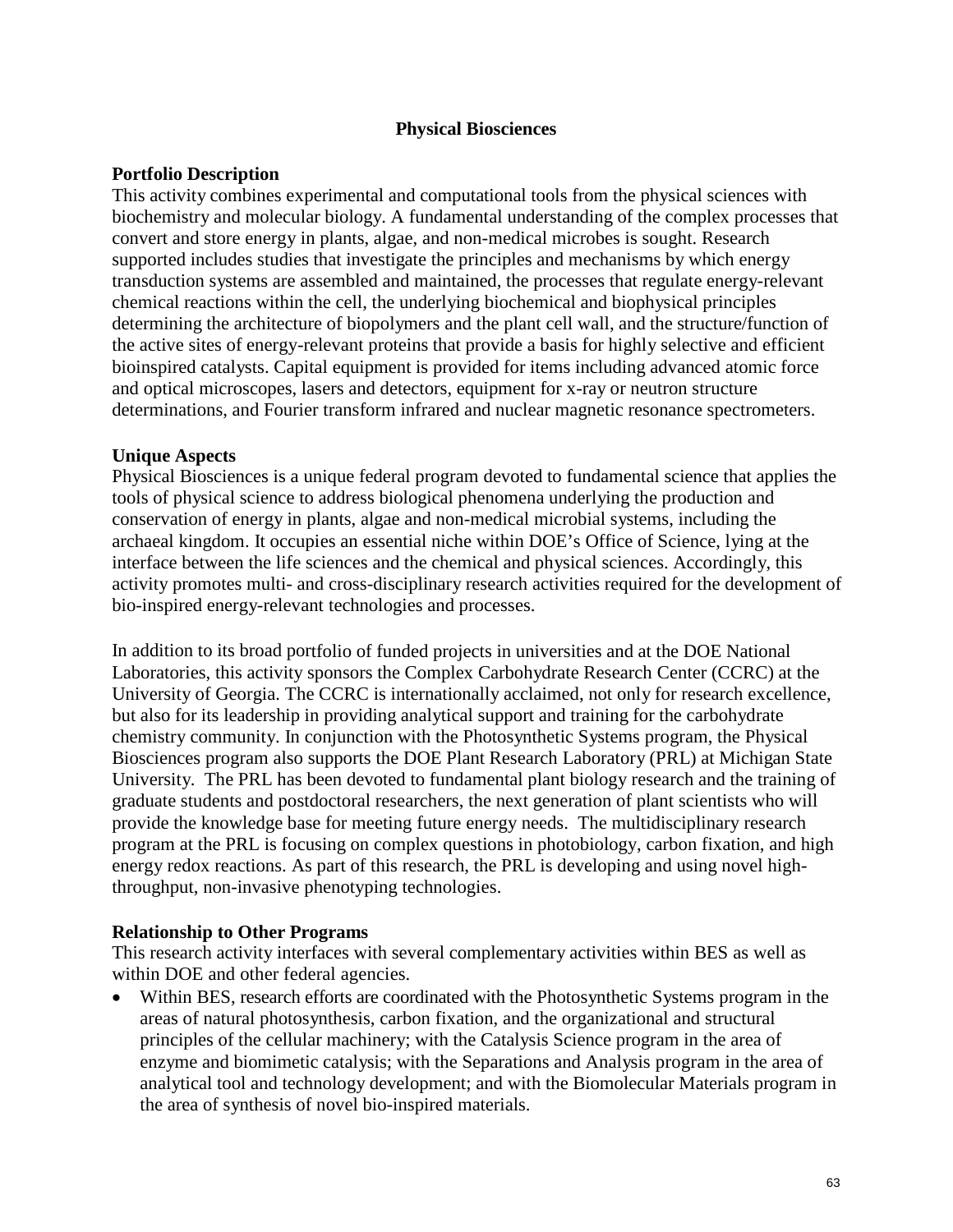## Physical Biosciences

**Portfolio Description**

This activity combines experimental and computational tools from the physical sciences with biochemistry and molecular biology. A fundamental understanding of the complex processes that convert and store energy in plants, algae, and non-medical microbes is sought. Research supported includes studies that investigate the principles and mechanisms by which energy transduction systems are assembled and maintained, the processes that regulate energy-relevant chemical reactions within the cell, the underlying biochemical and biophysical principles determining the architecture of biopolymers and the plant cell wall, and the structure/function of the active sites of energy-relevant proteins that provide a basis for highly selective and efficient bioinspired catalysts. Capital equipment is provided for items including advanced atomic force and optical microscopes, lasers and detectors, equipment for x-ray or neutron structure determinations, and Fourier transform infrared and nuclear magnetic resonance spectrometers.

**Unique Aspects**

Physical Biosciences is a unique federal program devoted to fundamental science that applies the tools of physical science to address biological phenomena underlying the production and conservation of energy in plants, algae and non-medical microbial systems, including the archaeal kingdom. It occupies an essential niche within DOE's Office of Science, lying at the interface between the life sciences and the chemical and physical sciences. Accordingly, this activity promotes multi- and cross-disciplinary research activities required for the development of bio-inspired energy-relevant technologies and processes.

In addition to its broad portfolio of funded projects in universities and at the DOE National Laboratories, this activity sponsors the Complex Carbohydrate Research Center (CCRC) at the University of Georgia. The CCRC is internationally acclaimed, not only for research excellence, but also for its leadership in providing analytical support and training for the carbohydrate chemistry community. In conjunction with the Photosynthetic Systems program, the Physical Biosciences program also supports the DOE Plant Research Laboratory (PRL) at Michigan State University. The PRL has been devoted to fundamental plant biology research and the training of graduate students and postdoctoral researchers, the next generation of plant scientists who will provide the knowledge base for meeting future energy needs. The multidisciplinary research program at the PRL is focusing on complex questions in photobiology, carbon fixation, and high energy redox reactions. As part of this research, the PRL is developing and using novel high-throughput, non-invasive phenotyping technologies.

**Relationship to Other Programs**

This research activity interfaces with several complementary activities within BES as well as within DOE and other federal agencies.

- Within BES, research efforts are coordinated with the Photosynthetic Systems program in the areas of natural photosynthesis, carbon fixation, and the organizational and structural principles of the cellular machinery; with the Catalysis Science program in the area of enzyme and biomimetic catalysis; with the Separations and Analysis program in the area of analytical tool and technology development; and with the Biomolecular Materials program in the area of synthesis of novel bio-inspired materials.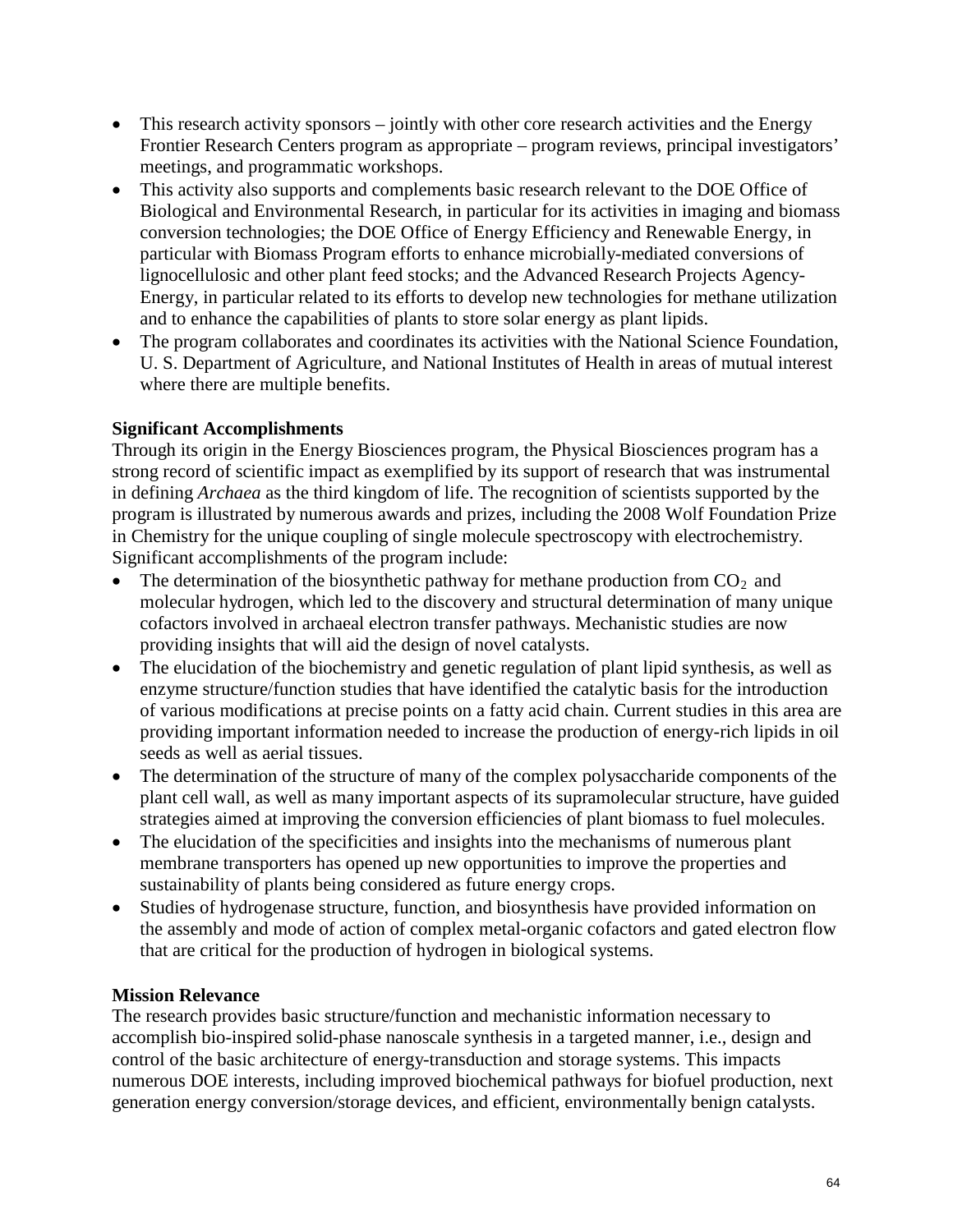- This research activity sponsors – jointly with other core research activities and the Energy Frontier Research Centers program as appropriate – program reviews, principal investigators' meetings, and programmatic workshops.
- This activity also supports and complements basic research relevant to the DOE Office of Biological and Environmental Research, in particular for its activities in imaging and biomass conversion technologies; the DOE Office of Energy Efficiency and Renewable Energy, in particular with Biomass Program efforts to enhance microbially-mediated conversions of lignocellulosic and other plant feed stocks; and the Advanced Research Projects Agency-Energy, in particular related to its efforts to develop new technologies for methane utilization and to enhance the capabilities of plants to store solar energy as plant lipids.
- The program collaborates and coordinates its activities with the National Science Foundation, U. S. Department of Agriculture, and National Institutes of Health in areas of mutual interest where there are multiple benefits.

**Significant Accomplishments**

Through its origin in the Energy Biosciences program, the Physical Biosciences program has a strong record of scientific impact as exemplified by its support of research that was instrumental in defining *Archaea* as the third kingdom of life. The recognition of scientists supported by the program is illustrated by numerous awards and prizes, including the 2008 Wolf Foundation Prize in Chemistry for the unique coupling of single molecule spectroscopy with electrochemistry. Significant accomplishments of the program include:

- The determination of the biosynthetic pathway for methane production from $CO_2$ and molecular hydrogen, which led to the discovery and structural determination of many unique cofactors involved in archaeal electron transfer pathways. Mechanistic studies are now providing insights that will aid the design of novel catalysts.
- The elucidation of the biochemistry and genetic regulation of plant lipid synthesis, as well as enzyme structure/function studies that have identified the catalytic basis for the introduction of various modifications at precise points on a fatty acid chain. Current studies in this area are providing important information needed to increase the production of energy-rich lipids in oil seeds as well as aerial tissues.
- The determination of the structure of many of the complex polysaccharide components of the plant cell wall, as well as many important aspects of its supramolecular structure, have guided strategies aimed at improving the conversion efficiencies of plant biomass to fuel molecules.
- The elucidation of the specificities and insights into the mechanisms of numerous plant membrane transporters has opened up new opportunities to improve the properties and sustainability of plants being considered as future energy crops.
- Studies of hydrogenase structure, function, and biosynthesis have provided information on the assembly and mode of action of complex metal-organic cofactors and gated electron flow that are critical for the production of hydrogen in biological systems.

**Mission Relevance**

The research provides basic structure/function and mechanistic information necessary to accomplish bio-inspired solid-phase nanoscale synthesis in a targeted manner, i.e., design and control of the basic architecture of energy-transduction and storage systems. This impacts numerous DOE interests, including improved biochemical pathways for biofuel production, next generation energy conversion/storage devices, and efficient, environmentally benign catalysts.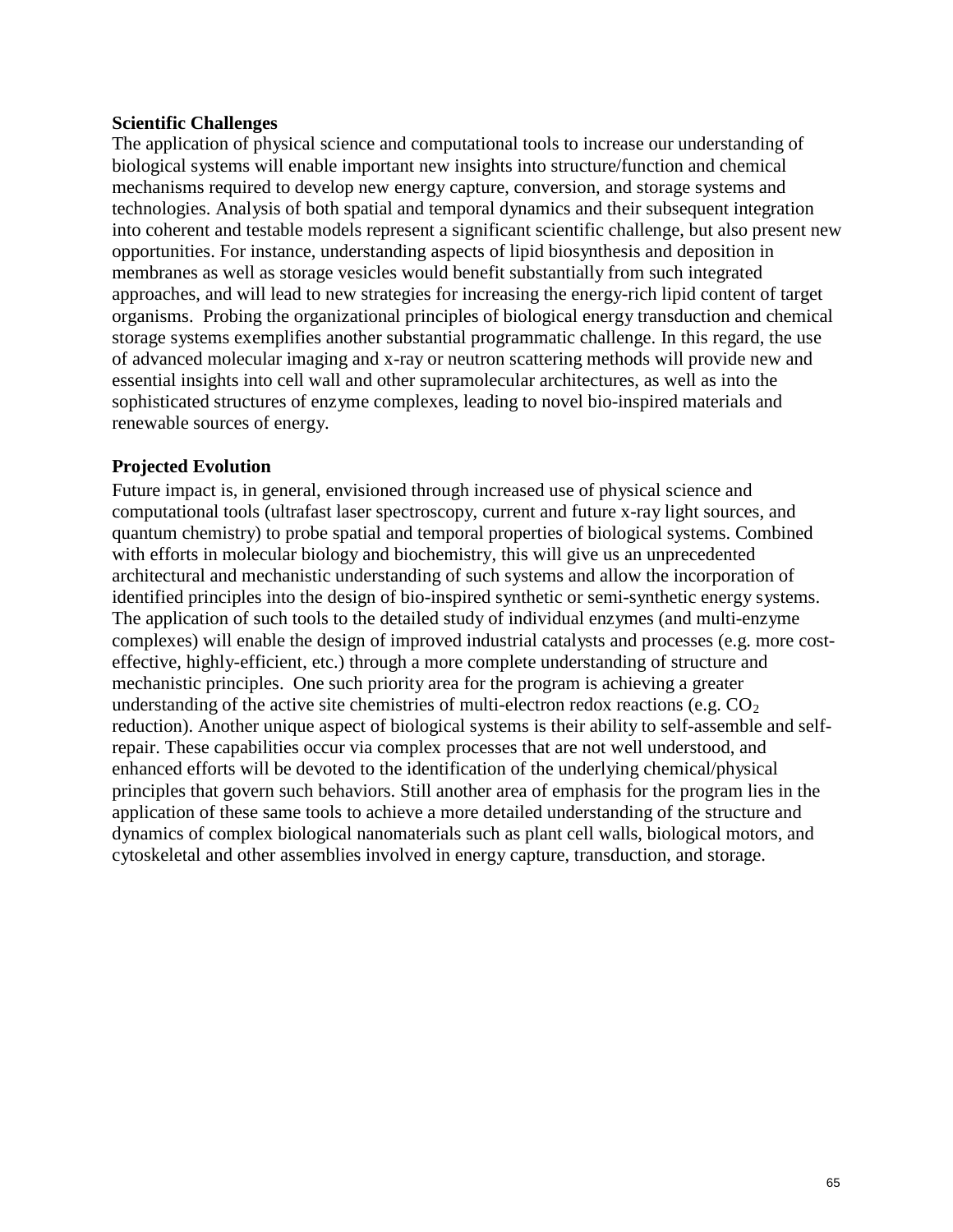**Scientific Challenges**

The application of physical science and computational tools to increase our understanding of biological systems will enable important new insights into structure/function and chemical mechanisms required to develop new energy capture, conversion, and storage systems and technologies. Analysis of both spatial and temporal dynamics and their subsequent integration into coherent and testable models represent a significant scientific challenge, but also present new opportunities. For instance, understanding aspects of lipid biosynthesis and deposition in membranes as well as storage vesicles would benefit substantially from such integrated approaches, and will lead to new strategies for increasing the energy-rich lipid content of target organisms. Probing the organizational principles of biological energy transduction and chemical storage systems exemplifies another substantial programmatic challenge. In this regard, the use of advanced molecular imaging and x-ray or neutron scattering methods will provide new and essential insights into cell wall and other supramolecular architectures, as well as into the sophisticated structures of enzyme complexes, leading to novel bio-inspired materials and renewable sources of energy.

**Projected Evolution**

Future impact is, in general, envisioned through increased use of physical science and computational tools (ultrafast laser spectroscopy, current and future x-ray light sources, and quantum chemistry) to probe spatial and temporal properties of biological systems. Combined with efforts in molecular biology and biochemistry, this will give us an unprecedented architectural and mechanistic understanding of such systems and allow the incorporation of identified principles into the design of bio-inspired synthetic or semi-synthetic energy systems. The application of such tools to the detailed study of individual enzymes (and multi-enzyme complexes) will enable the design of improved industrial catalysts and processes (e.g. more cost-effective, highly-efficient, etc.) through a more complete understanding of structure and mechanistic principles. One such priority area for the program is achieving a greater understanding of the active site chemistries of multi-electron redox reactions (e.g. $CO_2$ reduction). Another unique aspect of biological systems is their ability to self-assemble and self-repair. These capabilities occur via complex processes that are not well understood, and enhanced efforts will be devoted to the identification of the underlying chemical/physical principles that govern such behaviors. Still another area of emphasis for the program lies in the application of these same tools to achieve a more detailed understanding of the structure and dynamics of complex biological nanomaterials such as plant cell walls, biological motors, and cytoskeletal and other assemblies involved in energy capture, transduction, and storage.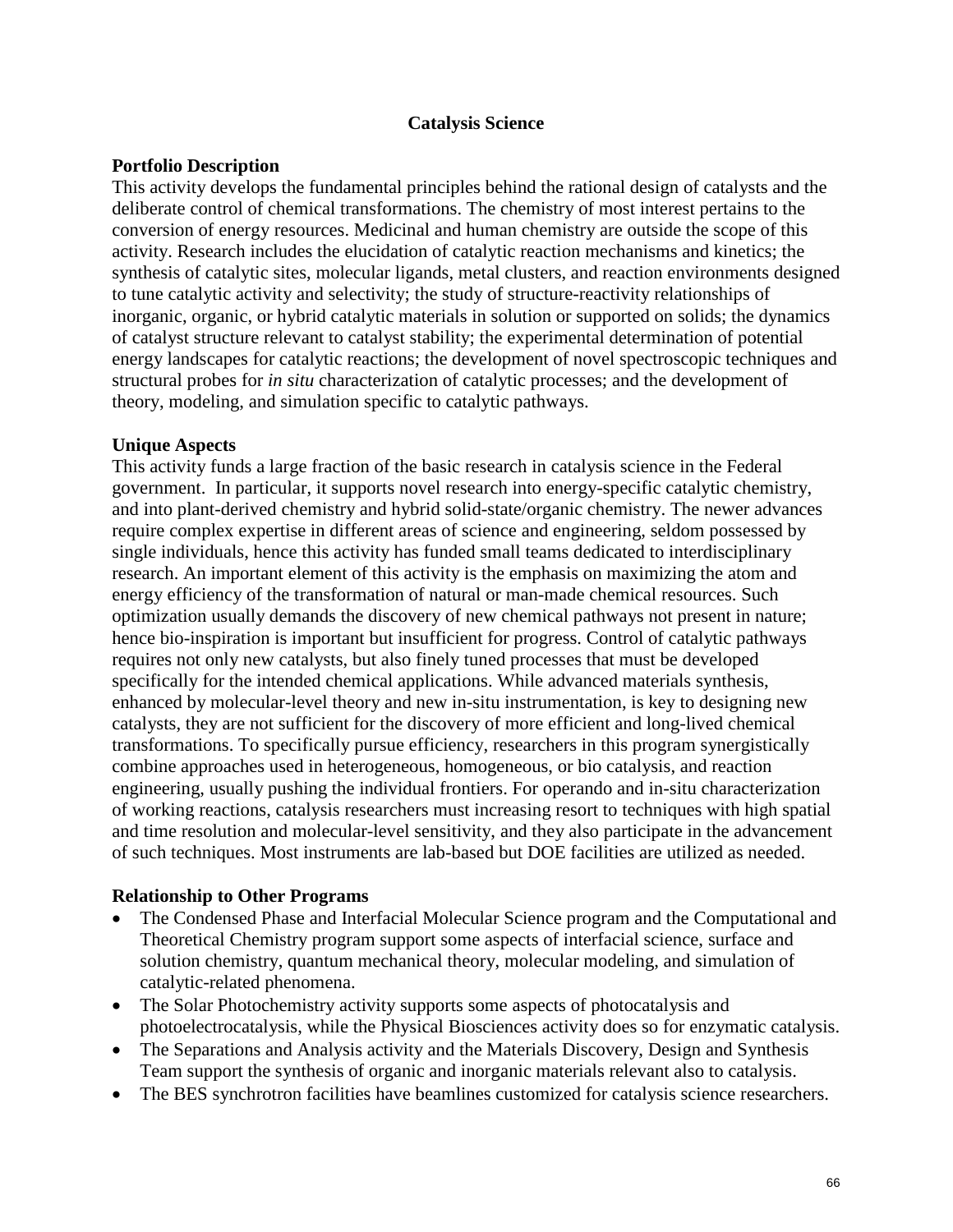# Catalysis Science

## Portfolio Description

This activity develops the fundamental principles behind the rational design of catalysts and the deliberate control of chemical transformations. The chemistry of most interest pertains to the conversion of energy resources. Medicinal and human chemistry are outside the scope of this activity. Research includes the elucidation of catalytic reaction mechanisms and kinetics; the synthesis of catalytic sites, molecular ligands, metal clusters, and reaction environments designed to tune catalytic activity and selectivity; the study of structure-reactivity relationships of inorganic, organic, or hybrid catalytic materials in solution or supported on solids; the dynamics of catalyst structure relevant to catalyst stability; the experimental determination of potential energy landscapes for catalytic reactions; the development of novel spectroscopic techniques and structural probes for *in situ* characterization of catalytic processes; and the development of theory, modeling, and simulation specific to catalytic pathways.

## Unique Aspects

This activity funds a large fraction of the basic research in catalysis science in the Federal government. In particular, it supports novel research into energy-specific catalytic chemistry, and into plant-derived chemistry and hybrid solid-state/organic chemistry. The newer advances require complex expertise in different areas of science and engineering, seldom possessed by single individuals, hence this activity has funded small teams dedicated to interdisciplinary research. An important element of this activity is the emphasis on maximizing the atom and energy efficiency of the transformation of natural or man-made chemical resources. Such optimization usually demands the discovery of new chemical pathways not present in nature; hence bio-inspiration is important but insufficient for progress. Control of catalytic pathways requires not only new catalysts, but also finely tuned processes that must be developed specifically for the intended chemical applications. While advanced materials synthesis, enhanced by molecular-level theory and new in-situ instrumentation, is key to designing new catalysts, they are not sufficient for the discovery of more efficient and long-lived chemical transformations. To specifically pursue efficiency, researchers in this program synergistically combine approaches used in heterogeneous, homogeneous, or bio catalysis, and reaction engineering, usually pushing the individual frontiers. For operando and in-situ characterization of working reactions, catalysis researchers must increasing resort to techniques with high spatial and time resolution and molecular-level sensitivity, and they also participate in the advancement of such techniques. Most instruments are lab-based but DOE facilities are utilized as needed.

## Relationship to Other Programs

- The Condensed Phase and Interfacial Molecular Science program and the Computational and Theoretical Chemistry program support some aspects of interfacial science, surface and solution chemistry, quantum mechanical theory, molecular modeling, and simulation of catalytic-related phenomena.
- The Solar Photochemistry activity supports some aspects of photocatalysis and photoelectrocatalysis, while the Physical Biosciences activity does so for enzymatic catalysis.
- The Separations and Analysis activity and the Materials Discovery, Design and Synthesis Team support the synthesis of organic and inorganic materials relevant also to catalysis.
- The BES synchrotron facilities have beamlines customized for catalysis science researchers.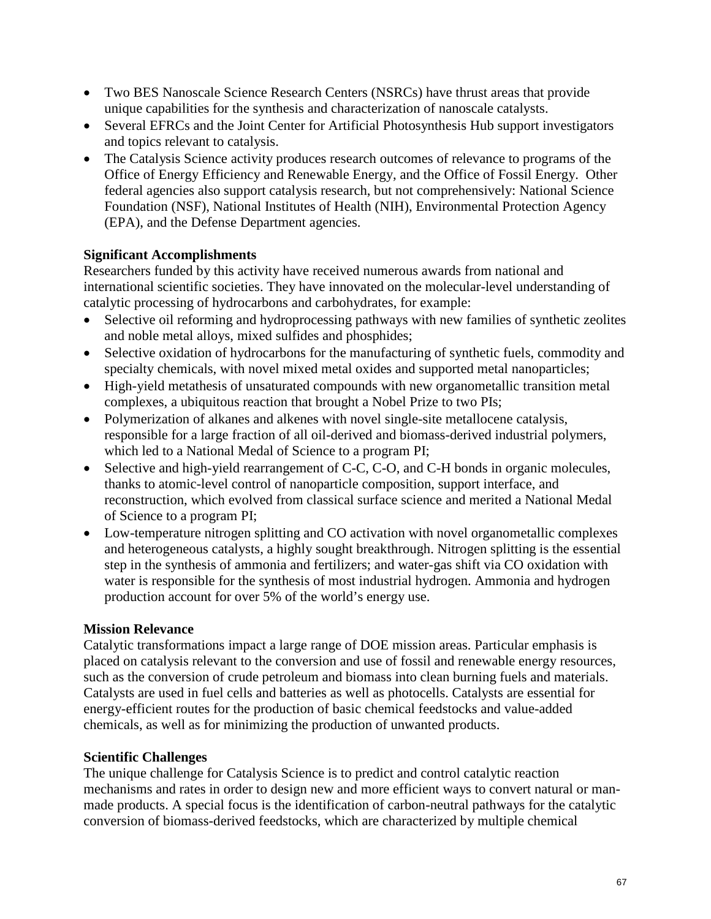- Two BES Nanoscale Science Research Centers (NSRCs) have thrust areas that provide unique capabilities for the synthesis and characterization of nanoscale catalysts.
- Several EFRCs and the Joint Center for Artificial Photosynthesis Hub support investigators and topics relevant to catalysis.
- The Catalysis Science activity produces research outcomes of relevance to programs of the Office of Energy Efficiency and Renewable Energy, and the Office of Fossil Energy. Other federal agencies also support catalysis research, but not comprehensively: National Science Foundation (NSF), National Institutes of Health (NIH), Environmental Protection Agency (EPA), and the Defense Department agencies.

**Significant Accomplishments**

Researchers funded by this activity have received numerous awards from national and international scientific societies. They have innovated on the molecular-level understanding of catalytic processing of hydrocarbons and carbohydrates, for example:

- Selective oil reforming and hydroprocessing pathways with new families of synthetic zeolites and noble metal alloys, mixed sulfides and phosphides;
- Selective oxidation of hydrocarbons for the manufacturing of synthetic fuels, commodity and specialty chemicals, with novel mixed metal oxides and supported metal nanoparticles;
- High-yield metathesis of unsaturated compounds with new organometallic transition metal complexes, a ubiquitous reaction that brought a Nobel Prize to two PIs;
- Polymerization of alkanes and alkenes with novel single-site metallocene catalysis, responsible for a large fraction of all oil-derived and biomass-derived industrial polymers, which led to a National Medal of Science to a program PI;
- Selective and high-yield rearrangement of C-C, C-O, and C-H bonds in organic molecules, thanks to atomic-level control of nanoparticle composition, support interface, and reconstruction, which evolved from classical surface science and merited a National Medal of Science to a program PI;
- Low-temperature nitrogen splitting and CO activation with novel organometallic complexes and heterogeneous catalysts, a highly sought breakthrough. Nitrogen splitting is the essential step in the synthesis of ammonia and fertilizers; and water-gas shift via CO oxidation with water is responsible for the synthesis of most industrial hydrogen. Ammonia and hydrogen production account for over 5% of the world's energy use.

**Mission Relevance**

Catalytic transformations impact a large range of DOE mission areas. Particular emphasis is placed on catalysis relevant to the conversion and use of fossil and renewable energy resources, such as the conversion of crude petroleum and biomass into clean burning fuels and materials. Catalysts are used in fuel cells and batteries as well as photocells. Catalysts are essential for energy-efficient routes for the production of basic chemical feedstocks and value-added chemicals, as well as for minimizing the production of unwanted products.

**Scientific Challenges**

The unique challenge for Catalysis Science is to predict and control catalytic reaction mechanisms and rates in order to design new and more efficient ways to convert natural or man-made products. A special focus is the identification of carbon-neutral pathways for the catalytic conversion of biomass-derived feedstocks, which are characterized by multiple chemical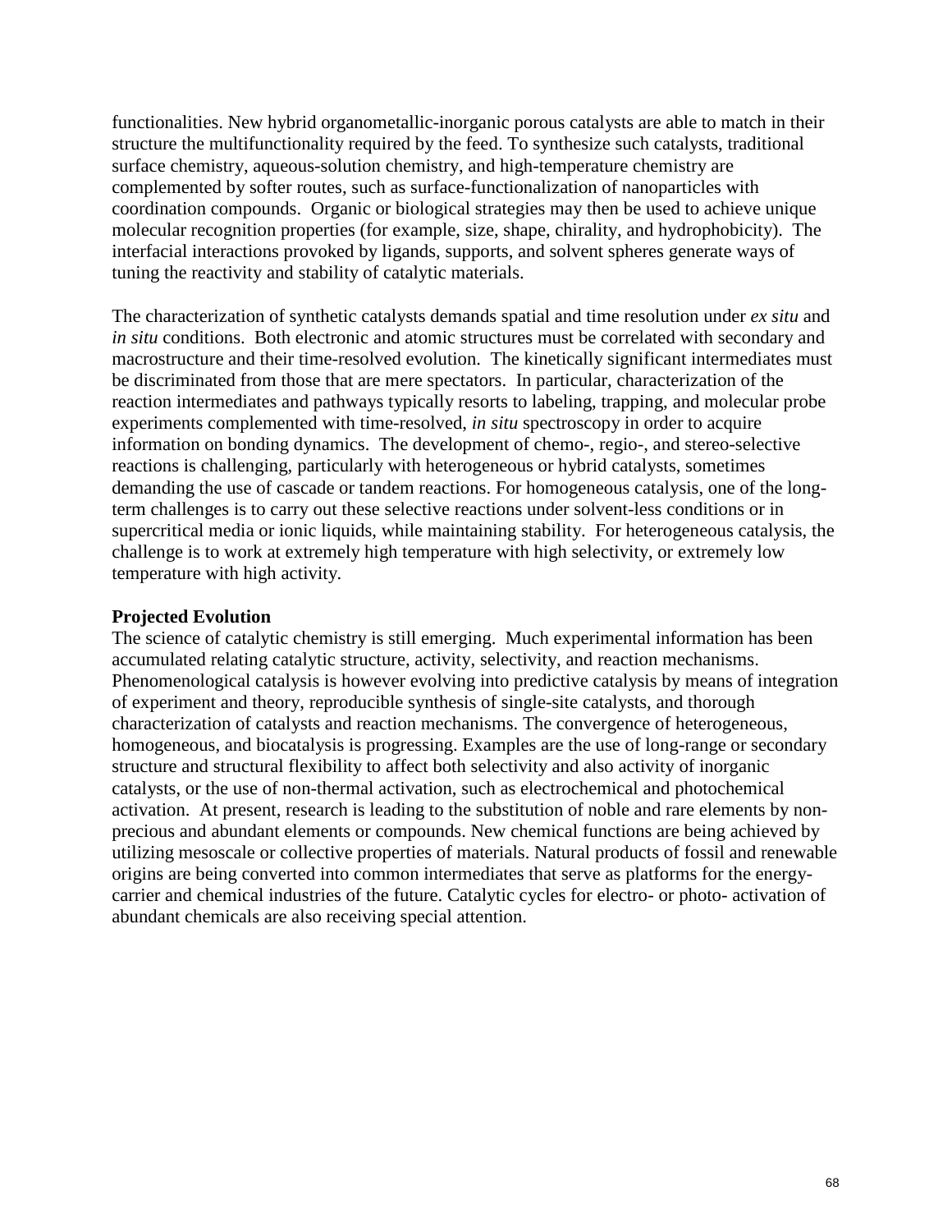functionalities. New hybrid organometallic-inorganic porous catalysts are able to match in their structure the multifunctionality required by the feed. To synthesize such catalysts, traditional surface chemistry, aqueous-solution chemistry, and high-temperature chemistry are complemented by softer routes, such as surface-functionalization of nanoparticles with coordination compounds. Organic or biological strategies may then be used to achieve unique molecular recognition properties (for example, size, shape, chirality, and hydrophobicity). The interfacial interactions provoked by ligands, supports, and solvent spheres generate ways of tuning the reactivity and stability of catalytic materials.

The characterization of synthetic catalysts demands spatial and time resolution under *ex situ* and *in situ* conditions. Both electronic and atomic structures must be correlated with secondary and macrostructure and their time-resolved evolution. The kinetically significant intermediates must be discriminated from those that are mere spectators. In particular, characterization of the reaction intermediates and pathways typically resorts to labeling, trapping, and molecular probe experiments complemented with time-resolved, *in situ* spectroscopy in order to acquire information on bonding dynamics. The development of chemo-, regio-, and stereo-selective reactions is challenging, particularly with heterogeneous or hybrid catalysts, sometimes demanding the use of cascade or tandem reactions. For homogeneous catalysis, one of the long-term challenges is to carry out these selective reactions under solvent-less conditions or in supercritical media or ionic liquids, while maintaining stability. For heterogeneous catalysis, the challenge is to work at extremely high temperature with high selectivity, or extremely low temperature with high activity.

**Projected Evolution**

The science of catalytic chemistry is still emerging. Much experimental information has been accumulated relating catalytic structure, activity, selectivity, and reaction mechanisms. Phenomenological catalysis is however evolving into predictive catalysis by means of integration of experiment and theory, reproducible synthesis of single-site catalysts, and thorough characterization of catalysts and reaction mechanisms. The convergence of heterogeneous, homogeneous, and biocatalysis is progressing. Examples are the use of long-range or secondary structure and structural flexibility to affect both selectivity and also activity of inorganic catalysts, or the use of non-thermal activation, such as electrochemical and photochemical activation. At present, research is leading to the substitution of noble and rare elements by non-precious and abundant elements or compounds. New chemical functions are being achieved by utilizing mesoscale or collective properties of materials. Natural products of fossil and renewable origins are being converted into common intermediates that serve as platforms for the energy-carrier and chemical industries of the future. Catalytic cycles for electro- or photo- activation of abundant chemicals are also receiving special attention.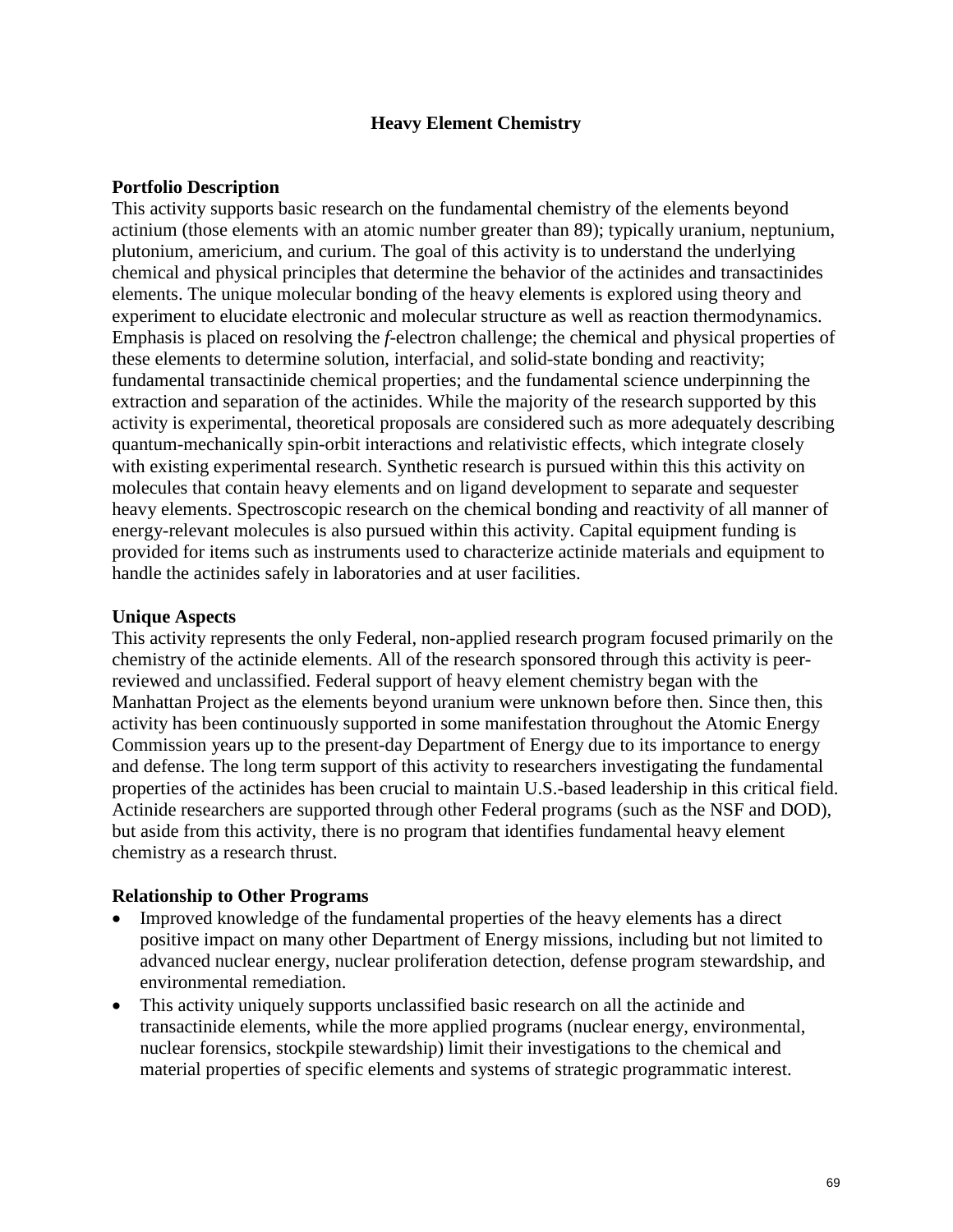## Heavy Element Chemistry

### Portfolio Description

This activity supports basic research on the fundamental chemistry of the elements beyond actinium (those elements with an atomic number greater than 89); typically uranium, neptunium, plutonium, americium, and curium. The goal of this activity is to understand the underlying chemical and physical principles that determine the behavior of the actinides and transactinides elements. The unique molecular bonding of the heavy elements is explored using theory and experiment to elucidate electronic and molecular structure as well as reaction thermodynamics. Emphasis is placed on resolving the *f*-electron challenge; the chemical and physical properties of these elements to determine solution, interfacial, and solid-state bonding and reactivity; fundamental transactinide chemical properties; and the fundamental science underpinning the extraction and separation of the actinides. While the majority of the research supported by this activity is experimental, theoretical proposals are considered such as more adequately describing quantum-mechanically spin-orbit interactions and relativistic effects, which integrate closely with existing experimental research. Synthetic research is pursued within this this activity on molecules that contain heavy elements and on ligand development to separate and sequester heavy elements. Spectroscopic research on the chemical bonding and reactivity of all manner of energy-relevant molecules is also pursued within this activity. Capital equipment funding is provided for items such as instruments used to characterize actinide materials and equipment to handle the actinides safely in laboratories and at user facilities.

### Unique Aspects

This activity represents the only Federal, non-applied research program focused primarily on the chemistry of the actinide elements. All of the research sponsored through this activity is peer-reviewed and unclassified. Federal support of heavy element chemistry began with the Manhattan Project as the elements beyond uranium were unknown before then. Since then, this activity has been continuously supported in some manifestation throughout the Atomic Energy Commission years up to the present-day Department of Energy due to its importance to energy and defense. The long term support of this activity to researchers investigating the fundamental properties of the actinides has been crucial to maintain U.S.-based leadership in this critical field. Actinide researchers are supported through other Federal programs (such as the NSF and DOD), but aside from this activity, there is no program that identifies fundamental heavy element chemistry as a research thrust.

### Relationship to Other Programs

- Improved knowledge of the fundamental properties of the heavy elements has a direct positive impact on many other Department of Energy missions, including but not limited to advanced nuclear energy, nuclear proliferation detection, defense program stewardship, and environmental remediation.
- This activity uniquely supports unclassified basic research on all the actinide and transactinide elements, while the more applied programs (nuclear energy, environmental, nuclear forensics, stockpile stewardship) limit their investigations to the chemical and material properties of specific elements and systems of strategic programmatic interest.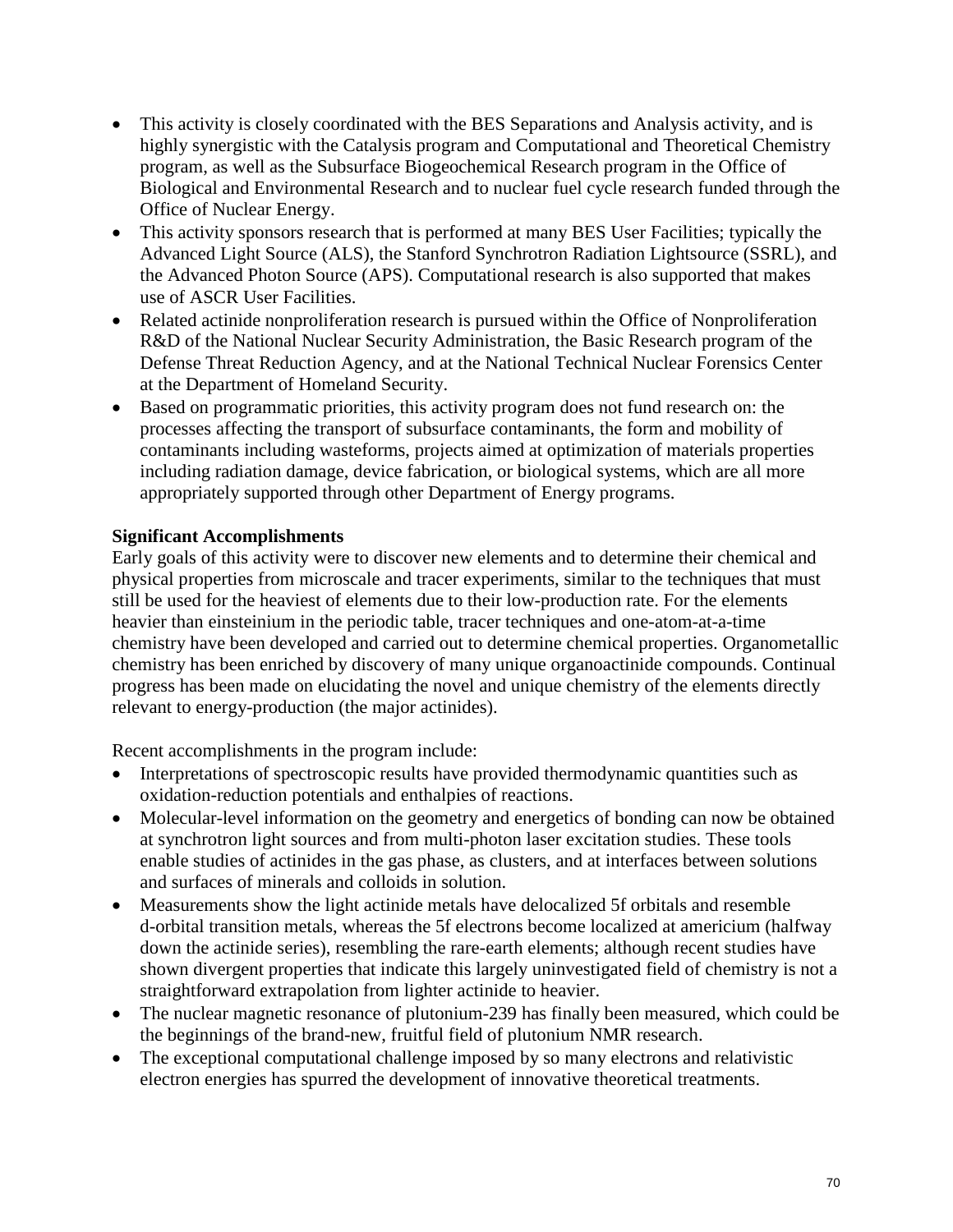- This activity is closely coordinated with the BES Separations and Analysis activity, and is highly synergistic with the Catalysis program and Computational and Theoretical Chemistry program, as well as the Subsurface Biogeochemical Research program in the Office of Biological and Environmental Research and to nuclear fuel cycle research funded through the Office of Nuclear Energy.
- This activity sponsors research that is performed at many BES User Facilities; typically the Advanced Light Source (ALS), the Stanford Synchrotron Radiation Lightsource (SSRL), and the Advanced Photon Source (APS). Computational research is also supported that makes use of ASCR User Facilities.
- Related actinide nonproliferation research is pursued within the Office of Nonproliferation R&D of the National Nuclear Security Administration, the Basic Research program of the Defense Threat Reduction Agency, and at the National Technical Nuclear Forensics Center at the Department of Homeland Security.
- Based on programmatic priorities, this activity program does not fund research on: the processes affecting the transport of subsurface contaminants, the form and mobility of contaminants including wasteforms, projects aimed at optimization of materials properties including radiation damage, device fabrication, or biological systems, which are all more appropriately supported through other Department of Energy programs.

**Significant Accomplishments**

Early goals of this activity were to discover new elements and to determine their chemical and physical properties from microscale and tracer experiments, similar to the techniques that must still be used for the heaviest of elements due to their low-production rate. For the elements heavier than einsteinium in the periodic table, tracer techniques and one-atom-at-a-time chemistry have been developed and carried out to determine chemical properties. Organometallic chemistry has been enriched by discovery of many unique organoactinide compounds. Continual progress has been made on elucidating the novel and unique chemistry of the elements directly relevant to energy-production (the major actinides).

Recent accomplishments in the program include:

- Interpretations of spectroscopic results have provided thermodynamic quantities such as oxidation-reduction potentials and enthalpies of reactions.
- Molecular-level information on the geometry and energetics of bonding can now be obtained at synchrotron light sources and from multi-photon laser excitation studies. These tools enable studies of actinides in the gas phase, as clusters, and at interfaces between solutions and surfaces of minerals and colloids in solution.
- Measurements show the light actinide metals have delocalized 5f orbitals and resemble d-orbital transition metals, whereas the 5f electrons become localized at americium (halfway down the actinide series), resembling the rare-earth elements; although recent studies have shown divergent properties that indicate this largely uninvestigated field of chemistry is not a straightforward extrapolation from lighter actinide to heavier.
- The nuclear magnetic resonance of plutonium-239 has finally been measured, which could be the beginnings of the brand-new, fruitful field of plutonium NMR research.
- The exceptional computational challenge imposed by so many electrons and relativistic electron energies has spurred the development of innovative theoretical treatments.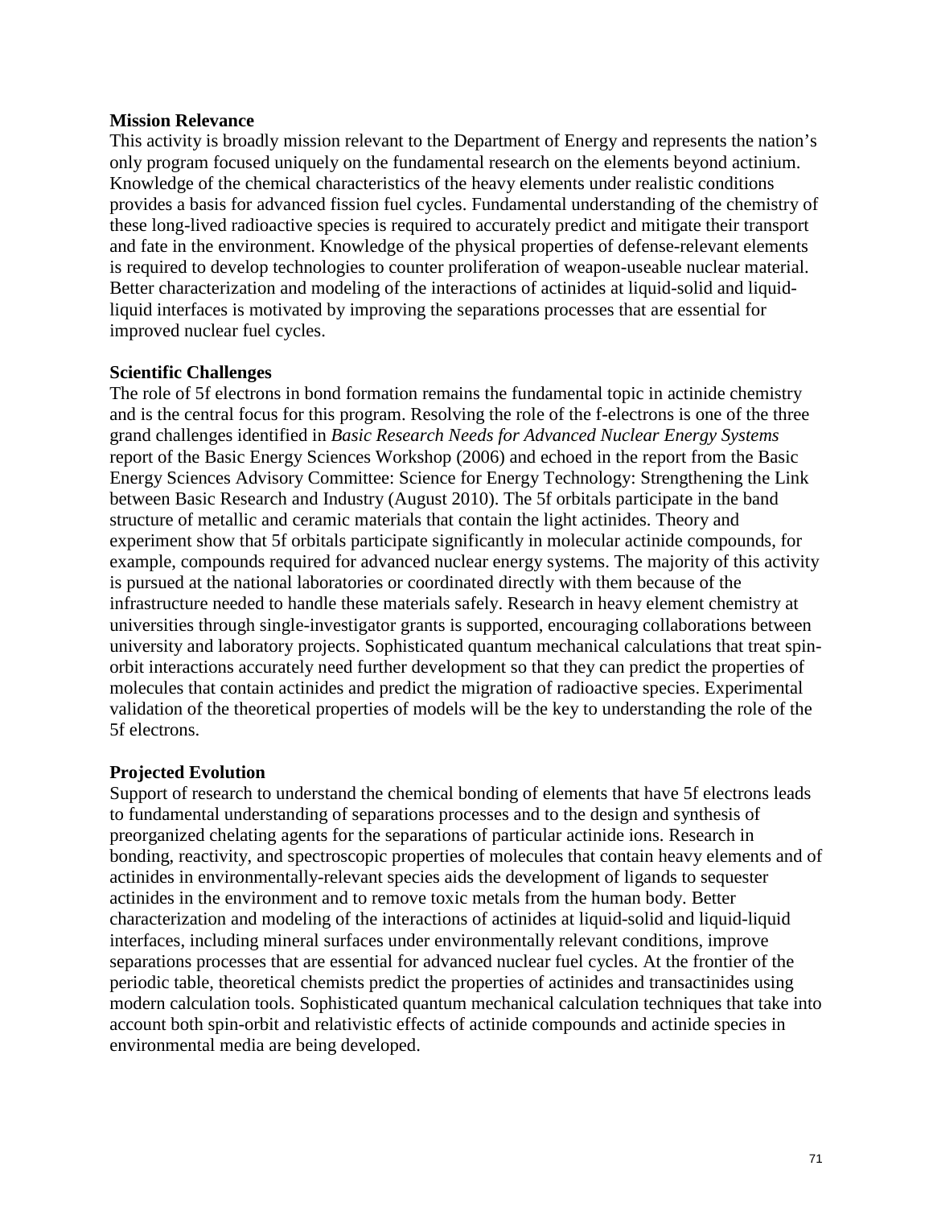**Mission Relevance**

This activity is broadly mission relevant to the Department of Energy and represents the nation's only program focused uniquely on the fundamental research on the elements beyond actinium. Knowledge of the chemical characteristics of the heavy elements under realistic conditions provides a basis for advanced fission fuel cycles. Fundamental understanding of the chemistry of these long-lived radioactive species is required to accurately predict and mitigate their transport and fate in the environment. Knowledge of the physical properties of defense-relevant elements is required to develop technologies to counter proliferation of weapon-useable nuclear material. Better characterization and modeling of the interactions of actinides at liquid-solid and liquid-liquid interfaces is motivated by improving the separations processes that are essential for improved nuclear fuel cycles.

**Scientific Challenges**

The role of 5f electrons in bond formation remains the fundamental topic in actinide chemistry and is the central focus for this program. Resolving the role of the f-electrons is one of the three grand challenges identified in *Basic Research Needs for Advanced Nuclear Energy Systems* report of the Basic Energy Sciences Workshop (2006) and echoed in the report from the Basic Energy Sciences Advisory Committee: Science for Energy Technology: Strengthening the Link between Basic Research and Industry (August 2010). The 5f orbitals participate in the band structure of metallic and ceramic materials that contain the light actinides. Theory and experiment show that 5f orbitals participate significantly in molecular actinide compounds, for example, compounds required for advanced nuclear energy systems. The majority of this activity is pursued at the national laboratories or coordinated directly with them because of the infrastructure needed to handle these materials safely. Research in heavy element chemistry at universities through single-investigator grants is supported, encouraging collaborations between university and laboratory projects. Sophisticated quantum mechanical calculations that treat spin-orbit interactions accurately need further development so that they can predict the properties of molecules that contain actinides and predict the migration of radioactive species. Experimental validation of the theoretical properties of models will be the key to understanding the role of the 5f electrons.

**Projected Evolution**

Support of research to understand the chemical bonding of elements that have 5f electrons leads to fundamental understanding of separations processes and to the design and synthesis of preorganized chelating agents for the separations of particular actinide ions. Research in bonding, reactivity, and spectroscopic properties of molecules that contain heavy elements and of actinides in environmentally-relevant species aids the development of ligands to sequester actinides in the environment and to remove toxic metals from the human body. Better characterization and modeling of the interactions of actinides at liquid-solid and liquid-liquid interfaces, including mineral surfaces under environmentally relevant conditions, improve separations processes that are essential for advanced nuclear fuel cycles. At the frontier of the periodic table, theoretical chemists predict the properties of actinides and transactinides using modern calculation tools. Sophisticated quantum mechanical calculation techniques that take into account both spin-orbit and relativistic effects of actinide compounds and actinide species in environmental media are being developed.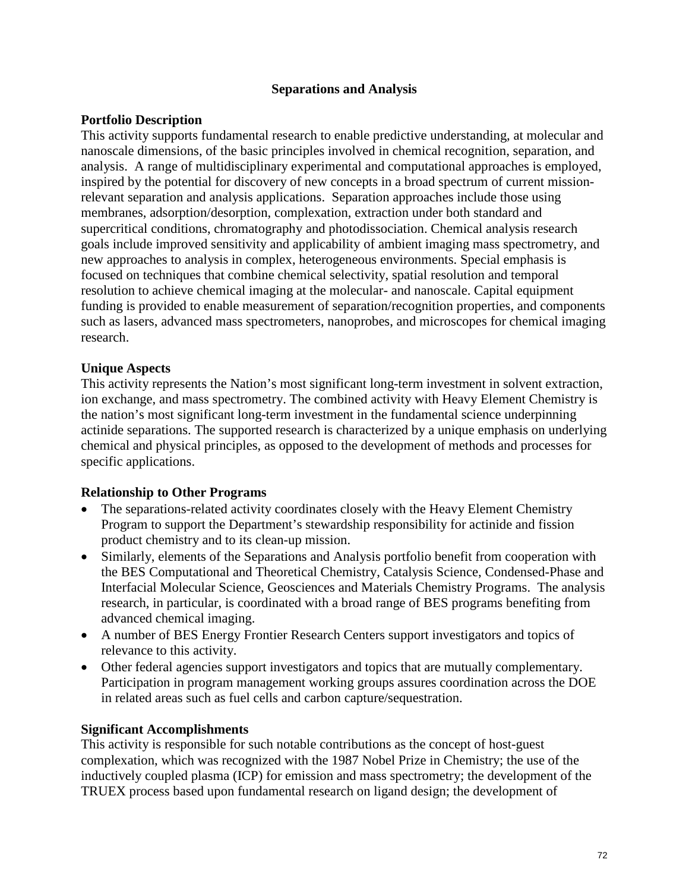## Separations and Analysis

### Portfolio Description

This activity supports fundamental research to enable predictive understanding, at molecular and nanoscale dimensions, of the basic principles involved in chemical recognition, separation, and analysis. A range of multidisciplinary experimental and computational approaches is employed, inspired by the potential for discovery of new concepts in a broad spectrum of current mission-relevant separation and analysis applications. Separation approaches include those using membranes, adsorption/desorption, complexation, extraction under both standard and supercritical conditions, chromatography and photodissociation. Chemical analysis research goals include improved sensitivity and applicability of ambient imaging mass spectrometry, and new approaches to analysis in complex, heterogeneous environments. Special emphasis is focused on techniques that combine chemical selectivity, spatial resolution and temporal resolution to achieve chemical imaging at the molecular- and nanoscale. Capital equipment funding is provided to enable measurement of separation/recognition properties, and components such as lasers, advanced mass spectrometers, nanoprobes, and microscopes for chemical imaging research.

### Unique Aspects

This activity represents the Nation's most significant long-term investment in solvent extraction, ion exchange, and mass spectrometry. The combined activity with Heavy Element Chemistry is the nation's most significant long-term investment in the fundamental science underpinning actinide separations. The supported research is characterized by a unique emphasis on underlying chemical and physical principles, as opposed to the development of methods and processes for specific applications.

### Relationship to Other Programs

- The separations-related activity coordinates closely with the Heavy Element Chemistry Program to support the Department's stewardship responsibility for actinide and fission product chemistry and to its clean-up mission.
- Similarly, elements of the Separations and Analysis portfolio benefit from cooperation with the BES Computational and Theoretical Chemistry, Catalysis Science, Condensed-Phase and Interfacial Molecular Science, Geosciences and Materials Chemistry Programs. The analysis research, in particular, is coordinated with a broad range of BES programs benefiting from advanced chemical imaging.
- A number of BES Energy Frontier Research Centers support investigators and topics of relevance to this activity.
- Other federal agencies support investigators and topics that are mutually complementary. Participation in program management working groups assures coordination across the DOE in related areas such as fuel cells and carbon capture/sequestration.

### Significant Accomplishments

This activity is responsible for such notable contributions as the concept of host-guest complexation, which was recognized with the 1987 Nobel Prize in Chemistry; the use of the inductively coupled plasma (ICP) for emission and mass spectrometry; the development of the TRUEX process based upon fundamental research on ligand design; the development of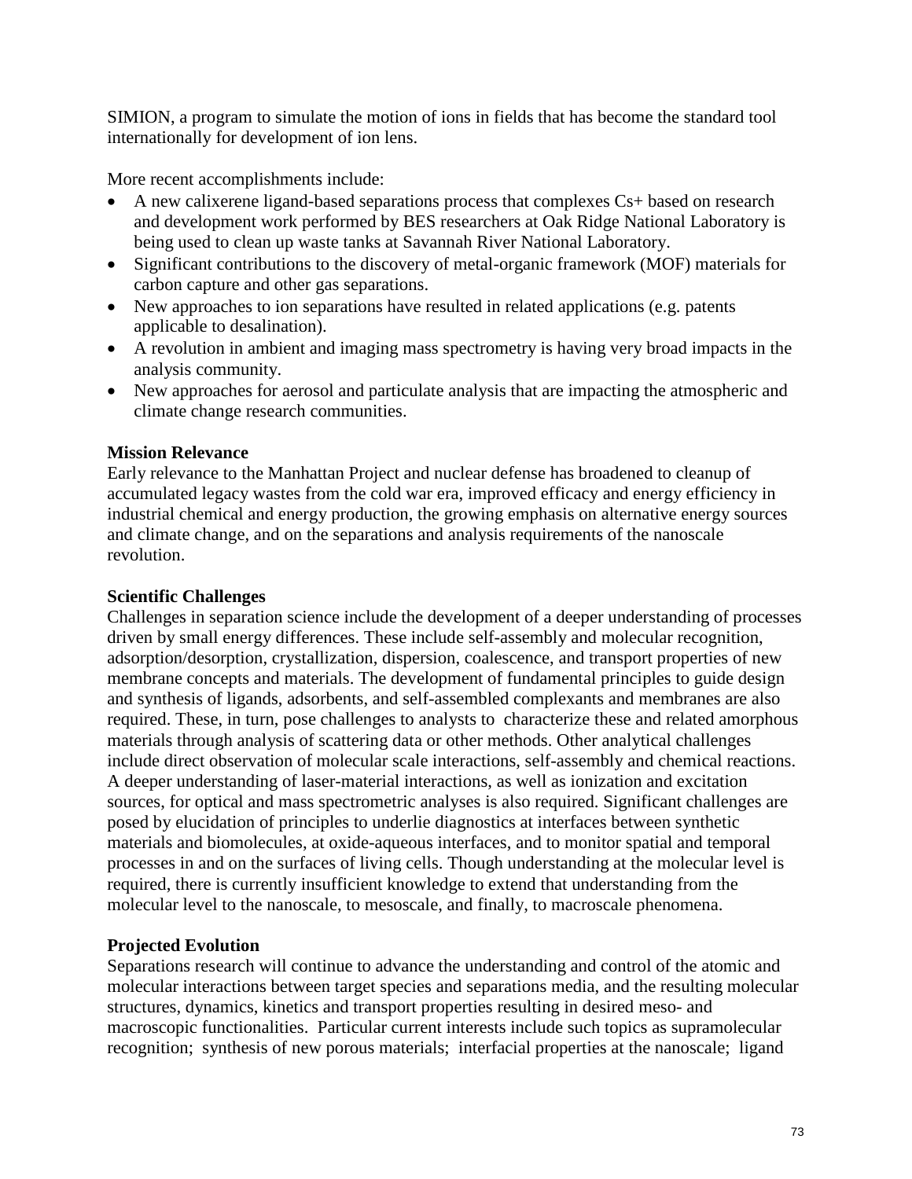SIMION, a program to simulate the motion of ions in fields that has become the standard tool internationally for development of ion lens.

More recent accomplishments include:

- A new calixerene ligand-based separations process that complexes $Cs^+$ based on research and development work performed by BES researchers at Oak Ridge National Laboratory is being used to clean up waste tanks at Savannah River National Laboratory.
- Significant contributions to the discovery of metal-organic framework (MOF) materials for carbon capture and other gas separations.
- New approaches to ion separations have resulted in related applications (e.g. patents applicable to desalination).
- A revolution in ambient and imaging mass spectrometry is having very broad impacts in the analysis community.
- New approaches for aerosol and particulate analysis that are impacting the atmospheric and climate change research communities.

**Mission Relevance**

Early relevance to the Manhattan Project and nuclear defense has broadened to cleanup of accumulated legacy wastes from the cold war era, improved efficacy and energy efficiency in industrial chemical and energy production, the growing emphasis on alternative energy sources and climate change, and on the separations and analysis requirements of the nanoscale revolution.

**Scientific Challenges**

Challenges in separation science include the development of a deeper understanding of processes driven by small energy differences. These include self-assembly and molecular recognition, adsorption/desorption, crystallization, dispersion, coalescence, and transport properties of new membrane concepts and materials. The development of fundamental principles to guide design and synthesis of ligands, adsorbents, and self-assembled complexants and membranes are also required. These, in turn, pose challenges to analysts to characterize these and related amorphous materials through analysis of scattering data or other methods. Other analytical challenges include direct observation of molecular scale interactions, self-assembly and chemical reactions. A deeper understanding of laser-material interactions, as well as ionization and excitation sources, for optical and mass spectrometric analyses is also required. Significant challenges are posed by elucidation of principles to underlie diagnostics at interfaces between synthetic materials and biomolecules, at oxide-aqueous interfaces, and to monitor spatial and temporal processes in and on the surfaces of living cells. Though understanding at the molecular level is required, there is currently insufficient knowledge to extend that understanding from the molecular level to the nanoscale, to mesoscale, and finally, to macroscale phenomena.

**Projected Evolution**

Separations research will continue to advance the understanding and control of the atomic and molecular interactions between target species and separations media, and the resulting molecular structures, dynamics, kinetics and transport properties resulting in desired meso- and macroscopic functionalities. Particular current interests include such topics as supramolecular recognition; synthesis of new porous materials; interfacial properties at the nanoscale; ligand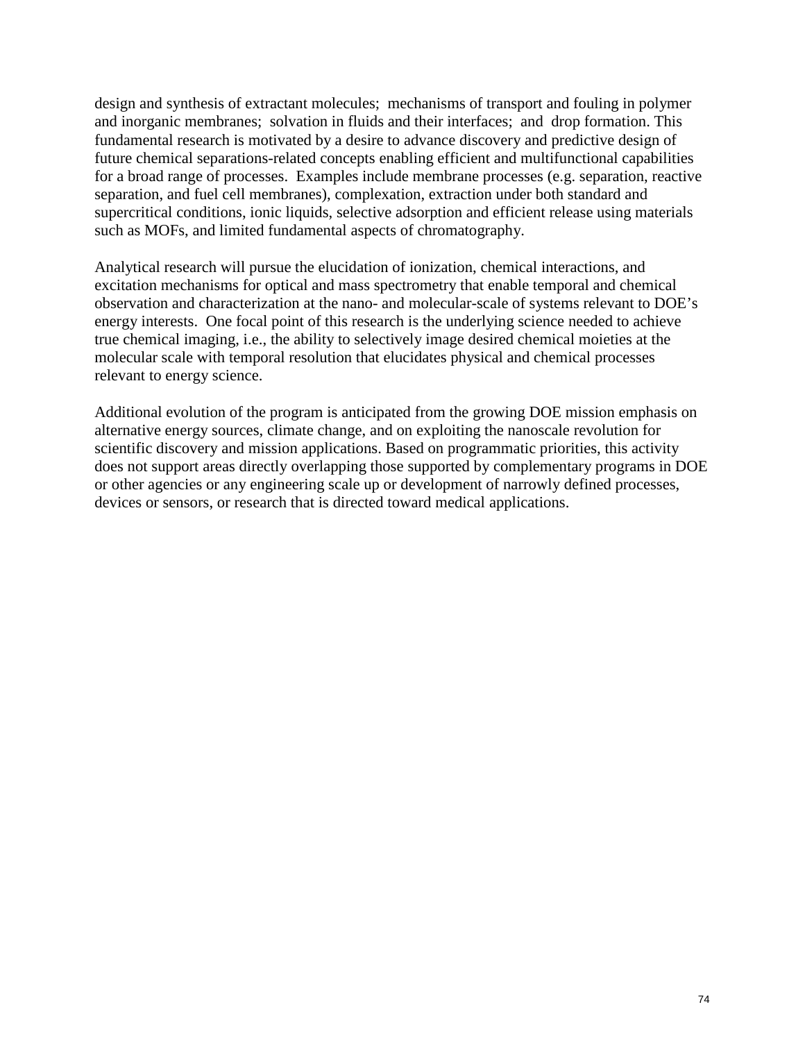design and synthesis of extractant molecules; mechanisms of transport and fouling in polymer and inorganic membranes; solvation in fluids and their interfaces; and drop formation. This fundamental research is motivated by a desire to advance discovery and predictive design of future chemical separations-related concepts enabling efficient and multifunctional capabilities for a broad range of processes. Examples include membrane processes (e.g. separation, reactive separation, and fuel cell membranes), complexation, extraction under both standard and supercritical conditions, ionic liquids, selective adsorption and efficient release using materials such as MOFs, and limited fundamental aspects of chromatography.

Analytical research will pursue the elucidation of ionization, chemical interactions, and excitation mechanisms for optical and mass spectrometry that enable temporal and chemical observation and characterization at the nano- and molecular-scale of systems relevant to DOE's energy interests. One focal point of this research is the underlying science needed to achieve true chemical imaging, i.e., the ability to selectively image desired chemical moieties at the molecular scale with temporal resolution that elucidates physical and chemical processes relevant to energy science.

Additional evolution of the program is anticipated from the growing DOE mission emphasis on alternative energy sources, climate change, and on exploiting the nanoscale revolution for scientific discovery and mission applications. Based on programmatic priorities, this activity does not support areas directly overlapping those supported by complementary programs in DOE or other agencies or any engineering scale up or development of narrowly defined processes, devices or sensors, or research that is directed toward medical applications.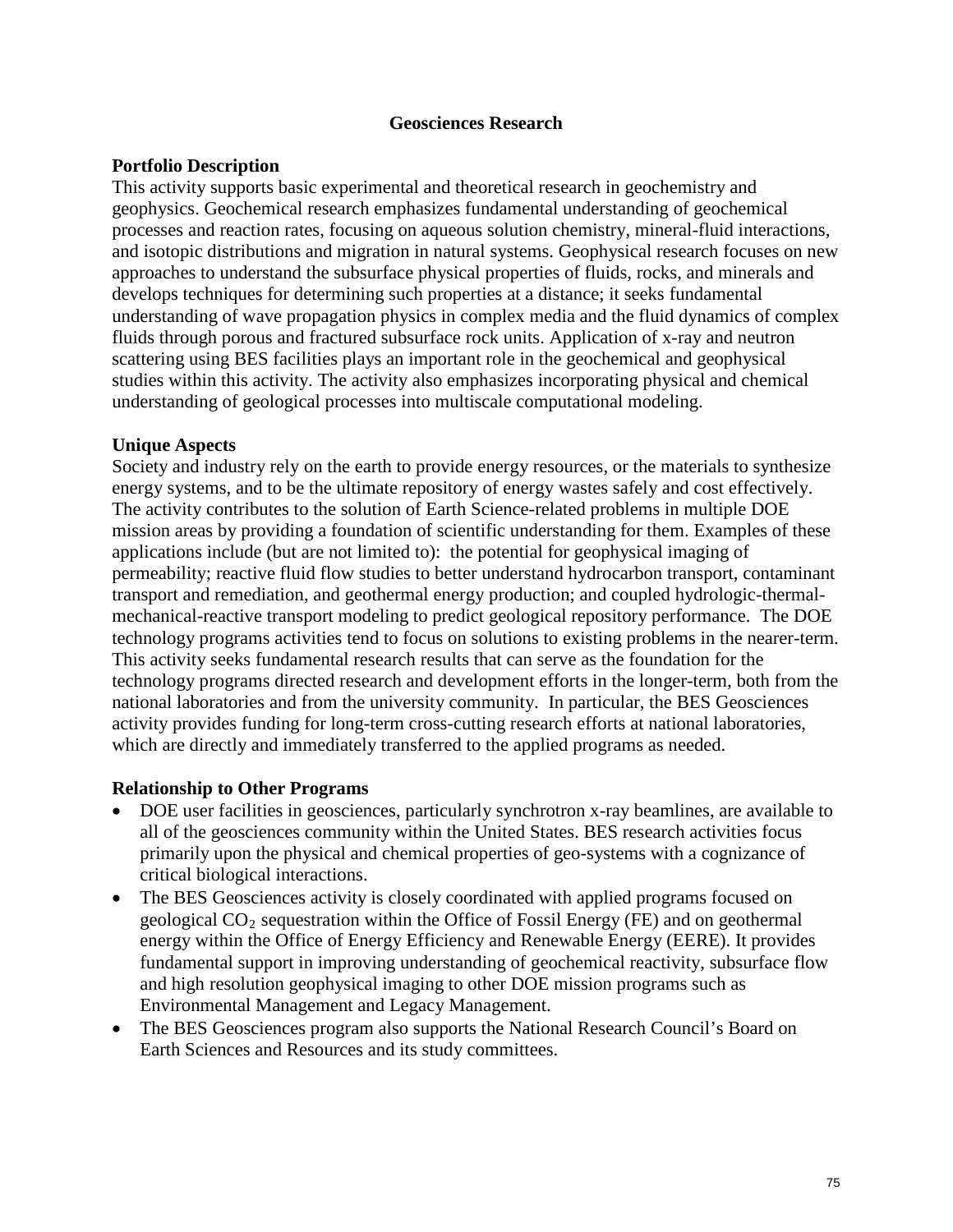# Geosciences Research

## Portfolio Description

This activity supports basic experimental and theoretical research in geochemistry and geophysics. Geochemical research emphasizes fundamental understanding of geochemical processes and reaction rates, focusing on aqueous solution chemistry, mineral-fluid interactions, and isotopic distributions and migration in natural systems. Geophysical research focuses on new approaches to understand the subsurface physical properties of fluids, rocks, and minerals and develops techniques for determining such properties at a distance; it seeks fundamental understanding of wave propagation physics in complex media and the fluid dynamics of complex fluids through porous and fractured subsurface rock units. Application of x-ray and neutron scattering using BES facilities plays an important role in the geochemical and geophysical studies within this activity. The activity also emphasizes incorporating physical and chemical understanding of geological processes into multiscale computational modeling.

## Unique Aspects

Society and industry rely on the earth to provide energy resources, or the materials to synthesize energy systems, and to be the ultimate repository of energy wastes safely and cost effectively. The activity contributes to the solution of Earth Science-related problems in multiple DOE mission areas by providing a foundation of scientific understanding for them. Examples of these applications include (but are not limited to): the potential for geophysical imaging of permeability; reactive fluid flow studies to better understand hydrocarbon transport, contaminant transport and remediation, and geothermal energy production; and coupled hydrologic-thermal-mechanical-reactive transport modeling to predict geological repository performance. The DOE technology programs activities tend to focus on solutions to existing problems in the nearer-term. This activity seeks fundamental research results that can serve as the foundation for the technology programs directed research and development efforts in the longer-term, both from the national laboratories and from the university community. In particular, the BES Geosciences activity provides funding for long-term cross-cutting research efforts at national laboratories, which are directly and immediately transferred to the applied programs as needed.

## Relationship to Other Programs

- DOE user facilities in geosciences, particularly synchrotron x-ray beamlines, are available to all of the geosciences community within the United States. BES research activities focus primarily upon the physical and chemical properties of geo-systems with a cognizance of critical biological interactions.
- The BES Geosciences activity is closely coordinated with applied programs focused on geological $CO_2$ sequestration within the Office of Fossil Energy (FE) and on geothermal energy within the Office of Energy Efficiency and Renewable Energy (EERE). It provides fundamental support in improving understanding of geochemical reactivity, subsurface flow and high resolution geophysical imaging to other DOE mission programs such as Environmental Management and Legacy Management.
- The BES Geosciences program also supports the National Research Council's Board on Earth Sciences and Resources and its study committees.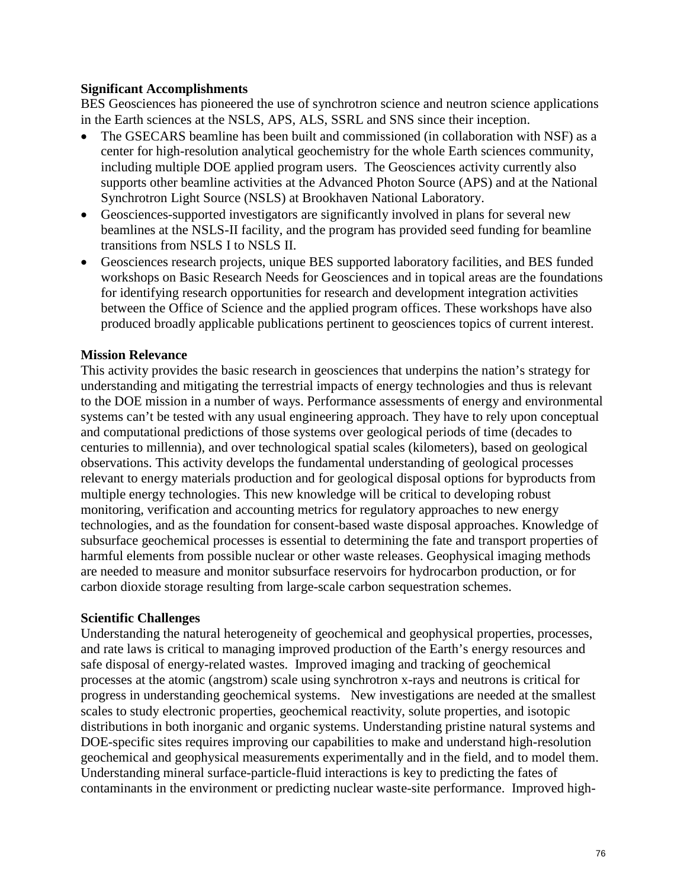**Significant Accomplishments**

BES Geosciences has pioneered the use of synchrotron science and neutron science applications in the Earth sciences at the NSLS, APS, ALS, SSRL and SNS since their inception.

- The GSECARS beamline has been built and commissioned (in collaboration with NSF) as a center for high-resolution analytical geochemistry for the whole Earth sciences community, including multiple DOE applied program users. The Geosciences activity currently also supports other beamline activities at the Advanced Photon Source (APS) and at the National Synchrotron Light Source (NSLS) at Brookhaven National Laboratory.
- Geosciences-supported investigators are significantly involved in plans for several new beamlines at the NSLS-II facility, and the program has provided seed funding for beamline transitions from NSLS I to NSLS II.
- Geosciences research projects, unique BES supported laboratory facilities, and BES funded workshops on Basic Research Needs for Geosciences and in topical areas are the foundations for identifying research opportunities for research and development integration activities between the Office of Science and the applied program offices. These workshops have also produced broadly applicable publications pertinent to geosciences topics of current interest.

**Mission Relevance**

This activity provides the basic research in geosciences that underpins the nation's strategy for understanding and mitigating the terrestrial impacts of energy technologies and thus is relevant to the DOE mission in a number of ways. Performance assessments of energy and environmental systems can't be tested with any usual engineering approach. They have to rely upon conceptual and computational predictions of those systems over geological periods of time (decades to centuries to millennia), and over technological spatial scales (kilometers), based on geological observations. This activity develops the fundamental understanding of geological processes relevant to energy materials production and for geological disposal options for byproducts from multiple energy technologies. This new knowledge will be critical to developing robust monitoring, verification and accounting metrics for regulatory approaches to new energy technologies, and as the foundation for consent-based waste disposal approaches. Knowledge of subsurface geochemical processes is essential to determining the fate and transport properties of harmful elements from possible nuclear or other waste releases. Geophysical imaging methods are needed to measure and monitor subsurface reservoirs for hydrocarbon production, or for carbon dioxide storage resulting from large-scale carbon sequestration schemes.

**Scientific Challenges**

Understanding the natural heterogeneity of geochemical and geophysical properties, processes, and rate laws is critical to managing improved production of the Earth's energy resources and safe disposal of energy-related wastes. Improved imaging and tracking of geochemical processes at the atomic (angstrom) scale using synchrotron x-rays and neutrons is critical for progress in understanding geochemical systems. New investigations are needed at the smallest scales to study electronic properties, geochemical reactivity, solute properties, and isotopic distributions in both inorganic and organic systems. Understanding pristine natural systems and DOE-specific sites requires improving our capabilities to make and understand high-resolution geochemical and geophysical measurements experimentally and in the field, and to model them. Understanding mineral surface-particle-fluid interactions is key to predicting the fates of contaminants in the environment or predicting nuclear waste-site performance. Improved high-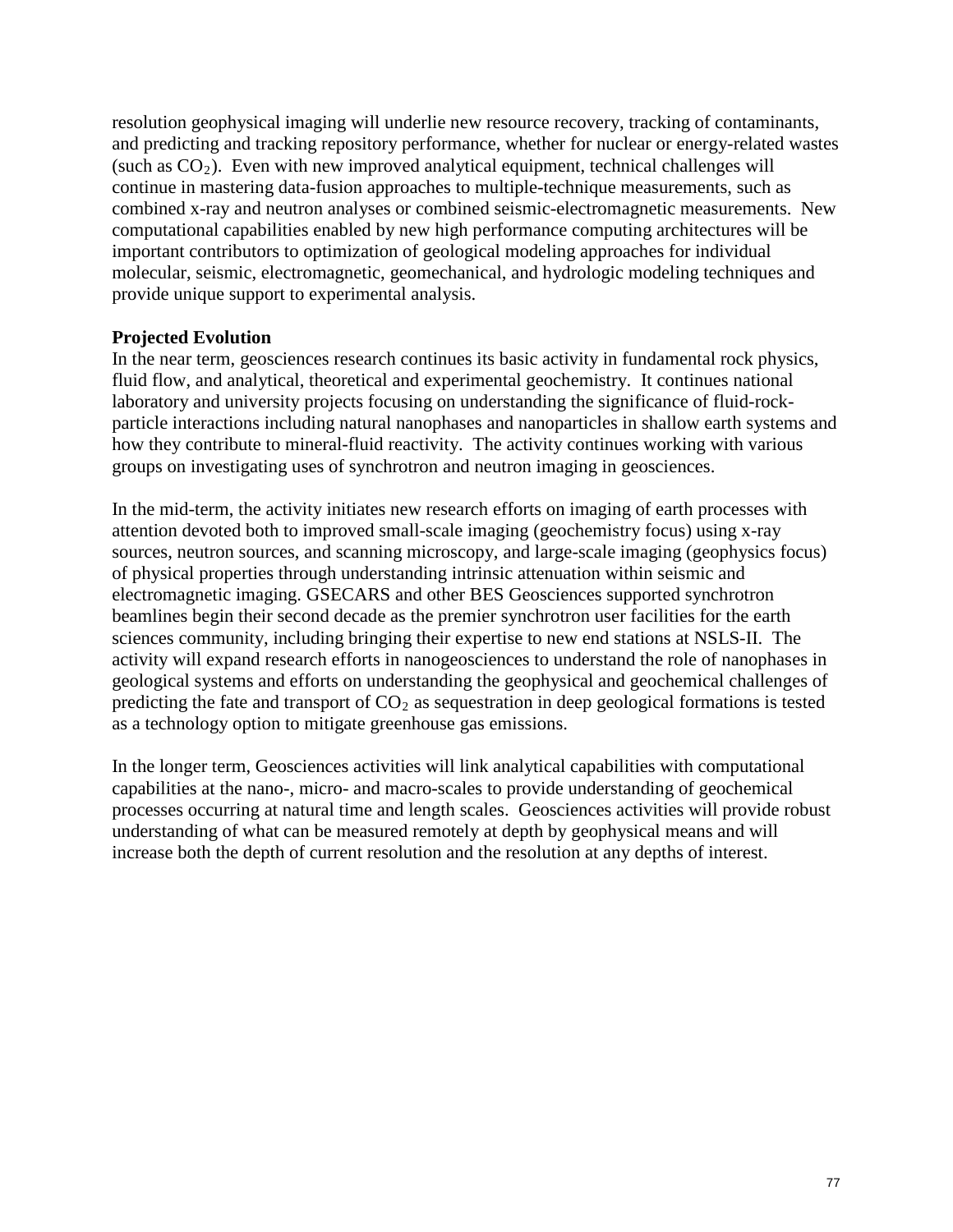resolution geophysical imaging will underlie new resource recovery, tracking of contaminants, and predicting and tracking repository performance, whether for nuclear or energy-related wastes (such as $CO_2$). Even with new improved analytical equipment, technical challenges will continue in mastering data-fusion approaches to multiple-technique measurements, such as combined x-ray and neutron analyses or combined seismic-electromagnetic measurements. New computational capabilities enabled by new high performance computing architectures will be important contributors to optimization of geological modeling approaches for individual molecular, seismic, electromagnetic, geomechanical, and hydrologic modeling techniques and provide unique support to experimental analysis.

**Projected Evolution**

In the near term, geosciences research continues its basic activity in fundamental rock physics, fluid flow, and analytical, theoretical and experimental geochemistry. It continues national laboratory and university projects focusing on understanding the significance of fluid-rock-particle interactions including natural nanophases and nanoparticles in shallow earth systems and how they contribute to mineral-fluid reactivity. The activity continues working with various groups on investigating uses of synchrotron and neutron imaging in geosciences.

In the mid-term, the activity initiates new research efforts on imaging of earth processes with attention devoted both to improved small-scale imaging (geochemistry focus) using x-ray sources, neutron sources, and scanning microscopy, and large-scale imaging (geophysics focus) of physical properties through understanding intrinsic attenuation within seismic and electromagnetic imaging. GSECARS and other BES Geosciences supported synchrotron beamlines begin their second decade as the premier synchrotron user facilities for the earth sciences community, including bringing their expertise to new end stations at NSLS-II. The activity will expand research efforts in nanogeosciences to understand the role of nanophases in geological systems and efforts on understanding the geophysical and geochemical challenges of predicting the fate and transport of $CO_2$ as sequestration in deep geological formations is tested as a technology option to mitigate greenhouse gas emissions.

In the longer term, Geosciences activities will link analytical capabilities with computational capabilities at the nano-, micro- and macro-scales to provide understanding of geochemical processes occurring at natural time and length scales. Geosciences activities will provide robust understanding of what can be measured remotely at depth by geophysical means and will increase both the depth of current resolution and the resolution at any depths of interest.